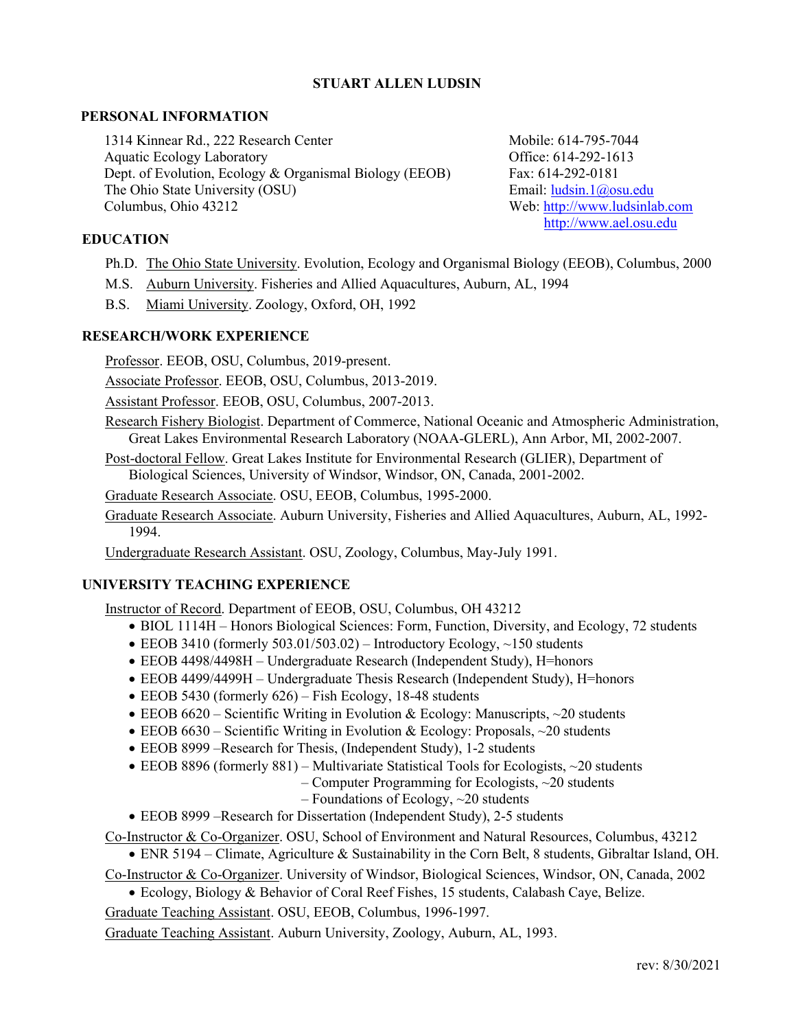# STUART ALLEN LUDSIN

## PERSONAL INFORMATION

1314 Kinnear Rd., 222 Research Center
Aquatic Ecology Laboratory
Dept. of Evolution, Ecology & Organismal Biology (EEOB)
The Ohio State University (OSU)
Columbus, Ohio 43212

Mobile: 614-795-7044
Office: 614-292-1613
Fax: 614-292-0181
Email: ludsin.1@osu.edu
Web: http://www.ludsinlab.com
http://www.ael.osu.edu

## EDUCATION

Ph.D. The Ohio State University. Evolution, Ecology and Organismal Biology (EEOB), Columbus, 2000

M.S. Auburn University. Fisheries and Allied Aquacultures, Auburn, AL, 1994

B.S. Miami University. Zoology, Oxford, OH, 1992

## RESEARCH/WORK EXPERIENCE

Professor. EEOB, OSU, Columbus, 2019-present.

Associate Professor. EEOB, OSU, Columbus, 2013-2019.

Assistant Professor. EEOB, OSU, Columbus, 2007-2013.

Research Fishery Biologist. Department of Commerce, National Oceanic and Atmospheric Administration, Great Lakes Environmental Research Laboratory (NOAA-GLERL), Ann Arbor, MI, 2002-2007.

Post-doctoral Fellow. Great Lakes Institute for Environmental Research (GLIER), Department of Biological Sciences, University of Windsor, Windsor, ON, Canada, 2001-2002.

Graduate Research Associate. OSU, EEOB, Columbus, 1995-2000.

Graduate Research Associate. Auburn University, Fisheries and Allied Aquacultures, Auburn, AL, 1992-1994.

Undergraduate Research Assistant. OSU, Zoology, Columbus, May-July 1991.

## UNIVERSITY TEACHING EXPERIENCE

Instructor of Record. Department of EEOB, OSU, Columbus, OH 43212

- BIOL 1114H – Honors Biological Sciences: Form, Function, Diversity, and Ecology, 72 students
- EEOB 3410 (formerly 503.01/503.02) – Introductory Ecology, ~150 students
- EEOB 4498/4498H – Undergraduate Research (Independent Study), H=honors
- EEOB 4499/4499H – Undergraduate Thesis Research (Independent Study), H=honors
- EEOB 5430 (formerly 626) – Fish Ecology, 18-48 students
- EEOB 6620 – Scientific Writing in Evolution & Ecology: Manuscripts, ~20 students
- EEOB 6630 – Scientific Writing in Evolution & Ecology: Proposals, ~20 students
- EEOB 8999 –Research for Thesis, (Independent Study), 1-2 students
- EEOB 8896 (formerly 881) – Multivariate Statistical Tools for Ecologists, ~20 students
  – Computer Programming for Ecologists, ~20 students
  – Foundations of Ecology, ~20 students
- EEOB 8999 –Research for Dissertation (Independent Study), 2-5 students

Co-Instructor & Co-Organizer. OSU, School of Environment and Natural Resources, Columbus, 43212

- ENR 5194 – Climate, Agriculture & Sustainability in the Corn Belt, 8 students, Gibraltar Island, OH.

Co-Instructor & Co-Organizer. University of Windsor, Biological Sciences, Windsor, ON, Canada, 2002

- Ecology, Biology & Behavior of Coral Reef Fishes, 15 students, Calabash Caye, Belize.

Graduate Teaching Assistant. OSU, EEOB, Columbus, 1996-1997.

Graduate Teaching Assistant. Auburn University, Zoology, Auburn, AL, 1993.

rev: 8/30/2021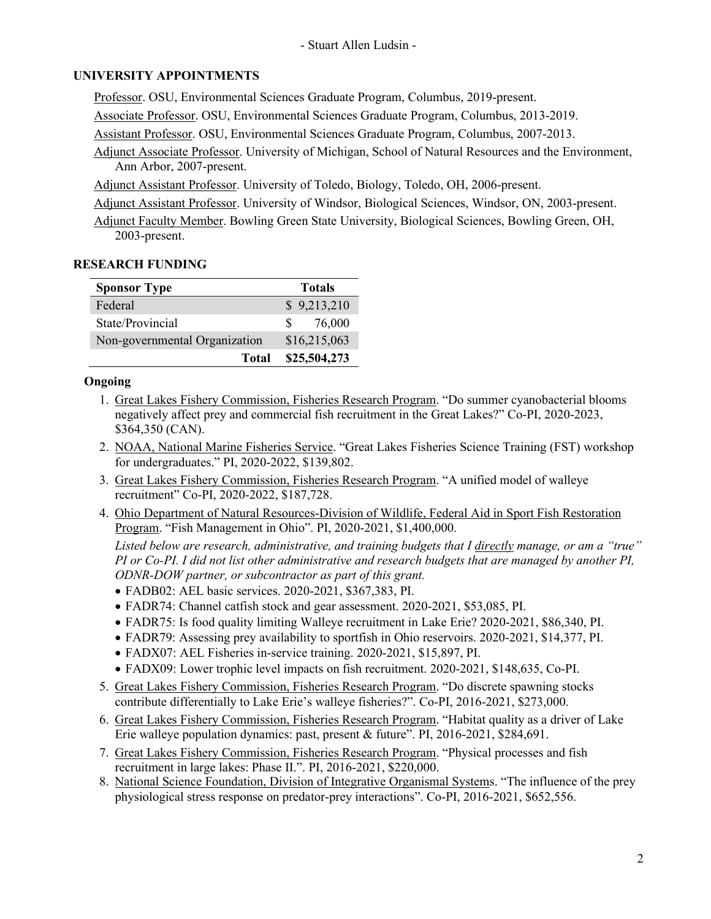## UNIVERSITY APPOINTMENTS

Professor. OSU, Environmental Sciences Graduate Program, Columbus, 2019-present.

Associate Professor. OSU, Environmental Sciences Graduate Program, Columbus, 2013-2019.

Assistant Professor. OSU, Environmental Sciences Graduate Program, Columbus, 2007-2013.

Adjunct Associate Professor. University of Michigan, School of Natural Resources and the Environment, Ann Arbor, 2007-present.

Adjunct Assistant Professor. University of Toledo, Biology, Toledo, OH, 2006-present.

Adjunct Assistant Professor. University of Windsor, Biological Sciences, Windsor, ON, 2003-present.

Adjunct Faculty Member. Bowling Green State University, Biological Sciences, Bowling Green, OH, 2003-present.

## RESEARCH FUNDING

| Sponsor Type | Totals |
| --- | --- |
| Federal | $ 9,213,210 |
| State/Provincial | $ 76,000 |
| Non-governmental Organization | $16,215,063 |
| **Total** | **$25,504,273** |

### Ongoing

1. Great Lakes Fishery Commission, Fisheries Research Program. "Do summer cyanobacterial blooms negatively affect prey and commercial fish recruitment in the Great Lakes?" Co-PI, 2020-2023, $364,350 (CAN).
2. NOAA, National Marine Fisheries Service. "Great Lakes Fisheries Science Training (FST) workshop for undergraduates." PI, 2020-2022, $139,802.
3. Great Lakes Fishery Commission, Fisheries Research Program. "A unified model of walleye recruitment" Co-PI, 2020-2022, $187,728.
4. Ohio Department of Natural Resources-Division of Wildlife, Federal Aid in Sport Fish Restoration Program. "Fish Management in Ohio". PI, 2020-2021, $1,400,000.

   *Listed below are research, administrative, and training budgets that I directly manage, or am a "true" PI or Co-PI. I did not list other administrative and research budgets that are managed by another PI, ODNR-DOW partner, or subcontractor as part of this grant.*

   - FADB02: AEL basic services. 2020-2021, $367,383, PI.
   - FADR74: Channel catfish stock and gear assessment. 2020-2021, $53,085, PI.
   - FADR75: Is food quality limiting Walleye recruitment in Lake Erie? 2020-2021, $86,340, PI.
   - FADR79: Assessing prey availability to sportfish in Ohio reservoirs. 2020-2021, $14,377, PI.
   - FADX07: AEL Fisheries in-service training. 2020-2021, $15,897, PI.
   - FADX09: Lower trophic level impacts on fish recruitment. 2020-2021, $148,635, Co-PI.
5. Great Lakes Fishery Commission, Fisheries Research Program. "Do discrete spawning stocks contribute differentially to Lake Erie's walleye fisheries?". Co-PI, 2016-2021, $273,000.
6. Great Lakes Fishery Commission, Fisheries Research Program. "Habitat quality as a driver of Lake Erie walleye population dynamics: past, present & future". PI, 2016-2021, $284,691.
7. Great Lakes Fishery Commission, Fisheries Research Program. "Physical processes and fish recruitment in large lakes: Phase II.". PI, 2016-2021, $220,000.
8. National Science Foundation, Division of Integrative Organismal Systems. "The influence of the prey physiological stress response on predator-prey interactions". Co-PI, 2016-2021, $652,556.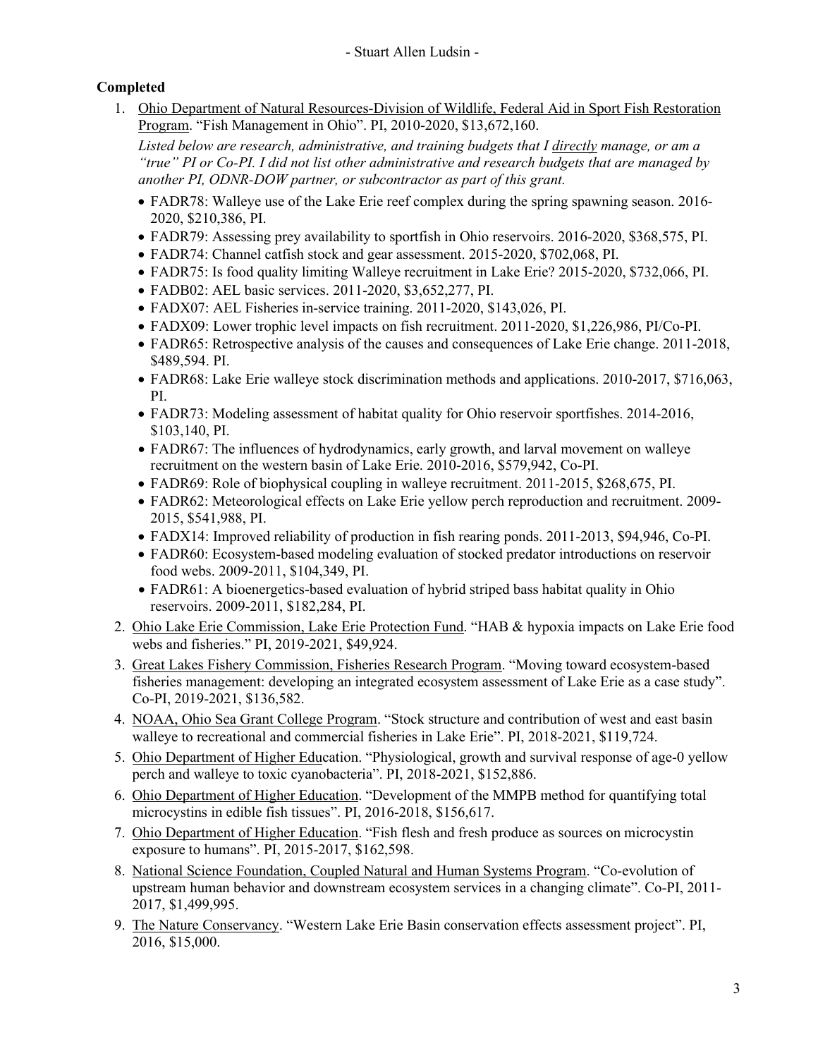**Completed**

1. Ohio Department of Natural Resources-Division of Wildlife, Federal Aid in Sport Fish Restoration Program. "Fish Management in Ohio". PI, 2010-2020, $13,672,160.

   *Listed below are research, administrative, and training budgets that I directly manage, or am a "true" PI or Co-PI. I did not list other administrative and research budgets that are managed by another PI, ODNR-DOW partner, or subcontractor as part of this grant.*

   - FADR78: Walleye use of the Lake Erie reef complex during the spring spawning season. 2016-2020, $210,386, PI.
   - FADR79: Assessing prey availability to sportfish in Ohio reservoirs. 2016-2020, $368,575, PI.
   - FADR74: Channel catfish stock and gear assessment. 2015-2020, $702,068, PI.
   - FADR75: Is food quality limiting Walleye recruitment in Lake Erie? 2015-2020, $732,066, PI.
   - FADB02: AEL basic services. 2011-2020, $3,652,277, PI.
   - FADX07: AEL Fisheries in-service training. 2011-2020, $143,026, PI.
   - FADX09: Lower trophic level impacts on fish recruitment. 2011-2020, $1,226,986, PI/Co-PI.
   - FADR65: Retrospective analysis of the causes and consequences of Lake Erie change. 2011-2018, $489,594. PI.
   - FADR68: Lake Erie walleye stock discrimination methods and applications. 2010-2017, $716,063, PI.
   - FADR73: Modeling assessment of habitat quality for Ohio reservoir sportfishes. 2014-2016, $103,140, PI.
   - FADR67: The influences of hydrodynamics, early growth, and larval movement on walleye recruitment on the western basin of Lake Erie. 2010-2016, $579,942, Co-PI.
   - FADR69: Role of biophysical coupling in walleye recruitment. 2011-2015, $268,675, PI.
   - FADR62: Meteorological effects on Lake Erie yellow perch reproduction and recruitment. 2009-2015, $541,988, PI.
   - FADX14: Improved reliability of production in fish rearing ponds. 2011-2013, $94,946, Co-PI.
   - FADR60: Ecosystem-based modeling evaluation of stocked predator introductions on reservoir food webs. 2009-2011, $104,349, PI.
   - FADR61: A bioenergetics-based evaluation of hybrid striped bass habitat quality in Ohio reservoirs. 2009-2011, $182,284, PI.
2. Ohio Lake Erie Commission, Lake Erie Protection Fund. "HAB & hypoxia impacts on Lake Erie food webs and fisheries." PI, 2019-2021, $49,924.
3. Great Lakes Fishery Commission, Fisheries Research Program. "Moving toward ecosystem-based fisheries management: developing an integrated ecosystem assessment of Lake Erie as a case study". Co-PI, 2019-2021, $136,582.
4. NOAA, Ohio Sea Grant College Program. "Stock structure and contribution of west and east basin walleye to recreational and commercial fisheries in Lake Erie". PI, 2018-2021, $119,724.
5. Ohio Department of Higher Education. "Physiological, growth and survival response of age-0 yellow perch and walleye to toxic cyanobacteria". PI, 2018-2021, $152,886.
6. Ohio Department of Higher Education. "Development of the MMPB method for quantifying total microcystins in edible fish tissues". PI, 2016-2018, $156,617.
7. Ohio Department of Higher Education. "Fish flesh and fresh produce as sources on microcystin exposure to humans". PI, 2015-2017, $162,598.
8. National Science Foundation, Coupled Natural and Human Systems Program. "Co-evolution of upstream human behavior and downstream ecosystem services in a changing climate". Co-PI, 2011-2017, $1,499,995.
9. The Nature Conservancy. "Western Lake Erie Basin conservation effects assessment project". PI, 2016, $15,000.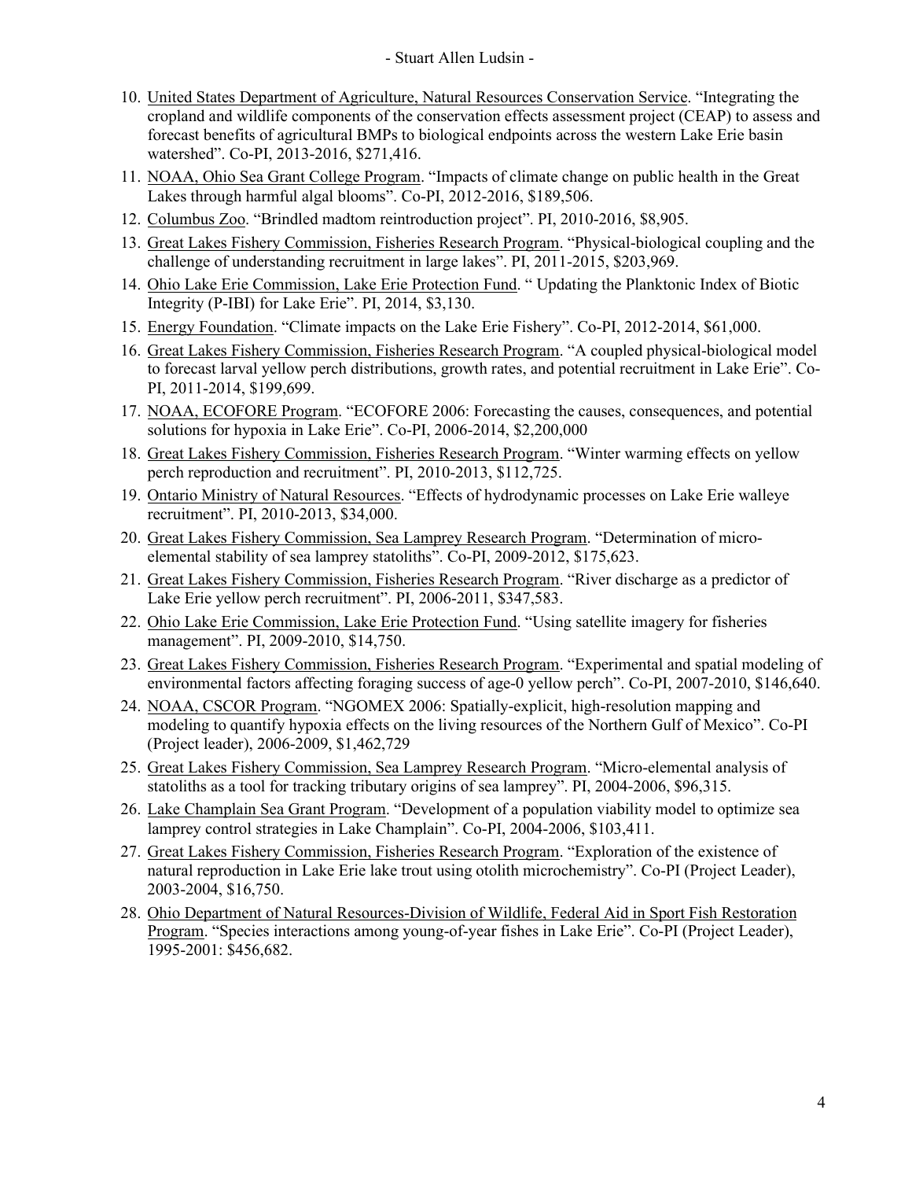10. United States Department of Agriculture, Natural Resources Conservation Service. "Integrating the cropland and wildlife components of the conservation effects assessment project (CEAP) to assess and forecast benefits of agricultural BMPs to biological endpoints across the western Lake Erie basin watershed". Co-PI, 2013-2016, $271,416.
11. NOAA, Ohio Sea Grant College Program. "Impacts of climate change on public health in the Great Lakes through harmful algal blooms". Co-PI, 2012-2016, $189,506.
12. Columbus Zoo. "Brindled madtom reintroduction project". PI, 2010-2016, $8,905.
13. Great Lakes Fishery Commission, Fisheries Research Program. "Physical-biological coupling and the challenge of understanding recruitment in large lakes". PI, 2011-2015, $203,969.
14. Ohio Lake Erie Commission, Lake Erie Protection Fund. " Updating the Planktonic Index of Biotic Integrity (P-IBI) for Lake Erie". PI, 2014, $3,130.
15. Energy Foundation. "Climate impacts on the Lake Erie Fishery". Co-PI, 2012-2014, $61,000.
16. Great Lakes Fishery Commission, Fisheries Research Program. "A coupled physical-biological model to forecast larval yellow perch distributions, growth rates, and potential recruitment in Lake Erie". Co-PI, 2011-2014, $199,699.
17. NOAA, ECOFORE Program. "ECOFORE 2006: Forecasting the causes, consequences, and potential solutions for hypoxia in Lake Erie". Co-PI, 2006-2014, $2,200,000
18. Great Lakes Fishery Commission, Fisheries Research Program. "Winter warming effects on yellow perch reproduction and recruitment". PI, 2010-2013, $112,725.
19. Ontario Ministry of Natural Resources. "Effects of hydrodynamic processes on Lake Erie walleye recruitment". PI, 2010-2013, $34,000.
20. Great Lakes Fishery Commission, Sea Lamprey Research Program. "Determination of micro-elemental stability of sea lamprey statoliths". Co-PI, 2009-2012, $175,623.
21. Great Lakes Fishery Commission, Fisheries Research Program. "River discharge as a predictor of Lake Erie yellow perch recruitment". PI, 2006-2011, $347,583.
22. Ohio Lake Erie Commission, Lake Erie Protection Fund. "Using satellite imagery for fisheries management". PI, 2009-2010, $14,750.
23. Great Lakes Fishery Commission, Fisheries Research Program. "Experimental and spatial modeling of environmental factors affecting foraging success of age-0 yellow perch". Co-PI, 2007-2010, $146,640.
24. NOAA, CSCOR Program. "NGOMEX 2006: Spatially-explicit, high-resolution mapping and modeling to quantify hypoxia effects on the living resources of the Northern Gulf of Mexico". Co-PI (Project leader), 2006-2009, $1,462,729
25. Great Lakes Fishery Commission, Sea Lamprey Research Program. "Micro-elemental analysis of statoliths as a tool for tracking tributary origins of sea lamprey". PI, 2004-2006, $96,315.
26. Lake Champlain Sea Grant Program. "Development of a population viability model to optimize sea lamprey control strategies in Lake Champlain". Co-PI, 2004-2006, $103,411.
27. Great Lakes Fishery Commission, Fisheries Research Program. "Exploration of the existence of natural reproduction in Lake Erie lake trout using otolith microchemistry". Co-PI (Project Leader), 2003-2004, $16,750.
28. Ohio Department of Natural Resources-Division of Wildlife, Federal Aid in Sport Fish Restoration Program. "Species interactions among young-of-year fishes in Lake Erie". Co-PI (Project Leader), 1995-2001: $456,682.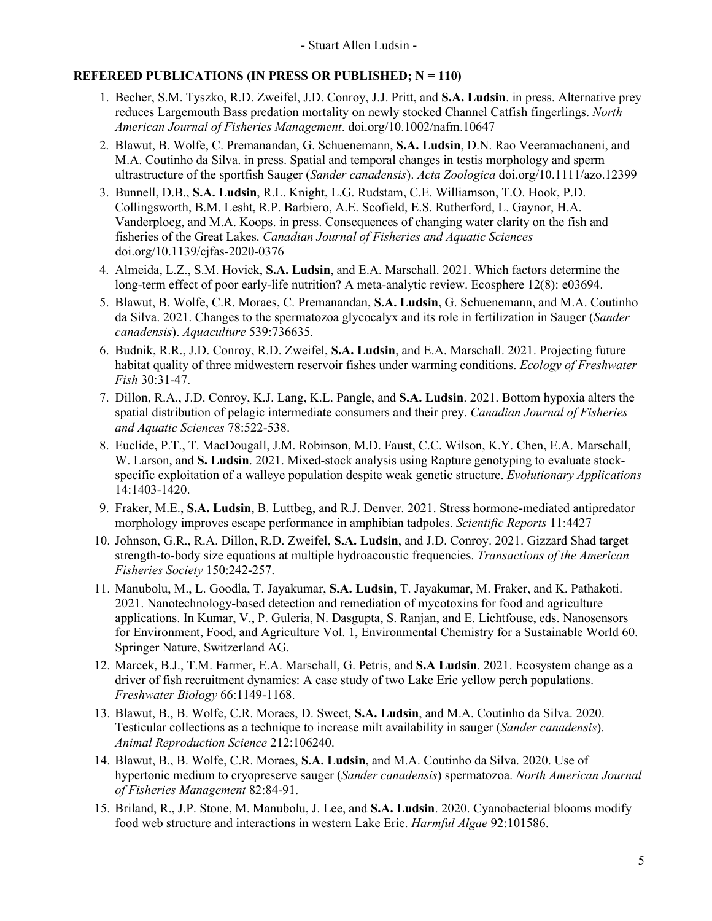## REFEREED PUBLICATIONS (IN PRESS OR PUBLISHED; N = 110)

1. Becher, S.M. Tyszko, R.D. Zweifel, J.D. Conroy, J.J. Pritt, and **S.A. Ludsin**. in press. Alternative prey reduces Largemouth Bass predation mortality on newly stocked Channel Catfish fingerlings. *North American Journal of Fisheries Management*. doi.org/10.1002/nafm.10647
2. Blawut, B. Wolfe, C. Premanandan, G. Schuenemann, **S.A. Ludsin**, D.N. Rao Veeramachaneni, and M.A. Coutinho da Silva. in press. Spatial and temporal changes in testis morphology and sperm ultrastructure of the sportfish Sauger (*Sander canadensis*). *Acta Zoologica* doi.org/10.1111/azo.12399
3. Bunnell, D.B., **S.A. Ludsin**, R.L. Knight, L.G. Rudstam, C.E. Williamson, T.O. Hook, P.D. Collingsworth, B.M. Lesht, R.P. Barbiero, A.E. Scofield, E.S. Rutherford, L. Gaynor, H.A. Vanderploeg, and M.A. Koops. in press. Consequences of changing water clarity on the fish and fisheries of the Great Lakes. *Canadian Journal of Fisheries and Aquatic Sciences* doi.org/10.1139/cjfas-2020-0376
4. Almeida, L.Z., S.M. Hovick, **S.A. Ludsin**, and E.A. Marschall. 2021. Which factors determine the long-term effect of poor early-life nutrition? A meta-analytic review. Ecosphere 12(8): e03694.
5. Blawut, B. Wolfe, C.R. Moraes, C. Premanandan, **S.A. Ludsin**, G. Schuenemann, and M.A. Coutinho da Silva. 2021. Changes to the spermatozoa glycocalyx and its role in fertilization in Sauger (*Sander canadensis*). *Aquaculture* 539:736635.
6. Budnik, R.R., J.D. Conroy, R.D. Zweifel, **S.A. Ludsin**, and E.A. Marschall. 2021. Projecting future habitat quality of three midwestern reservoir fishes under warming conditions. *Ecology of Freshwater Fish* 30:31-47.
7. Dillon, R.A., J.D. Conroy, K.J. Lang, K.L. Pangle, and **S.A. Ludsin**. 2021. Bottom hypoxia alters the spatial distribution of pelagic intermediate consumers and their prey. *Canadian Journal of Fisheries and Aquatic Sciences* 78:522-538.
8. Euclide, P.T., T. MacDougall, J.M. Robinson, M.D. Faust, C.C. Wilson, K.Y. Chen, E.A. Marschall, W. Larson, and **S. Ludsin**. 2021. Mixed-stock analysis using Rapture genotyping to evaluate stock-specific exploitation of a walleye population despite weak genetic structure. *Evolutionary Applications* 14:1403-1420.
9. Fraker, M.E., **S.A. Ludsin**, B. Luttbeg, and R.J. Denver. 2021. Stress hormone-mediated antipredator morphology improves escape performance in amphibian tadpoles. *Scientific Reports* 11:4427
10. Johnson, G.R., R.A. Dillon, R.D. Zweifel, **S.A. Ludsin**, and J.D. Conroy. 2021. Gizzard Shad target strength-to-body size equations at multiple hydroacoustic frequencies. *Transactions of the American Fisheries Society* 150:242-257.
11. Manubolu, M., L. Goodla, T. Jayakumar, **S.A. Ludsin**, T. Jayakumar, M. Fraker, and K. Pathakoti. 2021. Nanotechnology-based detection and remediation of mycotoxins for food and agriculture applications. In Kumar, V., P. Guleria, N. Dasgupta, S. Ranjan, and E. Lichtfouse, eds. Nanosensors for Environment, Food, and Agriculture Vol. 1, Environmental Chemistry for a Sustainable World 60. Springer Nature, Switzerland AG.
12. Marcek, B.J., T.M. Farmer, E.A. Marschall, G. Petris, and **S.A Ludsin**. 2021. Ecosystem change as a driver of fish recruitment dynamics: A case study of two Lake Erie yellow perch populations. *Freshwater Biology* 66:1149-1168.
13. Blawut, B., B. Wolfe, C.R. Moraes, D. Sweet, **S.A. Ludsin**, and M.A. Coutinho da Silva. 2020. Testicular collections as a technique to increase milt availability in sauger (*Sander canadensis*). *Animal Reproduction Science* 212:106240.
14. Blawut, B., B. Wolfe, C.R. Moraes, **S.A. Ludsin**, and M.A. Coutinho da Silva. 2020. Use of hypertonic medium to cryopreserve sauger (*Sander canadensis*) spermatozoa. *North American Journal of Fisheries Management* 82:84-91.
15. Briland, R., J.P. Stone, M. Manubolu, J. Lee, and **S.A. Ludsin**. 2020. Cyanobacterial blooms modify food web structure and interactions in western Lake Erie. *Harmful Algae* 92:101586.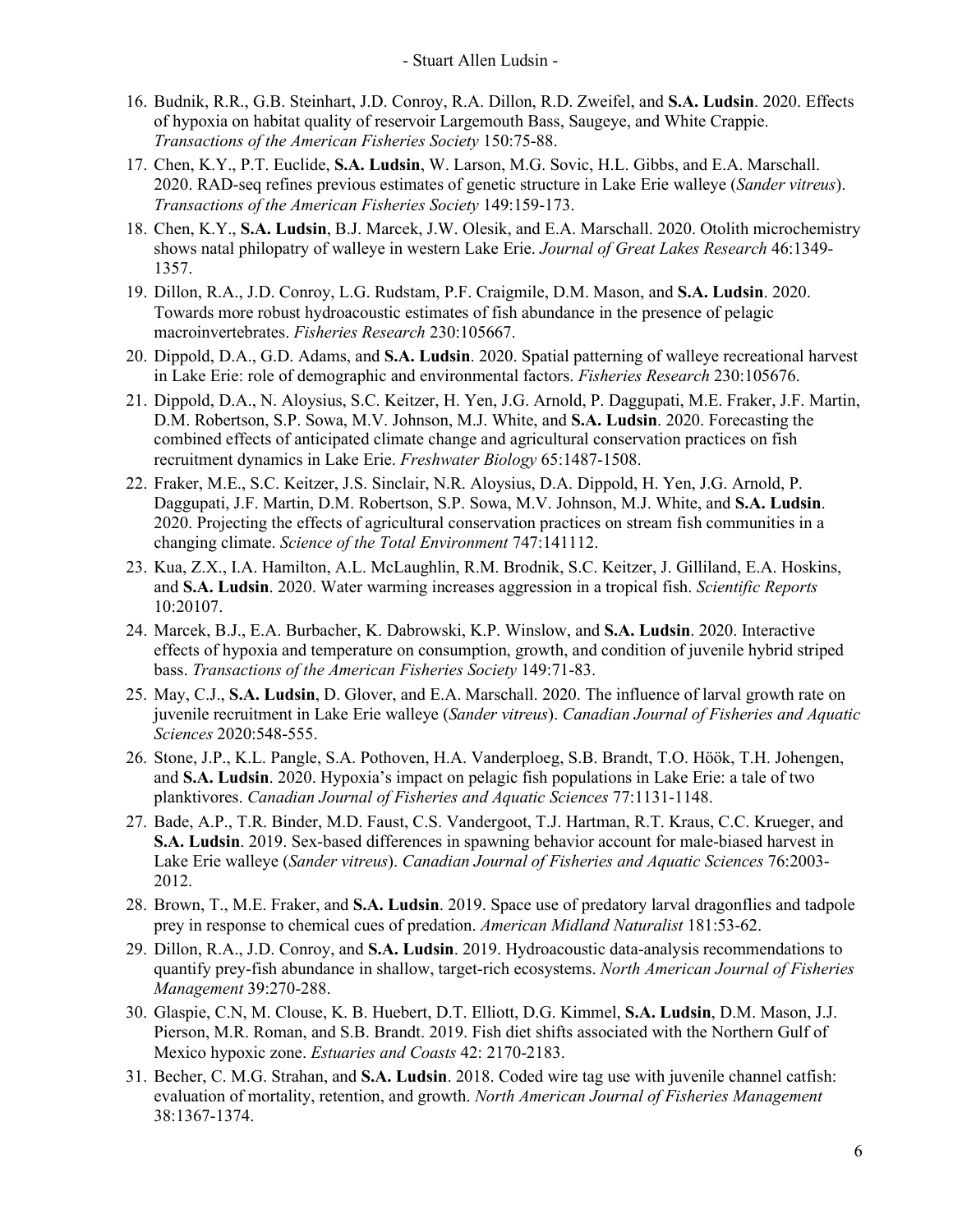16. Budnik, R.R., G.B. Steinhart, J.D. Conroy, R.A. Dillon, R.D. Zweifel, and **S.A. Ludsin**. 2020. Effects of hypoxia on habitat quality of reservoir Largemouth Bass, Saugeye, and White Crappie. *Transactions of the American Fisheries Society* 150:75-88.
17. Chen, K.Y., P.T. Euclide, **S.A. Ludsin**, W. Larson, M.G. Sovic, H.L. Gibbs, and E.A. Marschall. 2020. RAD-seq refines previous estimates of genetic structure in Lake Erie walleye (*Sander vitreus*). *Transactions of the American Fisheries Society* 149:159-173.
18. Chen, K.Y., **S.A. Ludsin**, B.J. Marcek, J.W. Olesik, and E.A. Marschall. 2020. Otolith microchemistry shows natal philopatry of walleye in western Lake Erie. *Journal of Great Lakes Research* 46:1349-1357.
19. Dillon, R.A., J.D. Conroy, L.G. Rudstam, P.F. Craigmile, D.M. Mason, and **S.A. Ludsin**. 2020. Towards more robust hydroacoustic estimates of fish abundance in the presence of pelagic macroinvertebrates. *Fisheries Research* 230:105667.
20. Dippold, D.A., G.D. Adams, and **S.A. Ludsin**. 2020. Spatial patterning of walleye recreational harvest in Lake Erie: role of demographic and environmental factors. *Fisheries Research* 230:105676.
21. Dippold, D.A., N. Aloysius, S.C. Keitzer, H. Yen, J.G. Arnold, P. Daggupati, M.E. Fraker, J.F. Martin, D.M. Robertson, S.P. Sowa, M.V. Johnson, M.J. White, and **S.A. Ludsin**. 2020. Forecasting the combined effects of anticipated climate change and agricultural conservation practices on fish recruitment dynamics in Lake Erie. *Freshwater Biology* 65:1487-1508.
22. Fraker, M.E., S.C. Keitzer, J.S. Sinclair, N.R. Aloysius, D.A. Dippold, H. Yen, J.G. Arnold, P. Daggupati, J.F. Martin, D.M. Robertson, S.P. Sowa, M.V. Johnson, M.J. White, and **S.A. Ludsin**. 2020. Projecting the effects of agricultural conservation practices on stream fish communities in a changing climate. *Science of the Total Environment* 747:141112.
23. Kua, Z.X., I.A. Hamilton, A.L. McLaughlin, R.M. Brodnik, S.C. Keitzer, J. Gilliland, E.A. Hoskins, and **S.A. Ludsin**. 2020. Water warming increases aggression in a tropical fish. *Scientific Reports* 10:20107.
24. Marcek, B.J., E.A. Burbacher, K. Dabrowski, K.P. Winslow, and **S.A. Ludsin**. 2020. Interactive effects of hypoxia and temperature on consumption, growth, and condition of juvenile hybrid striped bass. *Transactions of the American Fisheries Society* 149:71-83.
25. May, C.J., **S.A. Ludsin**, D. Glover, and E.A. Marschall. 2020. The influence of larval growth rate on juvenile recruitment in Lake Erie walleye (*Sander vitreus*). *Canadian Journal of Fisheries and Aquatic Sciences* 2020:548-555.
26. Stone, J.P., K.L. Pangle, S.A. Pothoven, H.A. Vanderploeg, S.B. Brandt, T.O. Höök, T.H. Johengen, and **S.A. Ludsin**. 2020. Hypoxia's impact on pelagic fish populations in Lake Erie: a tale of two planktivores. *Canadian Journal of Fisheries and Aquatic Sciences* 77:1131-1148.
27. Bade, A.P., T.R. Binder, M.D. Faust, C.S. Vandergoot, T.J. Hartman, R.T. Kraus, C.C. Krueger, and **S.A. Ludsin**. 2019. Sex-based differences in spawning behavior account for male-biased harvest in Lake Erie walleye (*Sander vitreus*). *Canadian Journal of Fisheries and Aquatic Sciences* 76:2003-2012.
28. Brown, T., M.E. Fraker, and **S.A. Ludsin**. 2019. Space use of predatory larval dragonflies and tadpole prey in response to chemical cues of predation. *American Midland Naturalist* 181:53-62.
29. Dillon, R.A., J.D. Conroy, and **S.A. Ludsin**. 2019. Hydroacoustic data-analysis recommendations to quantify prey-fish abundance in shallow, target-rich ecosystems. *North American Journal of Fisheries Management* 39:270-288.
30. Glaspie, C.N, M. Clouse, K. B. Huebert, D.T. Elliott, D.G. Kimmel, **S.A. Ludsin**, D.M. Mason, J.J. Pierson, M.R. Roman, and S.B. Brandt. 2019. Fish diet shifts associated with the Northern Gulf of Mexico hypoxic zone. *Estuaries and Coasts* 42: 2170-2183.
31. Becher, C. M.G. Strahan, and **S.A. Ludsin**. 2018. Coded wire tag use with juvenile channel catfish: evaluation of mortality, retention, and growth. *North American Journal of Fisheries Management* 38:1367-1374.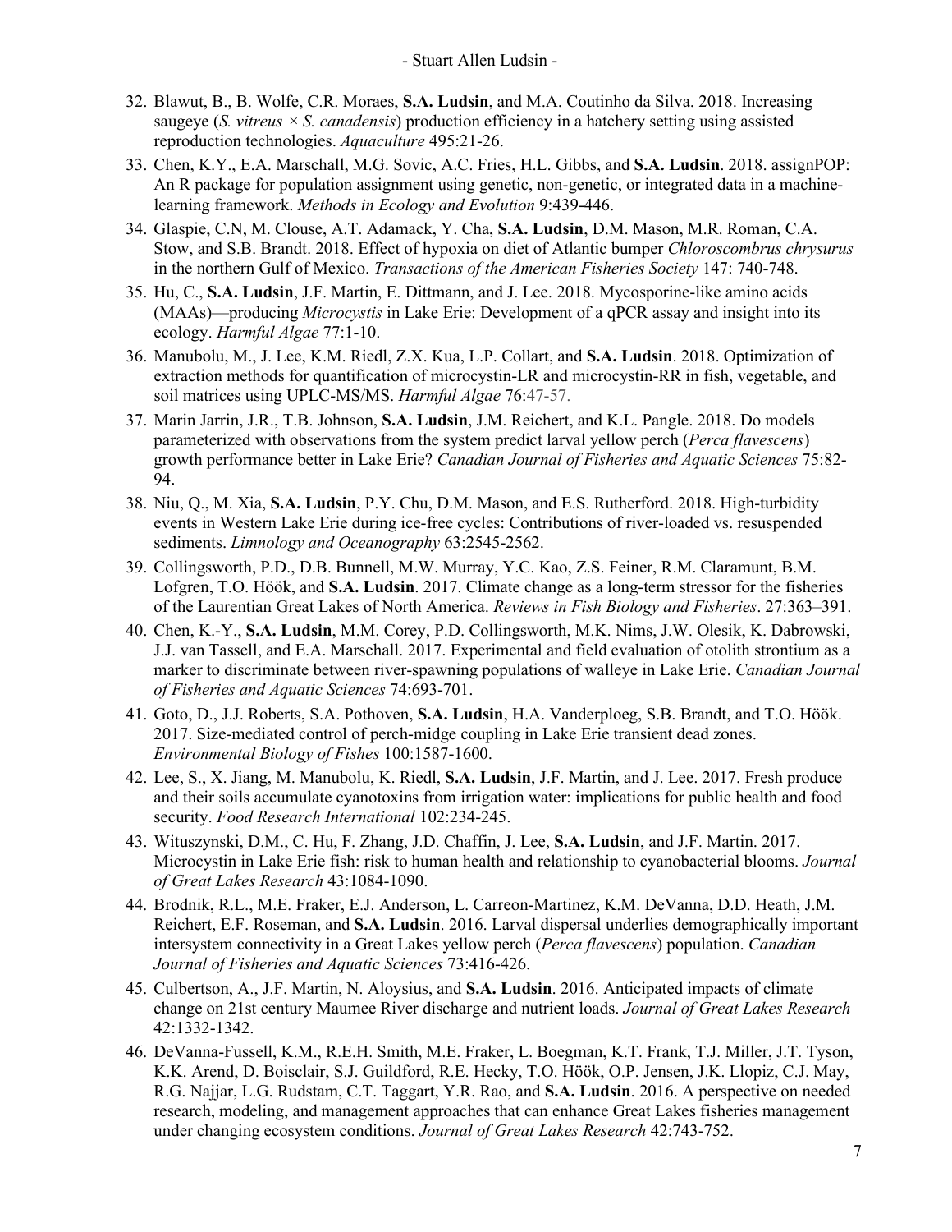32. Blawut, B., B. Wolfe, C.R. Moraes, **S.A. Ludsin**, and M.A. Coutinho da Silva. 2018. Increasing saugeye (*S. vitreus × S. canadensis*) production efficiency in a hatchery setting using assisted reproduction technologies. *Aquaculture* 495:21-26.
33. Chen, K.Y., E.A. Marschall, M.G. Sovic, A.C. Fries, H.L. Gibbs, and **S.A. Ludsin**. 2018. assignPOP: An R package for population assignment using genetic, non-genetic, or integrated data in a machine-learning framework. *Methods in Ecology and Evolution* 9:439-446.
34. Glaspie, C.N, M. Clouse, A.T. Adamack, Y. Cha, **S.A. Ludsin**, D.M. Mason, M.R. Roman, C.A. Stow, and S.B. Brandt. 2018. Effect of hypoxia on diet of Atlantic bumper *Chloroscombrus chrysurus* in the northern Gulf of Mexico. *Transactions of the American Fisheries Society* 147: 740-748.
35. Hu, C., **S.A. Ludsin**, J.F. Martin, E. Dittmann, and J. Lee. 2018. Mycosporine-like amino acids (MAAs)—producing *Microcystis* in Lake Erie: Development of a qPCR assay and insight into its ecology. *Harmful Algae* 77:1-10.
36. Manubolu, M., J. Lee, K.M. Riedl, Z.X. Kua, L.P. Collart, and **S.A. Ludsin**. 2018. Optimization of extraction methods for quantification of microcystin-LR and microcystin-RR in fish, vegetable, and soil matrices using UPLC-MS/MS. *Harmful Algae* 76:47-57.
37. Marin Jarrin, J.R., T.B. Johnson, **S.A. Ludsin**, J.M. Reichert, and K.L. Pangle. 2018. Do models parameterized with observations from the system predict larval yellow perch (*Perca flavescens*) growth performance better in Lake Erie? *Canadian Journal of Fisheries and Aquatic Sciences* 75:82-94.
38. Niu, Q., M. Xia, **S.A. Ludsin**, P.Y. Chu, D.M. Mason, and E.S. Rutherford. 2018. High-turbidity events in Western Lake Erie during ice-free cycles: Contributions of river-loaded vs. resuspended sediments. *Limnology and Oceanography* 63:2545-2562.
39. Collingsworth, P.D., D.B. Bunnell, M.W. Murray, Y.C. Kao, Z.S. Feiner, R.M. Claramunt, B.M. Lofgren, T.O. Höök, and **S.A. Ludsin**. 2017. Climate change as a long-term stressor for the fisheries of the Laurentian Great Lakes of North America. *Reviews in Fish Biology and Fisheries*. 27:363–391.
40. Chen, K.-Y., **S.A. Ludsin**, M.M. Corey, P.D. Collingsworth, M.K. Nims, J.W. Olesik, K. Dabrowski, J.J. van Tassell, and E.A. Marschall. 2017. Experimental and field evaluation of otolith strontium as a marker to discriminate between river-spawning populations of walleye in Lake Erie. *Canadian Journal of Fisheries and Aquatic Sciences* 74:693-701.
41. Goto, D., J.J. Roberts, S.A. Pothoven, **S.A. Ludsin**, H.A. Vanderploeg, S.B. Brandt, and T.O. Höök. 2017. Size-mediated control of perch-midge coupling in Lake Erie transient dead zones. *Environmental Biology of Fishes* 100:1587-1600.
42. Lee, S., X. Jiang, M. Manubolu, K. Riedl, **S.A. Ludsin**, J.F. Martin, and J. Lee. 2017. Fresh produce and their soils accumulate cyanotoxins from irrigation water: implications for public health and food security. *Food Research International* 102:234-245.
43. Wituszynski, D.M., C. Hu, F. Zhang, J.D. Chaffin, J. Lee, **S.A. Ludsin**, and J.F. Martin. 2017. Microcystin in Lake Erie fish: risk to human health and relationship to cyanobacterial blooms. *Journal of Great Lakes Research* 43:1084-1090.
44. Brodnik, R.L., M.E. Fraker, E.J. Anderson, L. Carreon-Martinez, K.M. DeVanna, D.D. Heath, J.M. Reichert, E.F. Roseman, and **S.A. Ludsin**. 2016. Larval dispersal underlies demographically important intersystem connectivity in a Great Lakes yellow perch (*Perca flavescens*) population. *Canadian Journal of Fisheries and Aquatic Sciences* 73:416-426.
45. Culbertson, A., J.F. Martin, N. Aloysius, and **S.A. Ludsin**. 2016. Anticipated impacts of climate change on 21st century Maumee River discharge and nutrient loads. *Journal of Great Lakes Research* 42:1332-1342.
46. DeVanna-Fussell, K.M., R.E.H. Smith, M.E. Fraker, L. Boegman, K.T. Frank, T.J. Miller, J.T. Tyson, K.K. Arend, D. Boisclair, S.J. Guildford, R.E. Hecky, T.O. Höök, O.P. Jensen, J.K. Llopiz, C.J. May, R.G. Najjar, L.G. Rudstam, C.T. Taggart, Y.R. Rao, and **S.A. Ludsin**. 2016. A perspective on needed research, modeling, and management approaches that can enhance Great Lakes fisheries management under changing ecosystem conditions. *Journal of Great Lakes Research* 42:743-752.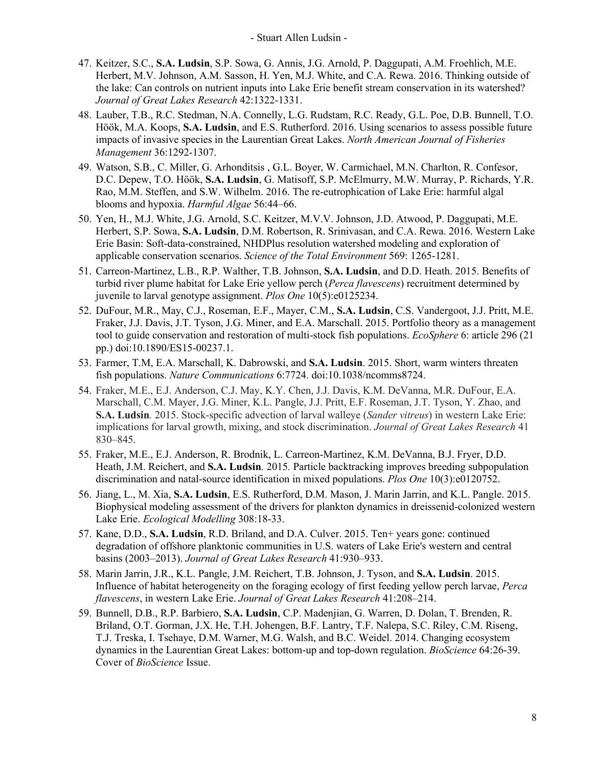47. Keitzer, S.C., **S.A. Ludsin**, S.P. Sowa, G. Annis, J.G. Arnold, P. Daggupati, A.M. Froehlich, M.E. Herbert, M.V. Johnson, A.M. Sasson, H. Yen, M.J. White, and C.A. Rewa. 2016. Thinking outside of the lake: Can controls on nutrient inputs into Lake Erie benefit stream conservation in its watershed? *Journal of Great Lakes Research* 42:1322-1331.
48. Lauber, T.B., R.C. Stedman, N.A. Connelly, L.G. Rudstam, R.C. Ready, G.L. Poe, D.B. Bunnell, T.O. Höök, M.A. Koops, **S.A. Ludsin**, and E.S. Rutherford. 2016. Using scenarios to assess possible future impacts of invasive species in the Laurentian Great Lakes. *North American Journal of Fisheries Management* 36:1292-1307.
49. Watson, S.B., C. Miller, G. Arhonditsis , G.L. Boyer, W. Carmichael, M.N. Charlton, R. Confesor, D.C. Depew, T.O. Höök, **S.A. Ludsin**, G. Matisoff, S.P. McElmurry, M.W. Murray, P. Richards, Y.R. Rao, M.M. Steffen, and S.W. Wilhelm. 2016. The re-eutrophication of Lake Erie: harmful algal blooms and hypoxia. *Harmful Algae* 56:44–66.
50. Yen, H., M.J. White, J.G. Arnold, S.C. Keitzer, M.V.V. Johnson, J.D. Atwood, P. Daggupati, M.E. Herbert, S.P. Sowa, **S.A. Ludsin**, D.M. Robertson, R. Srinivasan, and C.A. Rewa. 2016. Western Lake Erie Basin: Soft-data-constrained, NHDPlus resolution watershed modeling and exploration of applicable conservation scenarios. *Science of the Total Environment* 569: 1265-1281.
51. Carreon-Martinez, L.B., R.P. Walther, T.B. Johnson, **S.A. Ludsin**, and D.D. Heath. 2015. Benefits of turbid river plume habitat for Lake Erie yellow perch (*Perca flavescens*) recruitment determined by juvenile to larval genotype assignment. *Plos One* 10(5):e0125234.
52. DuFour, M.R., May, C.J., Roseman, E.F., Mayer, C.M., **S.A. Ludsin**, C.S. Vandergoot, J.J. Pritt, M.E. Fraker, J.J. Davis, J.T. Tyson, J.G. Miner, and E.A. Marschall. 2015. Portfolio theory as a management tool to guide conservation and restoration of multi-stock fish populations. *EcoSphere* 6: article 296 (21 pp.) doi:10.1890/ES15-00237.1.
53. Farmer, T.M, E.A. Marschall, K. Dabrowski, and **S.A. Ludsin**. 2015. Short, warm winters threaten fish populations. *Nature Communications* 6:7724. doi:10.1038/ncomms8724.
54. Fraker, M.E., E.J. Anderson, C.J. May, K.Y. Chen, J.J. Davis, K.M. DeVanna, M.R. DuFour, E.A. Marschall, C.M. Mayer, J.G. Miner, K.L. Pangle, J.J. Pritt, E.F. Roseman, J.T. Tyson, Y. Zhao, and **S.A. Ludsin**. 2015. Stock-specific advection of larval walleye (*Sander vitreus*) in western Lake Erie: implications for larval growth, mixing, and stock discrimination. *Journal of Great Lakes Research* 41 830–845.
55. Fraker, M.E., E.J. Anderson, R. Brodnik, L. Carreon-Martinez, K.M. DeVanna, B.J. Fryer, D.D. Heath, J.M. Reichert, and **S.A. Ludsin**. 2015. Particle backtracking improves breeding subpopulation discrimination and natal-source identification in mixed populations. *Plos One* 10(3):e0120752.
56. Jiang, L., M. Xia, **S.A. Ludsin**, E.S. Rutherford, D.M. Mason, J. Marin Jarrin, and K.L. Pangle. 2015. Biophysical modeling assessment of the drivers for plankton dynamics in dreissenid-colonized western Lake Erie. *Ecological Modelling* 308:18-33.
57. Kane, D.D., **S.A. Ludsin**, R.D. Briland, and D.A. Culver. 2015. Ten+ years gone: continued degradation of offshore planktonic communities in U.S. waters of Lake Erie's western and central basins (2003–2013). *Journal of Great Lakes Research* 41:930–933.
58. Marin Jarrin, J.R., K.L. Pangle, J.M. Reichert, T.B. Johnson, J. Tyson, and **S.A. Ludsin**. 2015. Influence of habitat heterogeneity on the foraging ecology of first feeding yellow perch larvae, *Perca flavescens*, in western Lake Erie. *Journal of Great Lakes Research* 41:208–214.
59. Bunnell, D.B., R.P. Barbiero, **S.A. Ludsin**, C.P. Madenjian, G. Warren, D. Dolan, T. Brenden, R. Briland, O.T. Gorman, J.X. He, T.H. Johengen, B.F. Lantry, T.F. Nalepa, S.C. Riley, C.M. Riseng, T.J. Treska, I. Tsehaye, D.M. Warner, M.G. Walsh, and B.C. Weidel. 2014. Changing ecosystem dynamics in the Laurentian Great Lakes: bottom-up and top-down regulation. *BioScience* 64:26-39. Cover of *BioScience* Issue.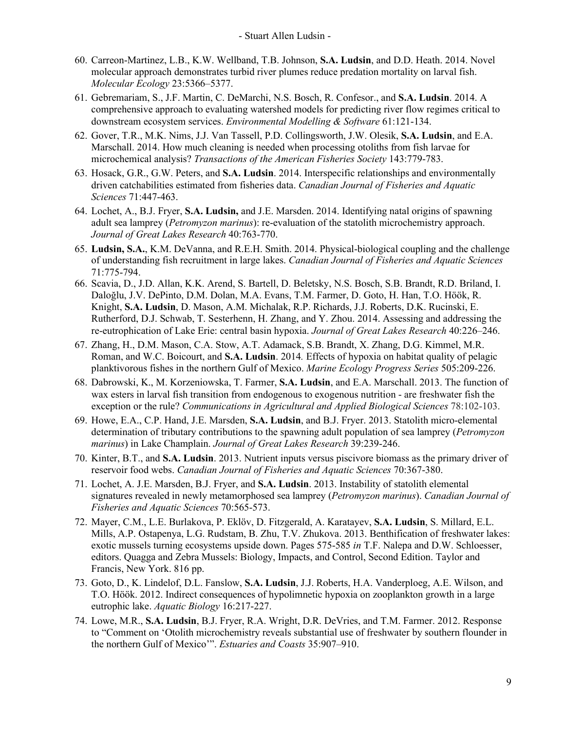60. Carreon-Martinez, L.B., K.W. Wellband, T.B. Johnson, **S.A. Ludsin**, and D.D. Heath. 2014. Novel molecular approach demonstrates turbid river plumes reduce predation mortality on larval fish. *Molecular Ecology* 23:5366–5377.
61. Gebremariam, S., J.F. Martin, C. DeMarchi, N.S. Bosch, R. Confesor., and **S.A. Ludsin**. 2014. A comprehensive approach to evaluating watershed models for predicting river flow regimes critical to downstream ecosystem services. *Environmental Modelling & Software* 61:121-134.
62. Gover, T.R., M.K. Nims, J.J. Van Tassell, P.D. Collingsworth, J.W. Olesik, **S.A. Ludsin**, and E.A. Marschall. 2014. How much cleaning is needed when processing otoliths from fish larvae for microchemical analysis? *Transactions of the American Fisheries Society* 143:779-783.
63. Hosack, G.R., G.W. Peters, and **S.A. Ludsin**. 2014. Interspecific relationships and environmentally driven catchabilities estimated from fisheries data. *Canadian Journal of Fisheries and Aquatic Sciences* 71:447-463.
64. Lochet, A., B.J. Fryer, **S.A. Ludsin,** and J.E. Marsden. 2014. Identifying natal origins of spawning adult sea lamprey (*Petromyzon marinus*): re-evaluation of the statolith microchemistry approach. *Journal of Great Lakes Research* 40:763-770.
65. **Ludsin, S.A.**, K.M. DeVanna, and R.E.H. Smith. 2014. Physical-biological coupling and the challenge of understanding fish recruitment in large lakes. *Canadian Journal of Fisheries and Aquatic Sciences* 71:775-794.
66. Scavia, D., J.D. Allan, K.K. Arend, S. Bartell, D. Beletsky, N.S. Bosch, S.B. Brandt, R.D. Briland, I. Daloğlu, J.V. DePinto, D.M. Dolan, M.A. Evans, T.M. Farmer, D. Goto, H. Han, T.O. Höök, R. Knight, **S.A. Ludsin**, D. Mason, A.M. Michalak, R.P. Richards, J.J. Roberts, D.K. Rucinski, E. Rutherford, D.J. Schwab, T. Sesterhenn, H. Zhang, and Y. Zhou. 2014. Assessing and addressing the re-eutrophication of Lake Erie: central basin hypoxia. *Journal of Great Lakes Research* 40:226–246.
67. Zhang, H., D.M. Mason, C.A. Stow, A.T. Adamack, S.B. Brandt, X. Zhang, D.G. Kimmel, M.R. Roman, and W.C. Boicourt, and **S.A. Ludsin**. 2014. Effects of hypoxia on habitat quality of pelagic planktivorous fishes in the northern Gulf of Mexico. *Marine Ecology Progress Series* 505:209-226.
68. Dabrowski, K., M. Korzeniowska, T. Farmer, **S.A. Ludsin**, and E.A. Marschall. 2013. The function of wax esters in larval fish transition from endogenous to exogenous nutrition - are freshwater fish the exception or the rule? *Communications in Agricultural and Applied Biological Sciences* 78:102-103.
69. Howe, E.A., C.P. Hand, J.E. Marsden, **S.A. Ludsin**, and B.J. Fryer. 2013. Statolith micro-elemental determination of tributary contributions to the spawning adult population of sea lamprey (*Petromyzon marinus*) in Lake Champlain. *Journal of Great Lakes Research* 39:239-246.
70. Kinter, B.T., and **S.A. Ludsin**. 2013. Nutrient inputs versus piscivore biomass as the primary driver of reservoir food webs. *Canadian Journal of Fisheries and Aquatic Sciences* 70:367-380.
71. Lochet, A. J.E. Marsden, B.J. Fryer, and **S.A. Ludsin**. 2013. Instability of statolith elemental signatures revealed in newly metamorphosed sea lamprey (*Petromyzon marinus*). *Canadian Journal of Fisheries and Aquatic Sciences* 70:565-573.
72. Mayer, C.M., L.E. Burlakova, P. Eklöv, D. Fitzgerald, A. Karatayev, **S.A. Ludsin**, S. Millard, E.L. Mills, A.P. Ostapenya, L.G. Rudstam, B. Zhu, T.V. Zhukova. 2013. Benthification of freshwater lakes: exotic mussels turning ecosystems upside down. Pages 575-585 *in* T.F. Nalepa and D.W. Schloesser, editors. Quagga and Zebra Mussels: Biology, Impacts, and Control, Second Edition. Taylor and Francis, New York. 816 pp.
73. Goto, D., K. Lindelof, D.L. Fanslow, **S.A. Ludsin**, J.J. Roberts, H.A. Vanderploeg, A.E. Wilson, and T.O. Höök. 2012. Indirect consequences of hypolimnetic hypoxia on zooplankton growth in a large eutrophic lake. *Aquatic Biology* 16:217-227.
74. Lowe, M.R., **S.A. Ludsin**, B.J. Fryer, R.A. Wright, D.R. DeVries, and T.M. Farmer. 2012. Response to "Comment on 'Otolith microchemistry reveals substantial use of freshwater by southern flounder in the northern Gulf of Mexico'". *Estuaries and Coasts* 35:907–910.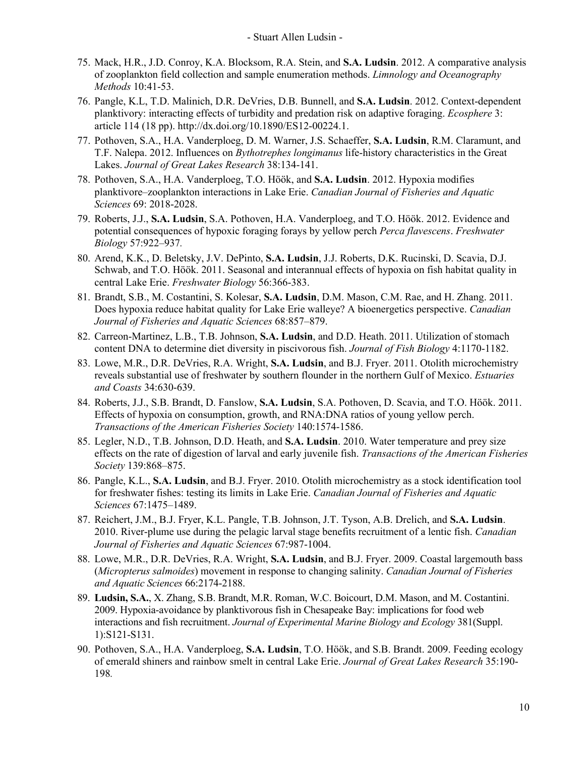75. Mack, H.R., J.D. Conroy, K.A. Blocksom, R.A. Stein, and **S.A. Ludsin**. 2012. A comparative analysis of zooplankton field collection and sample enumeration methods. *Limnology and Oceanography Methods* 10:41-53.
76. Pangle, K.L, T.D. Malinich, D.R. DeVries, D.B. Bunnell, and **S.A. Ludsin**. 2012. Context-dependent planktivory: interacting effects of turbidity and predation risk on adaptive foraging. *Ecosphere* 3: article 114 (18 pp). http://dx.doi.org/10.1890/ES12-00224.1.
77. Pothoven, S.A., H.A. Vanderploeg, D. M. Warner, J.S. Schaeffer, **S.A. Ludsin**, R.M. Claramunt, and T.F. Nalepa. 2012. Influences on *Bythotrephes longimanus* life-history characteristics in the Great Lakes. *Journal of Great Lakes Research* 38:134-141.
78. Pothoven, S.A., H.A. Vanderploeg, T.O. Höök, and **S.A. Ludsin**. 2012. Hypoxia modifies planktivore–zooplankton interactions in Lake Erie. *Canadian Journal of Fisheries and Aquatic Sciences* 69: 2018-2028.
79. Roberts, J.J., **S.A. Ludsin**, S.A. Pothoven, H.A. Vanderploeg, and T.O. Höök. 2012. Evidence and potential consequences of hypoxic foraging forays by yellow perch *Perca flavescens*. *Freshwater Biology* 57:922–937.
80. Arend, K.K., D. Beletsky, J.V. DePinto, **S.A. Ludsin**, J.J. Roberts, D.K. Rucinski, D. Scavia, D.J. Schwab, and T.O. Höök. 2011. Seasonal and interannual effects of hypoxia on fish habitat quality in central Lake Erie. *Freshwater Biology* 56:366-383.
81. Brandt, S.B., M. Costantini, S. Kolesar, **S.A. Ludsin**, D.M. Mason, C.M. Rae, and H. Zhang. 2011. Does hypoxia reduce habitat quality for Lake Erie walleye? A bioenergetics perspective. *Canadian Journal of Fisheries and Aquatic Sciences* 68:857–879.
82. Carreon-Martinez, L.B., T.B. Johnson, **S.A. Ludsin**, and D.D. Heath. 2011. Utilization of stomach content DNA to determine diet diversity in piscivorous fish. *Journal of Fish Biology* 4:1170-1182.
83. Lowe, M.R., D.R. DeVries, R.A. Wright, **S.A. Ludsin**, and B.J. Fryer. 2011. Otolith microchemistry reveals substantial use of freshwater by southern flounder in the northern Gulf of Mexico. *Estuaries and Coasts* 34:630-639.
84. Roberts, J.J., S.B. Brandt, D. Fanslow, **S.A. Ludsin**, S.A. Pothoven, D. Scavia, and T.O. Höök. 2011. Effects of hypoxia on consumption, growth, and RNA:DNA ratios of young yellow perch. *Transactions of the American Fisheries Society* 140:1574-1586.
85. Legler, N.D., T.B. Johnson, D.D. Heath, and **S.A. Ludsin**. 2010. Water temperature and prey size effects on the rate of digestion of larval and early juvenile fish. *Transactions of the American Fisheries Society* 139:868–875.
86. Pangle, K.L., **S.A. Ludsin**, and B.J. Fryer. 2010. Otolith microchemistry as a stock identification tool for freshwater fishes: testing its limits in Lake Erie. *Canadian Journal of Fisheries and Aquatic Sciences* 67:1475–1489.
87. Reichert, J.M., B.J. Fryer, K.L. Pangle, T.B. Johnson, J.T. Tyson, A.B. Drelich, and **S.A. Ludsin**. 2010. River-plume use during the pelagic larval stage benefits recruitment of a lentic fish. *Canadian Journal of Fisheries and Aquatic Sciences* 67:987-1004.
88. Lowe, M.R., D.R. DeVries, R.A. Wright, **S.A. Ludsin**, and B.J. Fryer. 2009. Coastal largemouth bass (*Micropterus salmoides*) movement in response to changing salinity. *Canadian Journal of Fisheries and Aquatic Sciences* 66:2174-2188.
89. **Ludsin, S.A.**, X. Zhang, S.B. Brandt, M.R. Roman, W.C. Boicourt, D.M. Mason, and M. Costantini. 2009. Hypoxia-avoidance by planktivorous fish in Chesapeake Bay: implications for food web interactions and fish recruitment. *Journal of Experimental Marine Biology and Ecology* 381(Suppl. 1):S121-S131.
90. Pothoven, S.A., H.A. Vanderploeg, **S.A. Ludsin**, T.O. Höök, and S.B. Brandt. 2009. Feeding ecology of emerald shiners and rainbow smelt in central Lake Erie. *Journal of Great Lakes Research* 35:190-198.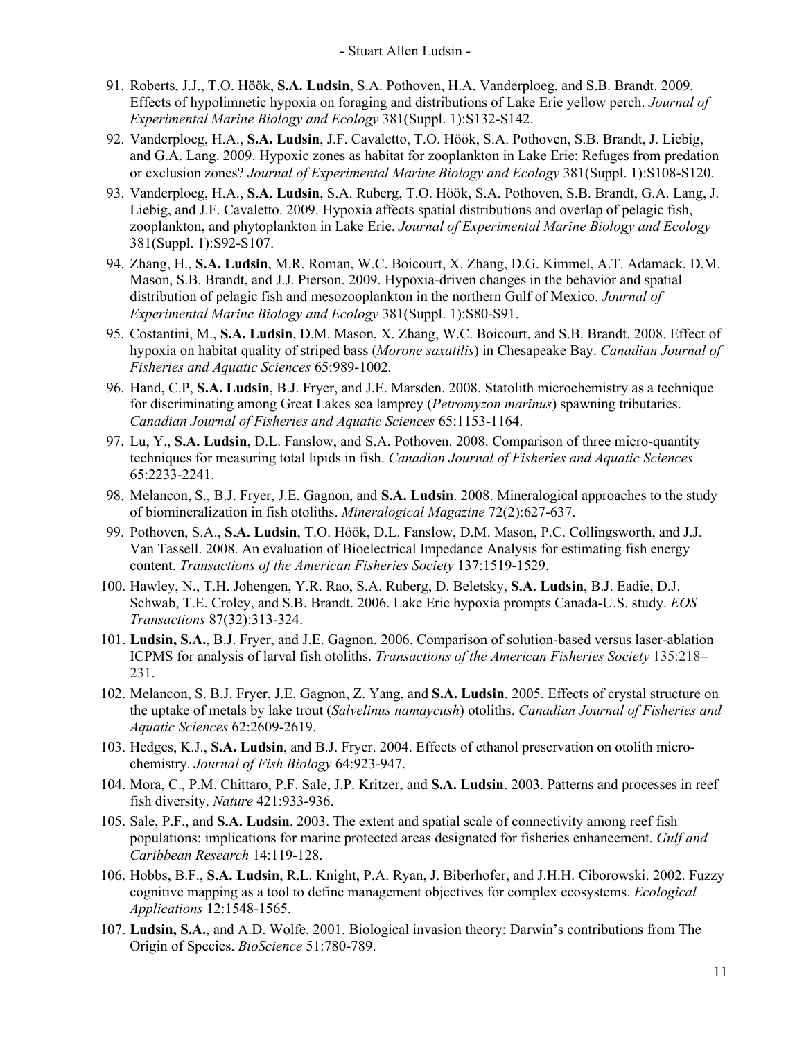91. Roberts, J.J., T.O. Höök, **S.A. Ludsin**, S.A. Pothoven, H.A. Vanderploeg, and S.B. Brandt. 2009. Effects of hypolimnetic hypoxia on foraging and distributions of Lake Erie yellow perch. *Journal of Experimental Marine Biology and Ecology* 381(Suppl. 1):S132-S142.
92. Vanderploeg, H.A., **S.A. Ludsin**, J.F. Cavaletto, T.O. Höök, S.A. Pothoven, S.B. Brandt, J. Liebig, and G.A. Lang. 2009. Hypoxic zones as habitat for zooplankton in Lake Erie: Refuges from predation or exclusion zones? *Journal of Experimental Marine Biology and Ecology* 381(Suppl. 1):S108-S120.
93. Vanderploeg, H.A., **S.A. Ludsin**, S.A. Ruberg, T.O. Höök, S.A. Pothoven, S.B. Brandt, G.A. Lang, J. Liebig, and J.F. Cavaletto. 2009. Hypoxia affects spatial distributions and overlap of pelagic fish, zooplankton, and phytoplankton in Lake Erie. *Journal of Experimental Marine Biology and Ecology* 381(Suppl. 1):S92-S107.
94. Zhang, H., **S.A. Ludsin**, M.R. Roman, W.C. Boicourt, X. Zhang, D.G. Kimmel, A.T. Adamack, D.M. Mason, S.B. Brandt, and J.J. Pierson. 2009. Hypoxia-driven changes in the behavior and spatial distribution of pelagic fish and mesozooplankton in the northern Gulf of Mexico. *Journal of Experimental Marine Biology and Ecology* 381(Suppl. 1):S80-S91.
95. Costantini, M., **S.A. Ludsin**, D.M. Mason, X. Zhang, W.C. Boicourt, and S.B. Brandt. 2008. Effect of hypoxia on habitat quality of striped bass (*Morone saxatilis*) in Chesapeake Bay. *Canadian Journal of Fisheries and Aquatic Sciences* 65:989-1002.
96. Hand, C.P, **S.A. Ludsin**, B.J. Fryer, and J.E. Marsden. 2008. Statolith microchemistry as a technique for discriminating among Great Lakes sea lamprey (*Petromyzon marinus*) spawning tributaries. *Canadian Journal of Fisheries and Aquatic Sciences* 65:1153-1164.
97. Lu, Y., **S.A. Ludsin**, D.L. Fanslow, and S.A. Pothoven. 2008. Comparison of three micro-quantity techniques for measuring total lipids in fish. *Canadian Journal of Fisheries and Aquatic Sciences* 65:2233-2241.
98. Melancon, S., B.J. Fryer, J.E. Gagnon, and **S.A. Ludsin**. 2008. Mineralogical approaches to the study of biomineralization in fish otoliths. *Mineralogical Magazine* 72(2):627-637.
99. Pothoven, S.A., **S.A. Ludsin**, T.O. Höök, D.L. Fanslow, D.M. Mason, P.C. Collingsworth, and J.J. Van Tassell. 2008. An evaluation of Bioelectrical Impedance Analysis for estimating fish energy content. *Transactions of the American Fisheries Society* 137:1519-1529.
100. Hawley, N., T.H. Johengen, Y.R. Rao, S.A. Ruberg, D. Beletsky, **S.A. Ludsin**, B.J. Eadie, D.J. Schwab, T.E. Croley, and S.B. Brandt. 2006. Lake Erie hypoxia prompts Canada-U.S. study. *EOS Transactions* 87(32):313-324.
101. **Ludsin, S.A.**, B.J. Fryer, and J.E. Gagnon. 2006. Comparison of solution-based versus laser-ablation ICPMS for analysis of larval fish otoliths. *Transactions of the American Fisheries Society* 135:218–231.
102. Melancon, S. B.J. Fryer, J.E. Gagnon, Z. Yang, and **S.A. Ludsin**. 2005. Effects of crystal structure on the uptake of metals by lake trout (*Salvelinus namaycush*) otoliths. *Canadian Journal of Fisheries and Aquatic Sciences* 62:2609-2619.
103. Hedges, K.J., **S.A. Ludsin**, and B.J. Fryer. 2004. Effects of ethanol preservation on otolith microchemistry. *Journal of Fish Biology* 64:923-947.
104. Mora, C., P.M. Chittaro, P.F. Sale, J.P. Kritzer, and **S.A. Ludsin**. 2003. Patterns and processes in reef fish diversity. *Nature* 421:933-936.
105. Sale, P.F., and **S.A. Ludsin**. 2003. The extent and spatial scale of connectivity among reef fish populations: implications for marine protected areas designated for fisheries enhancement. *Gulf and Caribbean Research* 14:119-128.
106. Hobbs, B.F., **S.A. Ludsin**, R.L. Knight, P.A. Ryan, J. Biberhofer, and J.H.H. Ciborowski. 2002. Fuzzy cognitive mapping as a tool to define management objectives for complex ecosystems. *Ecological Applications* 12:1548-1565.
107. **Ludsin, S.A.**, and A.D. Wolfe. 2001. Biological invasion theory: Darwin's contributions from The Origin of Species. *BioScience* 51:780-789.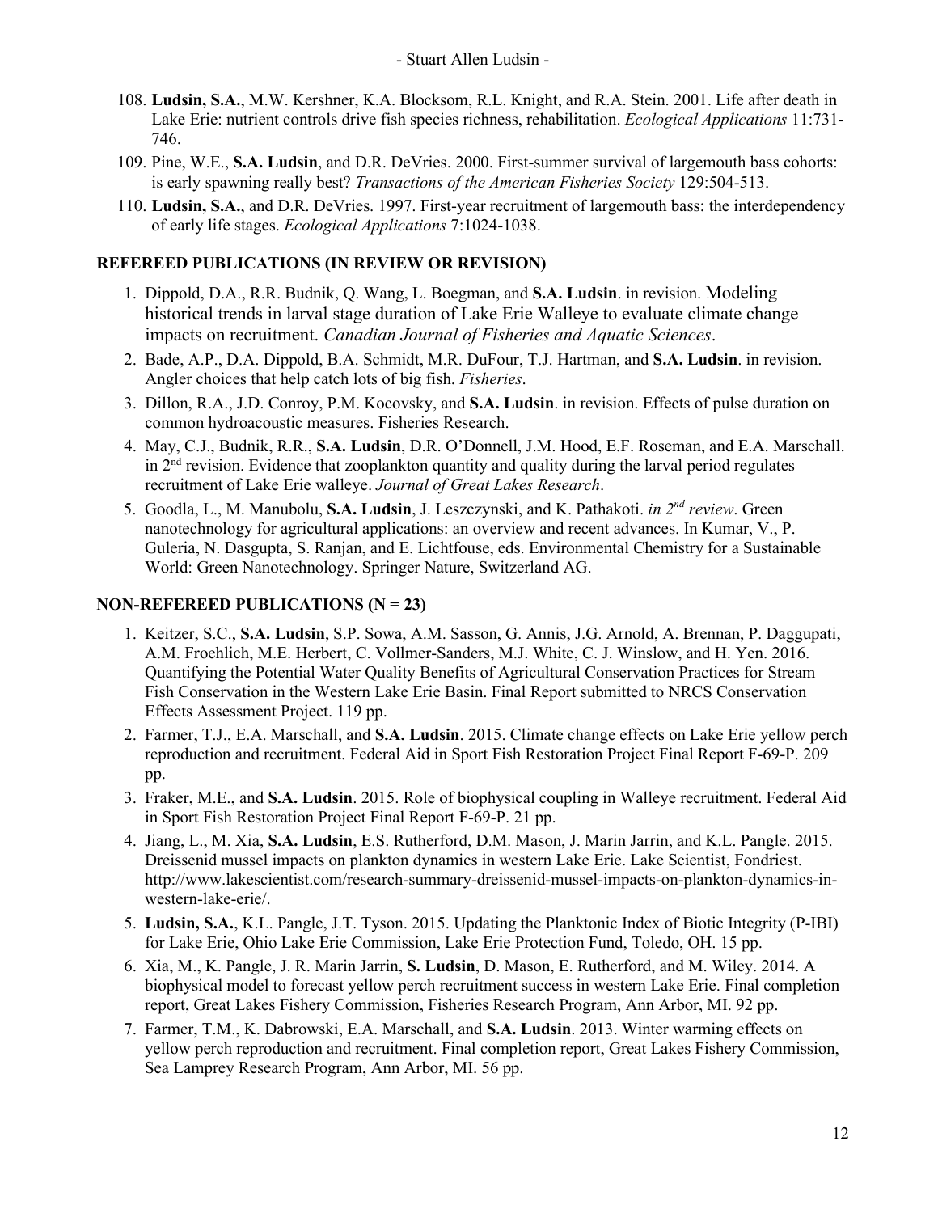108. **Ludsin, S.A.**, M.W. Kershner, K.A. Blocksom, R.L. Knight, and R.A. Stein. 2001. Life after death in Lake Erie: nutrient controls drive fish species richness, rehabilitation. *Ecological Applications* 11:731-746.
109. Pine, W.E., **S.A. Ludsin**, and D.R. DeVries. 2000. First-summer survival of largemouth bass cohorts: is early spawning really best? *Transactions of the American Fisheries Society* 129:504-513.
110. **Ludsin, S.A.**, and D.R. DeVries. 1997. First-year recruitment of largemouth bass: the interdependency of early life stages. *Ecological Applications* 7:1024-1038.

### REFEREED PUBLICATIONS (IN REVIEW OR REVISION)

1. Dippold, D.A., R.R. Budnik, Q. Wang, L. Boegman, and **S.A. Ludsin**. in revision. Modeling historical trends in larval stage duration of Lake Erie Walleye to evaluate climate change impacts on recruitment. *Canadian Journal of Fisheries and Aquatic Sciences*.
2. Bade, A.P., D.A. Dippold, B.A. Schmidt, M.R. DuFour, T.J. Hartman, and **S.A. Ludsin**. in revision. Angler choices that help catch lots of big fish. *Fisheries*.
3. Dillon, R.A., J.D. Conroy, P.M. Kocovsky, and **S.A. Ludsin**. in revision. Effects of pulse duration on common hydroacoustic measures. Fisheries Research.
4. May, C.J., Budnik, R.R., **S.A. Ludsin**, D.R. O'Donnell, J.M. Hood, E.F. Roseman, and E.A. Marschall. in 2nd revision. Evidence that zooplankton quantity and quality during the larval period regulates recruitment of Lake Erie walleye. *Journal of Great Lakes Research*.
5. Goodla, L., M. Manubolu, **S.A. Ludsin**, J. Leszczynski, and K. Pathakoti. *in 2nd review*. Green nanotechnology for agricultural applications: an overview and recent advances. In Kumar, V., P. Guleria, N. Dasgupta, S. Ranjan, and E. Lichtfouse, eds. Environmental Chemistry for a Sustainable World: Green Nanotechnology. Springer Nature, Switzerland AG.

### NON-REFEREED PUBLICATIONS (N = 23)

1. Keitzer, S.C., **S.A. Ludsin**, S.P. Sowa, A.M. Sasson, G. Annis, J.G. Arnold, A. Brennan, P. Daggupati, A.M. Froehlich, M.E. Herbert, C. Vollmer-Sanders, M.J. White, C. J. Winslow, and H. Yen. 2016. Quantifying the Potential Water Quality Benefits of Agricultural Conservation Practices for Stream Fish Conservation in the Western Lake Erie Basin. Final Report submitted to NRCS Conservation Effects Assessment Project. 119 pp.
2. Farmer, T.J., E.A. Marschall, and **S.A. Ludsin**. 2015. Climate change effects on Lake Erie yellow perch reproduction and recruitment. Federal Aid in Sport Fish Restoration Project Final Report F-69-P. 209 pp.
3. Fraker, M.E., and **S.A. Ludsin**. 2015. Role of biophysical coupling in Walleye recruitment. Federal Aid in Sport Fish Restoration Project Final Report F-69-P. 21 pp.
4. Jiang, L., M. Xia, **S.A. Ludsin**, E.S. Rutherford, D.M. Mason, J. Marin Jarrin, and K.L. Pangle. 2015. Dreissenid mussel impacts on plankton dynamics in western Lake Erie. Lake Scientist, Fondriest. http://www.lakescientist.com/research-summary-dreissenid-mussel-impacts-on-plankton-dynamics-in-western-lake-erie/.
5. **Ludsin, S.A.**, K.L. Pangle, J.T. Tyson. 2015. Updating the Planktonic Index of Biotic Integrity (P-IBI) for Lake Erie, Ohio Lake Erie Commission, Lake Erie Protection Fund, Toledo, OH. 15 pp.
6. Xia, M., K. Pangle, J. R. Marin Jarrin, **S. Ludsin**, D. Mason, E. Rutherford, and M. Wiley. 2014. A biophysical model to forecast yellow perch recruitment success in western Lake Erie. Final completion report, Great Lakes Fishery Commission, Fisheries Research Program, Ann Arbor, MI. 92 pp.
7. Farmer, T.M., K. Dabrowski, E.A. Marschall, and **S.A. Ludsin**. 2013. Winter warming effects on yellow perch reproduction and recruitment. Final completion report, Great Lakes Fishery Commission, Sea Lamprey Research Program, Ann Arbor, MI. 56 pp.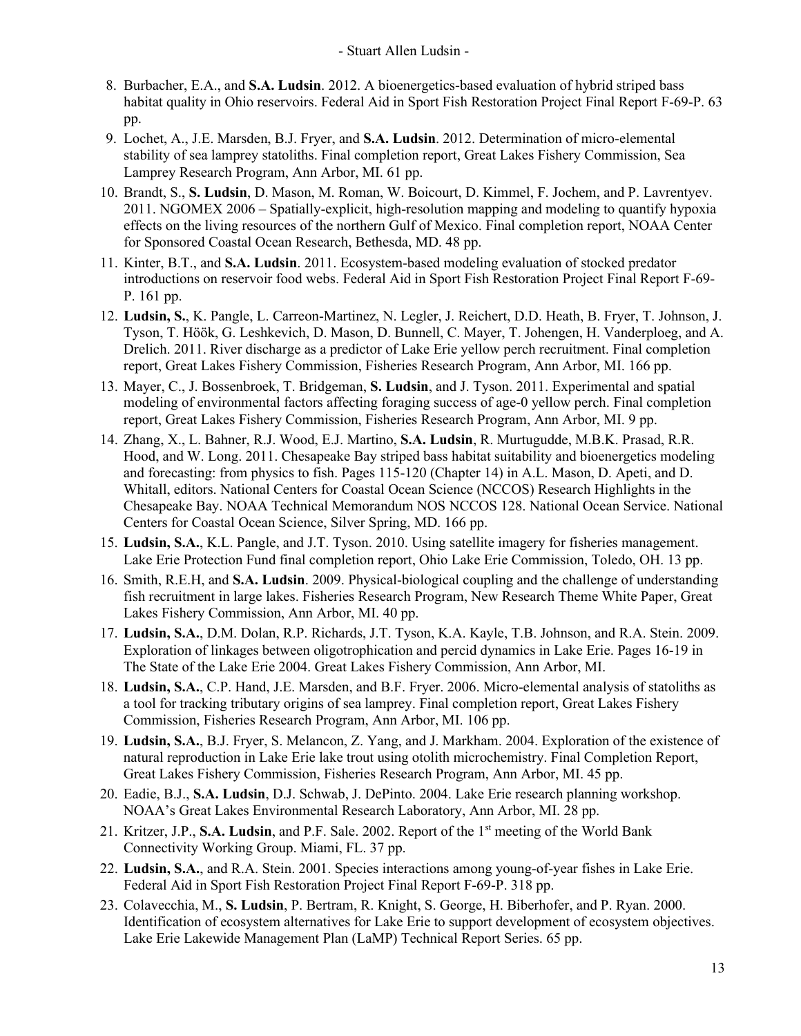8. Burbacher, E.A., and **S.A. Ludsin**. 2012. A bioenergetics-based evaluation of hybrid striped bass habitat quality in Ohio reservoirs. Federal Aid in Sport Fish Restoration Project Final Report F-69-P. 63 pp.
9. Lochet, A., J.E. Marsden, B.J. Fryer, and **S.A. Ludsin**. 2012. Determination of micro-elemental stability of sea lamprey statoliths. Final completion report, Great Lakes Fishery Commission, Sea Lamprey Research Program, Ann Arbor, MI. 61 pp.
10. Brandt, S., **S. Ludsin**, D. Mason, M. Roman, W. Boicourt, D. Kimmel, F. Jochem, and P. Lavrentyev. 2011. NGOMEX 2006 – Spatially-explicit, high-resolution mapping and modeling to quantify hypoxia effects on the living resources of the northern Gulf of Mexico. Final completion report, NOAA Center for Sponsored Coastal Ocean Research, Bethesda, MD. 48 pp.
11. Kinter, B.T., and **S.A. Ludsin**. 2011. Ecosystem-based modeling evaluation of stocked predator introductions on reservoir food webs. Federal Aid in Sport Fish Restoration Project Final Report F-69-P. 161 pp.
12. **Ludsin, S.**, K. Pangle, L. Carreon-Martinez, N. Legler, J. Reichert, D.D. Heath, B. Fryer, T. Johnson, J. Tyson, T. Höök, G. Leshkevich, D. Mason, D. Bunnell, C. Mayer, T. Johengen, H. Vanderploeg, and A. Drelich. 2011. River discharge as a predictor of Lake Erie yellow perch recruitment. Final completion report, Great Lakes Fishery Commission, Fisheries Research Program, Ann Arbor, MI. 166 pp.
13. Mayer, C., J. Bossenbroek, T. Bridgeman, **S. Ludsin**, and J. Tyson. 2011. Experimental and spatial modeling of environmental factors affecting foraging success of age-0 yellow perch. Final completion report, Great Lakes Fishery Commission, Fisheries Research Program, Ann Arbor, MI. 9 pp.
14. Zhang, X., L. Bahner, R.J. Wood, E.J. Martino, **S.A. Ludsin**, R. Murtugudde, M.B.K. Prasad, R.R. Hood, and W. Long. 2011. Chesapeake Bay striped bass habitat suitability and bioenergetics modeling and forecasting: from physics to fish. Pages 115-120 (Chapter 14) in A.L. Mason, D. Apeti, and D. Whitall, editors. National Centers for Coastal Ocean Science (NCCOS) Research Highlights in the Chesapeake Bay. NOAA Technical Memorandum NOS NCCOS 128. National Ocean Service. National Centers for Coastal Ocean Science, Silver Spring, MD. 166 pp.
15. **Ludsin, S.A.**, K.L. Pangle, and J.T. Tyson. 2010. Using satellite imagery for fisheries management. Lake Erie Protection Fund final completion report, Ohio Lake Erie Commission, Toledo, OH. 13 pp.
16. Smith, R.E.H, and **S.A. Ludsin**. 2009. Physical-biological coupling and the challenge of understanding fish recruitment in large lakes. Fisheries Research Program, New Research Theme White Paper, Great Lakes Fishery Commission, Ann Arbor, MI. 40 pp.
17. **Ludsin, S.A.**, D.M. Dolan, R.P. Richards, J.T. Tyson, K.A. Kayle, T.B. Johnson, and R.A. Stein. 2009. Exploration of linkages between oligotrophication and percid dynamics in Lake Erie. Pages 16-19 in The State of the Lake Erie 2004. Great Lakes Fishery Commission, Ann Arbor, MI.
18. **Ludsin, S.A.**, C.P. Hand, J.E. Marsden, and B.F. Fryer. 2006. Micro-elemental analysis of statoliths as a tool for tracking tributary origins of sea lamprey. Final completion report, Great Lakes Fishery Commission, Fisheries Research Program, Ann Arbor, MI. 106 pp.
19. **Ludsin, S.A.**, B.J. Fryer, S. Melancon, Z. Yang, and J. Markham. 2004. Exploration of the existence of natural reproduction in Lake Erie lake trout using otolith microchemistry. Final Completion Report, Great Lakes Fishery Commission, Fisheries Research Program, Ann Arbor, MI. 45 pp.
20. Eadie, B.J., **S.A. Ludsin**, D.J. Schwab, J. DePinto. 2004. Lake Erie research planning workshop. NOAA's Great Lakes Environmental Research Laboratory, Ann Arbor, MI. 28 pp.
21. Kritzer, J.P., **S.A. Ludsin**, and P.F. Sale. 2002. Report of the 1st meeting of the World Bank Connectivity Working Group. Miami, FL. 37 pp.
22. **Ludsin, S.A.**, and R.A. Stein. 2001. Species interactions among young-of-year fishes in Lake Erie. Federal Aid in Sport Fish Restoration Project Final Report F-69-P. 318 pp.
23. Colavecchia, M., **S. Ludsin**, P. Bertram, R. Knight, S. George, H. Biberhofer, and P. Ryan. 2000. Identification of ecosystem alternatives for Lake Erie to support development of ecosystem objectives. Lake Erie Lakewide Management Plan (LaMP) Technical Report Series. 65 pp.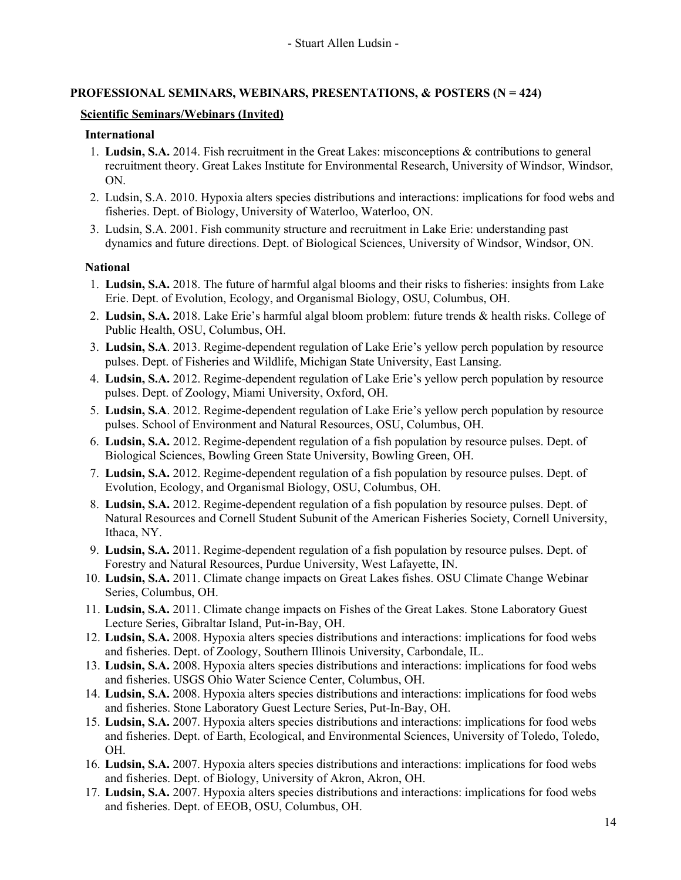## PROFESSIONAL SEMINARS, WEBINARS, PRESENTATIONS, & POSTERS (N = 424)

### Scientific Seminars/Webinars (Invited)

#### International

1. **Ludsin, S.A.** 2014. Fish recruitment in the Great Lakes: misconceptions & contributions to general recruitment theory. Great Lakes Institute for Environmental Research, University of Windsor, Windsor, ON.
2. Ludsin, S.A. 2010. Hypoxia alters species distributions and interactions: implications for food webs and fisheries. Dept. of Biology, University of Waterloo, Waterloo, ON.
3. Ludsin, S.A. 2001. Fish community structure and recruitment in Lake Erie: understanding past dynamics and future directions. Dept. of Biological Sciences, University of Windsor, Windsor, ON.

#### National

1. **Ludsin, S.A.** 2018. The future of harmful algal blooms and their risks to fisheries: insights from Lake Erie. Dept. of Evolution, Ecology, and Organismal Biology, OSU, Columbus, OH.
2. **Ludsin, S.A.** 2018. Lake Erie's harmful algal bloom problem: future trends & health risks. College of Public Health, OSU, Columbus, OH.
3. **Ludsin, S.A**. 2013. Regime-dependent regulation of Lake Erie's yellow perch population by resource pulses. Dept. of Fisheries and Wildlife, Michigan State University, East Lansing.
4. **Ludsin, S.A.** 2012. Regime-dependent regulation of Lake Erie's yellow perch population by resource pulses. Dept. of Zoology, Miami University, Oxford, OH.
5. **Ludsin, S.A**. 2012. Regime-dependent regulation of Lake Erie's yellow perch population by resource pulses. School of Environment and Natural Resources, OSU, Columbus, OH.
6. **Ludsin, S.A.** 2012. Regime-dependent regulation of a fish population by resource pulses. Dept. of Biological Sciences, Bowling Green State University, Bowling Green, OH.
7. **Ludsin, S.A.** 2012. Regime-dependent regulation of a fish population by resource pulses. Dept. of Evolution, Ecology, and Organismal Biology, OSU, Columbus, OH.
8. **Ludsin, S.A.** 2012. Regime-dependent regulation of a fish population by resource pulses. Dept. of Natural Resources and Cornell Student Subunit of the American Fisheries Society, Cornell University, Ithaca, NY.
9. **Ludsin, S.A.** 2011. Regime-dependent regulation of a fish population by resource pulses. Dept. of Forestry and Natural Resources, Purdue University, West Lafayette, IN.
10. **Ludsin, S.A.** 2011. Climate change impacts on Great Lakes fishes. OSU Climate Change Webinar Series, Columbus, OH.
11. **Ludsin, S.A.** 2011. Climate change impacts on Fishes of the Great Lakes. Stone Laboratory Guest Lecture Series, Gibraltar Island, Put-in-Bay, OH.
12. **Ludsin, S.A.** 2008. Hypoxia alters species distributions and interactions: implications for food webs and fisheries. Dept. of Zoology, Southern Illinois University, Carbondale, IL.
13. **Ludsin, S.A.** 2008. Hypoxia alters species distributions and interactions: implications for food webs and fisheries. USGS Ohio Water Science Center, Columbus, OH.
14. **Ludsin, S.A.** 2008. Hypoxia alters species distributions and interactions: implications for food webs and fisheries. Stone Laboratory Guest Lecture Series, Put-In-Bay, OH.
15. **Ludsin, S.A.** 2007. Hypoxia alters species distributions and interactions: implications for food webs and fisheries. Dept. of Earth, Ecological, and Environmental Sciences, University of Toledo, Toledo, OH.
16. **Ludsin, S.A.** 2007. Hypoxia alters species distributions and interactions: implications for food webs and fisheries. Dept. of Biology, University of Akron, Akron, OH.
17. **Ludsin, S.A.** 2007. Hypoxia alters species distributions and interactions: implications for food webs and fisheries. Dept. of EEOB, OSU, Columbus, OH.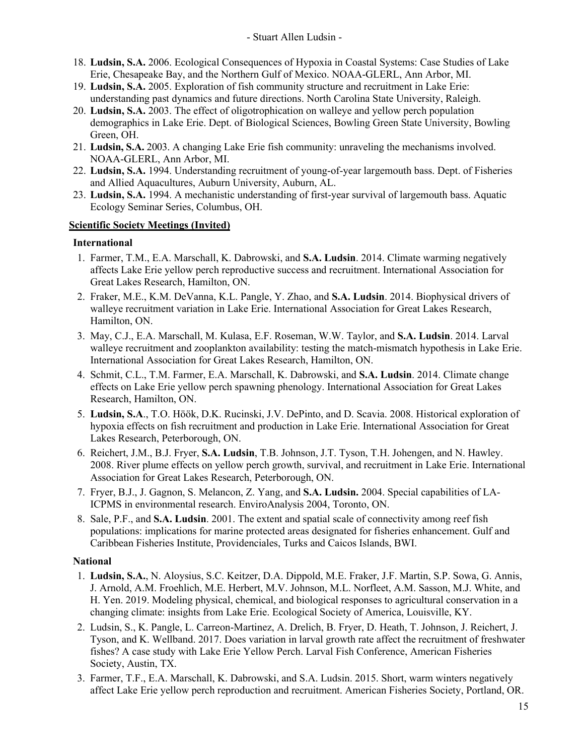18. **Ludsin, S.A.** 2006. Ecological Consequences of Hypoxia in Coastal Systems: Case Studies of Lake Erie, Chesapeake Bay, and the Northern Gulf of Mexico. NOAA-GLERL, Ann Arbor, MI.
19. **Ludsin, S.A.** 2005. Exploration of fish community structure and recruitment in Lake Erie: understanding past dynamics and future directions. North Carolina State University, Raleigh.
20. **Ludsin, S.A.** 2003. The effect of oligotrophication on walleye and yellow perch population demographics in Lake Erie. Dept. of Biological Sciences, Bowling Green State University, Bowling Green, OH.
21. **Ludsin, S.A.** 2003. A changing Lake Erie fish community: unraveling the mechanisms involved. NOAA-GLERL, Ann Arbor, MI.
22. **Ludsin, S.A.** 1994. Understanding recruitment of young-of-year largemouth bass. Dept. of Fisheries and Allied Aquacultures, Auburn University, Auburn, AL.
23. **Ludsin, S.A.** 1994. A mechanistic understanding of first-year survival of largemouth bass. Aquatic Ecology Seminar Series, Columbus, OH.

**Scientific Society Meetings (Invited)**

**International**

1. Farmer, T.M., E.A. Marschall, K. Dabrowski, and **S.A. Ludsin**. 2014. Climate warming negatively affects Lake Erie yellow perch reproductive success and recruitment. International Association for Great Lakes Research, Hamilton, ON.
2. Fraker, M.E., K.M. DeVanna, K.L. Pangle, Y. Zhao, and **S.A. Ludsin**. 2014. Biophysical drivers of walleye recruitment variation in Lake Erie. International Association for Great Lakes Research, Hamilton, ON.
3. May, C.J., E.A. Marschall, M. Kulasa, E.F. Roseman, W.W. Taylor, and **S.A. Ludsin**. 2014. Larval walleye recruitment and zooplankton availability: testing the match-mismatch hypothesis in Lake Erie. International Association for Great Lakes Research, Hamilton, ON.
4. Schmit, C.L., T.M. Farmer, E.A. Marschall, K. Dabrowski, and **S.A. Ludsin**. 2014. Climate change effects on Lake Erie yellow perch spawning phenology. International Association for Great Lakes Research, Hamilton, ON.
5. **Ludsin, S.A**., T.O. Höök, D.K. Rucinski, J.V. DePinto, and D. Scavia. 2008. Historical exploration of hypoxia effects on fish recruitment and production in Lake Erie. International Association for Great Lakes Research, Peterborough, ON.
6. Reichert, J.M., B.J. Fryer, **S.A. Ludsin**, T.B. Johnson, J.T. Tyson, T.H. Johengen, and N. Hawley. 2008. River plume effects on yellow perch growth, survival, and recruitment in Lake Erie. International Association for Great Lakes Research, Peterborough, ON.
7. Fryer, B.J., J. Gagnon, S. Melancon, Z. Yang, and **S.A. Ludsin.** 2004. Special capabilities of LA-ICPMS in environmental research. EnviroAnalysis 2004, Toronto, ON.
8. Sale, P.F., and **S.A. Ludsin**. 2001. The extent and spatial scale of connectivity among reef fish populations: implications for marine protected areas designated for fisheries enhancement. Gulf and Caribbean Fisheries Institute, Providenciales, Turks and Caicos Islands, BWI.

**National**

1. **Ludsin, S.A.**, N. Aloysius, S.C. Keitzer, D.A. Dippold, M.E. Fraker, J.F. Martin, S.P. Sowa, G. Annis, J. Arnold, A.M. Froehlich, M.E. Herbert, M.V. Johnson, M.L. Norfleet, A.M. Sasson, M.J. White, and H. Yen. 2019. Modeling physical, chemical, and biological responses to agricultural conservation in a changing climate: insights from Lake Erie. Ecological Society of America, Louisville, KY.
2. Ludsin, S., K. Pangle, L. Carreon-Martinez, A. Drelich, B. Fryer, D. Heath, T. Johnson, J. Reichert, J. Tyson, and K. Wellband. 2017. Does variation in larval growth rate affect the recruitment of freshwater fishes? A case study with Lake Erie Yellow Perch. Larval Fish Conference, American Fisheries Society, Austin, TX.
3. Farmer, T.F., E.A. Marschall, K. Dabrowski, and S.A. Ludsin. 2015. Short, warm winters negatively affect Lake Erie yellow perch reproduction and recruitment. American Fisheries Society, Portland, OR.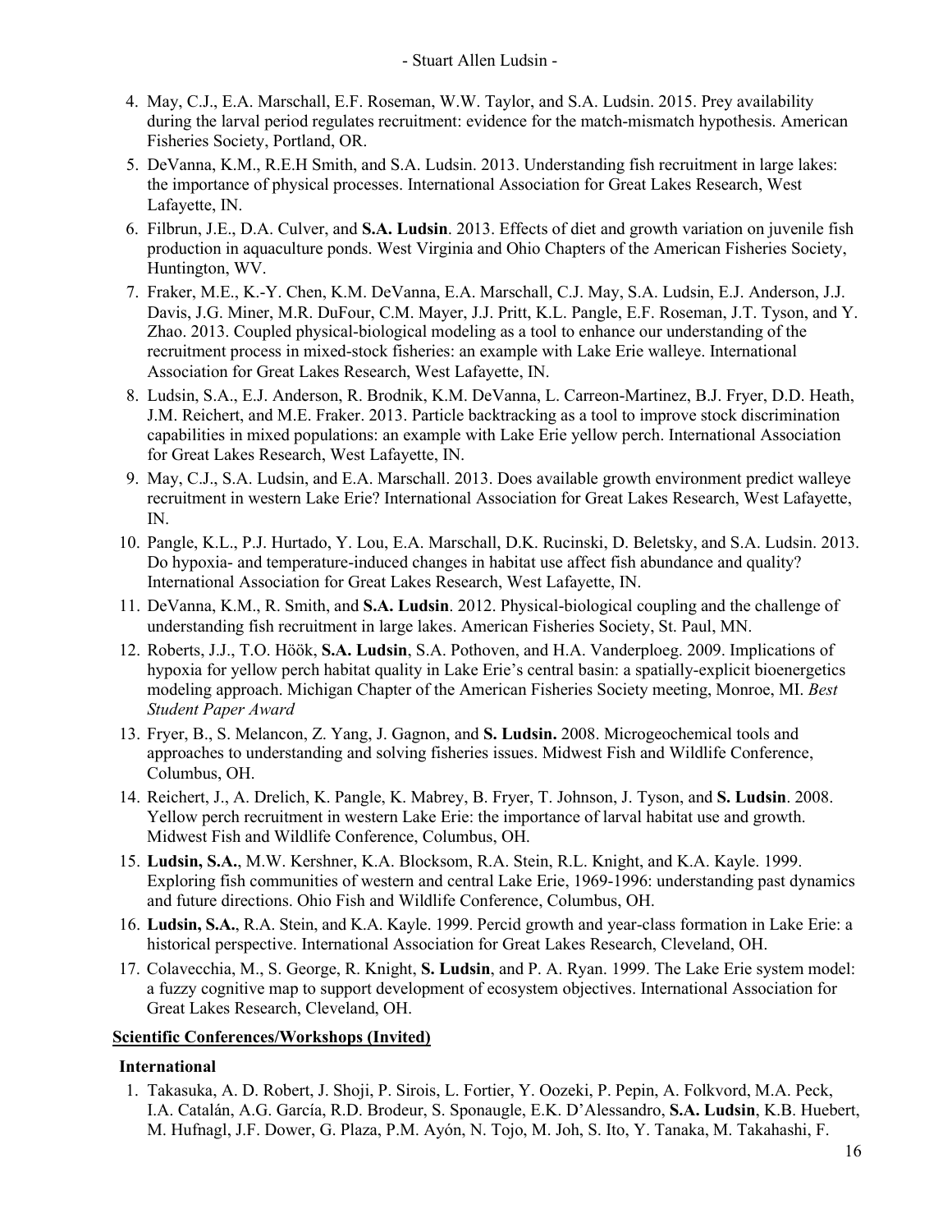4. May, C.J., E.A. Marschall, E.F. Roseman, W.W. Taylor, and S.A. Ludsin. 2015. Prey availability during the larval period regulates recruitment: evidence for the match-mismatch hypothesis. American Fisheries Society, Portland, OR.
5. DeVanna, K.M., R.E.H Smith, and S.A. Ludsin. 2013. Understanding fish recruitment in large lakes: the importance of physical processes. International Association for Great Lakes Research, West Lafayette, IN.
6. Filbrun, J.E., D.A. Culver, and **S.A. Ludsin**. 2013. Effects of diet and growth variation on juvenile fish production in aquaculture ponds. West Virginia and Ohio Chapters of the American Fisheries Society, Huntington, WV.
7. Fraker, M.E., K.-Y. Chen, K.M. DeVanna, E.A. Marschall, C.J. May, S.A. Ludsin, E.J. Anderson, J.J. Davis, J.G. Miner, M.R. DuFour, C.M. Mayer, J.J. Pritt, K.L. Pangle, E.F. Roseman, J.T. Tyson, and Y. Zhao. 2013. Coupled physical-biological modeling as a tool to enhance our understanding of the recruitment process in mixed-stock fisheries: an example with Lake Erie walleye. International Association for Great Lakes Research, West Lafayette, IN.
8. Ludsin, S.A., E.J. Anderson, R. Brodnik, K.M. DeVanna, L. Carreon-Martinez, B.J. Fryer, D.D. Heath, J.M. Reichert, and M.E. Fraker. 2013. Particle backtracking as a tool to improve stock discrimination capabilities in mixed populations: an example with Lake Erie yellow perch. International Association for Great Lakes Research, West Lafayette, IN.
9. May, C.J., S.A. Ludsin, and E.A. Marschall. 2013. Does available growth environment predict walleye recruitment in western Lake Erie? International Association for Great Lakes Research, West Lafayette, IN.
10. Pangle, K.L., P.J. Hurtado, Y. Lou, E.A. Marschall, D.K. Rucinski, D. Beletsky, and S.A. Ludsin. 2013. Do hypoxia- and temperature-induced changes in habitat use affect fish abundance and quality? International Association for Great Lakes Research, West Lafayette, IN.
11. DeVanna, K.M., R. Smith, and **S.A. Ludsin**. 2012. Physical-biological coupling and the challenge of understanding fish recruitment in large lakes. American Fisheries Society, St. Paul, MN.
12. Roberts, J.J., T.O. Höök, **S.A. Ludsin**, S.A. Pothoven, and H.A. Vanderploeg. 2009. Implications of hypoxia for yellow perch habitat quality in Lake Erie's central basin: a spatially-explicit bioenergetics modeling approach. Michigan Chapter of the American Fisheries Society meeting, Monroe, MI. *Best Student Paper Award*
13. Fryer, B., S. Melancon, Z. Yang, J. Gagnon, and **S. Ludsin.** 2008. Microgeochemical tools and approaches to understanding and solving fisheries issues. Midwest Fish and Wildlife Conference, Columbus, OH.
14. Reichert, J., A. Drelich, K. Pangle, K. Mabrey, B. Fryer, T. Johnson, J. Tyson, and **S. Ludsin**. 2008. Yellow perch recruitment in western Lake Erie: the importance of larval habitat use and growth. Midwest Fish and Wildlife Conference, Columbus, OH.
15. **Ludsin, S.A.**, M.W. Kershner, K.A. Blocksom, R.A. Stein, R.L. Knight, and K.A. Kayle. 1999. Exploring fish communities of western and central Lake Erie, 1969-1996: understanding past dynamics and future directions. Ohio Fish and Wildlife Conference, Columbus, OH.
16. **Ludsin, S.A.**, R.A. Stein, and K.A. Kayle. 1999. Percid growth and year-class formation in Lake Erie: a historical perspective. International Association for Great Lakes Research, Cleveland, OH.
17. Colavecchia, M., S. George, R. Knight, **S. Ludsin**, and P. A. Ryan. 1999. The Lake Erie system model: a fuzzy cognitive map to support development of ecosystem objectives. International Association for Great Lakes Research, Cleveland, OH.

## Scientific Conferences/Workshops (Invited)

### International

1. Takasuka, A. D. Robert, J. Shoji, P. Sirois, L. Fortier, Y. Oozeki, P. Pepin, A. Folkvord, M.A. Peck, I.A. Catalán, A.G. García, R.D. Brodeur, S. Sponaugle, E.K. D'Alessandro, **S.A. Ludsin**, K.B. Huebert, M. Hufnagl, J.F. Dower, G. Plaza, P.M. Ayón, N. Tojo, M. Joh, S. Ito, Y. Tanaka, M. Takahashi, F.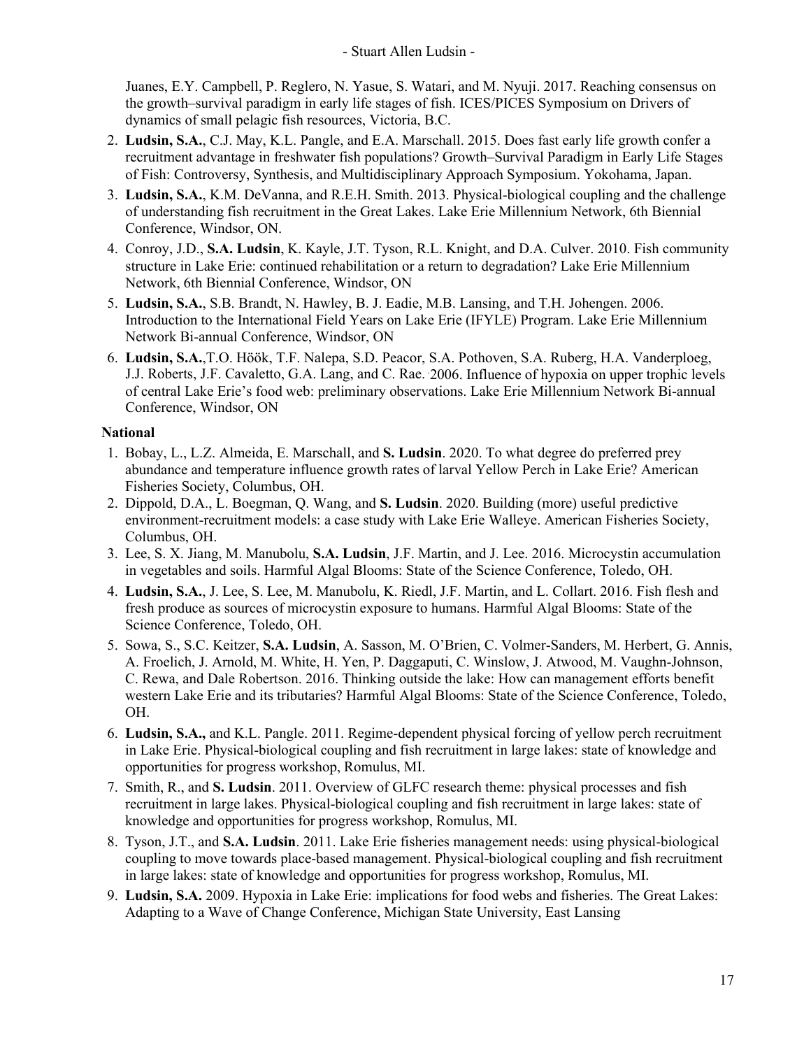Juanes, E.Y. Campbell, P. Reglero, N. Yasue, S. Watari, and M. Nyuji. 2017. Reaching consensus on the growth–survival paradigm in early life stages of fish. ICES/PICES Symposium on Drivers of dynamics of small pelagic fish resources, Victoria, B.C.

2. **Ludsin, S.A.**, C.J. May, K.L. Pangle, and E.A. Marschall. 2015. Does fast early life growth confer a recruitment advantage in freshwater fish populations? Growth–Survival Paradigm in Early Life Stages of Fish: Controversy, Synthesis, and Multidisciplinary Approach Symposium. Yokohama, Japan.
3. **Ludsin, S.A.**, K.M. DeVanna, and R.E.H. Smith. 2013. Physical-biological coupling and the challenge of understanding fish recruitment in the Great Lakes. Lake Erie Millennium Network, 6th Biennial Conference, Windsor, ON.
4. Conroy, J.D., **S.A. Ludsin**, K. Kayle, J.T. Tyson, R.L. Knight, and D.A. Culver. 2010. Fish community structure in Lake Erie: continued rehabilitation or a return to degradation? Lake Erie Millennium Network, 6th Biennial Conference, Windsor, ON
5. **Ludsin, S.A.**, S.B. Brandt, N. Hawley, B. J. Eadie, M.B. Lansing, and T.H. Johengen. 2006. Introduction to the International Field Years on Lake Erie (IFYLE) Program. Lake Erie Millennium Network Bi-annual Conference, Windsor, ON
6. **Ludsin, S.A.**,T.O. Höök, T.F. Nalepa, S.D. Peacor, S.A. Pothoven, S.A. Ruberg, H.A. Vanderploeg, J.J. Roberts, J.F. Cavaletto, G.A. Lang, and C. Rae. 2006. Influence of hypoxia on upper trophic levels of central Lake Erie's food web: preliminary observations. Lake Erie Millennium Network Bi-annual Conference, Windsor, ON

**National**

1. Bobay, L., L.Z. Almeida, E. Marschall, and **S. Ludsin**. 2020. To what degree do preferred prey abundance and temperature influence growth rates of larval Yellow Perch in Lake Erie? American Fisheries Society, Columbus, OH.
2. Dippold, D.A., L. Boegman, Q. Wang, and **S. Ludsin**. 2020. Building (more) useful predictive environment-recruitment models: a case study with Lake Erie Walleye. American Fisheries Society, Columbus, OH.
3. Lee, S. X. Jiang, M. Manubolu, **S.A. Ludsin**, J.F. Martin, and J. Lee. 2016. Microcystin accumulation in vegetables and soils. Harmful Algal Blooms: State of the Science Conference, Toledo, OH.
4. **Ludsin, S.A.**, J. Lee, S. Lee, M. Manubolu, K. Riedl, J.F. Martin, and L. Collart. 2016. Fish flesh and fresh produce as sources of microcystin exposure to humans. Harmful Algal Blooms: State of the Science Conference, Toledo, OH.
5. Sowa, S., S.C. Keitzer, **S.A. Ludsin**, A. Sasson, M. O'Brien, C. Volmer-Sanders, M. Herbert, G. Annis, A. Froelich, J. Arnold, M. White, H. Yen, P. Daggaputi, C. Winslow, J. Atwood, M. Vaughn-Johnson, C. Rewa, and Dale Robertson. 2016. Thinking outside the lake: How can management efforts benefit western Lake Erie and its tributaries? Harmful Algal Blooms: State of the Science Conference, Toledo, OH.
6. **Ludsin, S.A.,** and K.L. Pangle. 2011. Regime-dependent physical forcing of yellow perch recruitment in Lake Erie. Physical-biological coupling and fish recruitment in large lakes: state of knowledge and opportunities for progress workshop, Romulus, MI.
7. Smith, R., and **S. Ludsin**. 2011. Overview of GLFC research theme: physical processes and fish recruitment in large lakes. Physical-biological coupling and fish recruitment in large lakes: state of knowledge and opportunities for progress workshop, Romulus, MI.
8. Tyson, J.T., and **S.A. Ludsin**. 2011. Lake Erie fisheries management needs: using physical-biological coupling to move towards place-based management. Physical-biological coupling and fish recruitment in large lakes: state of knowledge and opportunities for progress workshop, Romulus, MI.
9. **Ludsin, S.A.** 2009. Hypoxia in Lake Erie: implications for food webs and fisheries. The Great Lakes: Adapting to a Wave of Change Conference, Michigan State University, East Lansing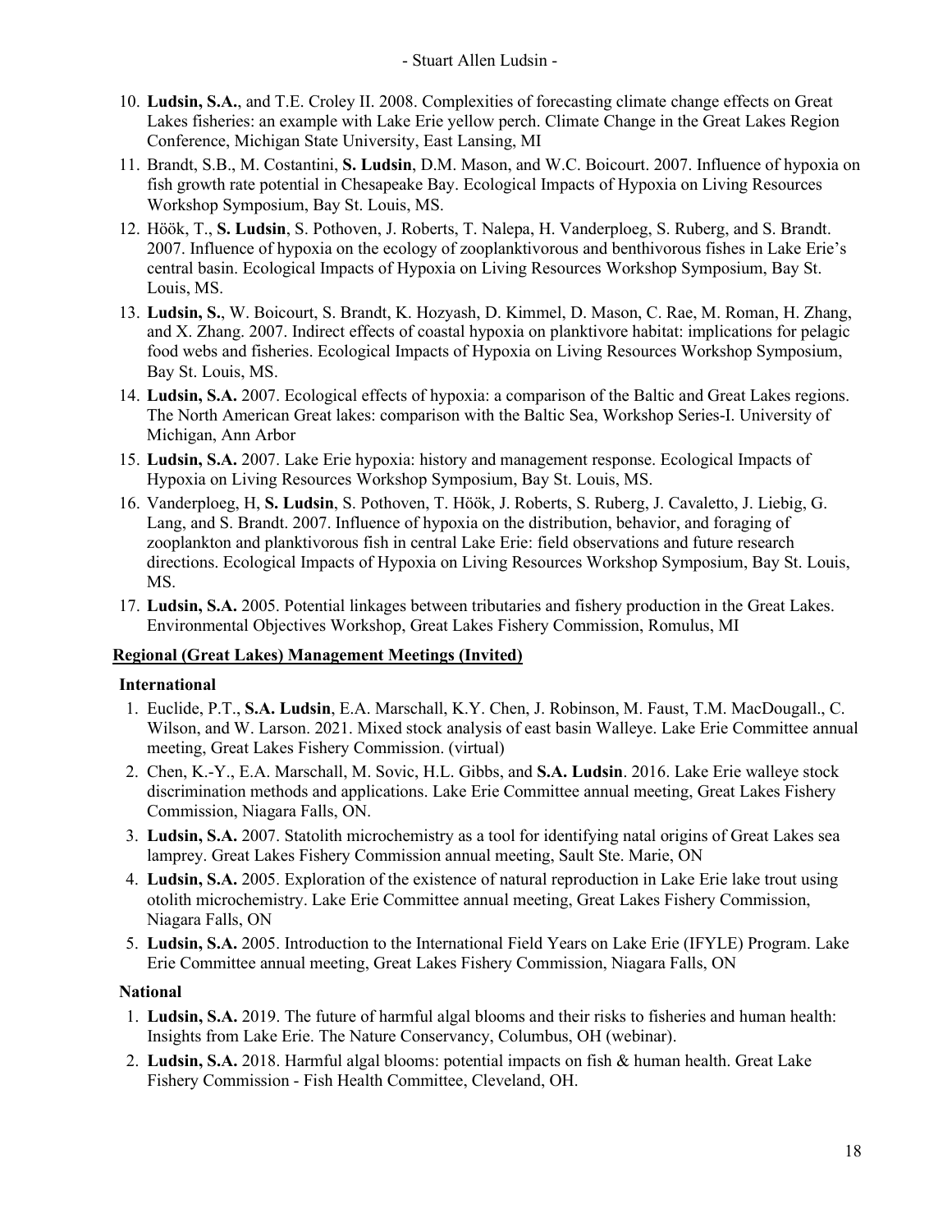10. **Ludsin, S.A.**, and T.E. Croley II. 2008. Complexities of forecasting climate change effects on Great Lakes fisheries: an example with Lake Erie yellow perch. Climate Change in the Great Lakes Region Conference, Michigan State University, East Lansing, MI
11. Brandt, S.B., M. Costantini, **S. Ludsin**, D.M. Mason, and W.C. Boicourt. 2007. Influence of hypoxia on fish growth rate potential in Chesapeake Bay. Ecological Impacts of Hypoxia on Living Resources Workshop Symposium, Bay St. Louis, MS.
12. Höök, T., **S. Ludsin**, S. Pothoven, J. Roberts, T. Nalepa, H. Vanderploeg, S. Ruberg, and S. Brandt. 2007. Influence of hypoxia on the ecology of zooplanktivorous and benthivorous fishes in Lake Erie's central basin. Ecological Impacts of Hypoxia on Living Resources Workshop Symposium, Bay St. Louis, MS.
13. **Ludsin, S.**, W. Boicourt, S. Brandt, K. Hozyash, D. Kimmel, D. Mason, C. Rae, M. Roman, H. Zhang, and X. Zhang. 2007. Indirect effects of coastal hypoxia on planktivore habitat: implications for pelagic food webs and fisheries. Ecological Impacts of Hypoxia on Living Resources Workshop Symposium, Bay St. Louis, MS.
14. **Ludsin, S.A.** 2007. Ecological effects of hypoxia: a comparison of the Baltic and Great Lakes regions. The North American Great lakes: comparison with the Baltic Sea, Workshop Series-I. University of Michigan, Ann Arbor
15. **Ludsin, S.A.** 2007. Lake Erie hypoxia: history and management response. Ecological Impacts of Hypoxia on Living Resources Workshop Symposium, Bay St. Louis, MS.
16. Vanderploeg, H, **S. Ludsin**, S. Pothoven, T. Höök, J. Roberts, S. Ruberg, J. Cavaletto, J. Liebig, G. Lang, and S. Brandt. 2007. Influence of hypoxia on the distribution, behavior, and foraging of zooplankton and planktivorous fish in central Lake Erie: field observations and future research directions. Ecological Impacts of Hypoxia on Living Resources Workshop Symposium, Bay St. Louis, MS.
17. **Ludsin, S.A.** 2005. Potential linkages between tributaries and fishery production in the Great Lakes. Environmental Objectives Workshop, Great Lakes Fishery Commission, Romulus, MI

**Regional (Great Lakes) Management Meetings (Invited)**

**International**

1. Euclide, P.T., **S.A. Ludsin**, E.A. Marschall, K.Y. Chen, J. Robinson, M. Faust, T.M. MacDougall., C. Wilson, and W. Larson. 2021. Mixed stock analysis of east basin Walleye. Lake Erie Committee annual meeting, Great Lakes Fishery Commission. (virtual)
2. Chen, K.-Y., E.A. Marschall, M. Sovic, H.L. Gibbs, and **S.A. Ludsin**. 2016. Lake Erie walleye stock discrimination methods and applications. Lake Erie Committee annual meeting, Great Lakes Fishery Commission, Niagara Falls, ON.
3. **Ludsin, S.A.** 2007. Statolith microchemistry as a tool for identifying natal origins of Great Lakes sea lamprey. Great Lakes Fishery Commission annual meeting, Sault Ste. Marie, ON
4. **Ludsin, S.A.** 2005. Exploration of the existence of natural reproduction in Lake Erie lake trout using otolith microchemistry. Lake Erie Committee annual meeting, Great Lakes Fishery Commission, Niagara Falls, ON
5. **Ludsin, S.A.** 2005. Introduction to the International Field Years on Lake Erie (IFYLE) Program. Lake Erie Committee annual meeting, Great Lakes Fishery Commission, Niagara Falls, ON

**National**

1. **Ludsin, S.A.** 2019. The future of harmful algal blooms and their risks to fisheries and human health: Insights from Lake Erie. The Nature Conservancy, Columbus, OH (webinar).
2. **Ludsin, S.A.** 2018. Harmful algal blooms: potential impacts on fish & human health. Great Lake Fishery Commission - Fish Health Committee, Cleveland, OH.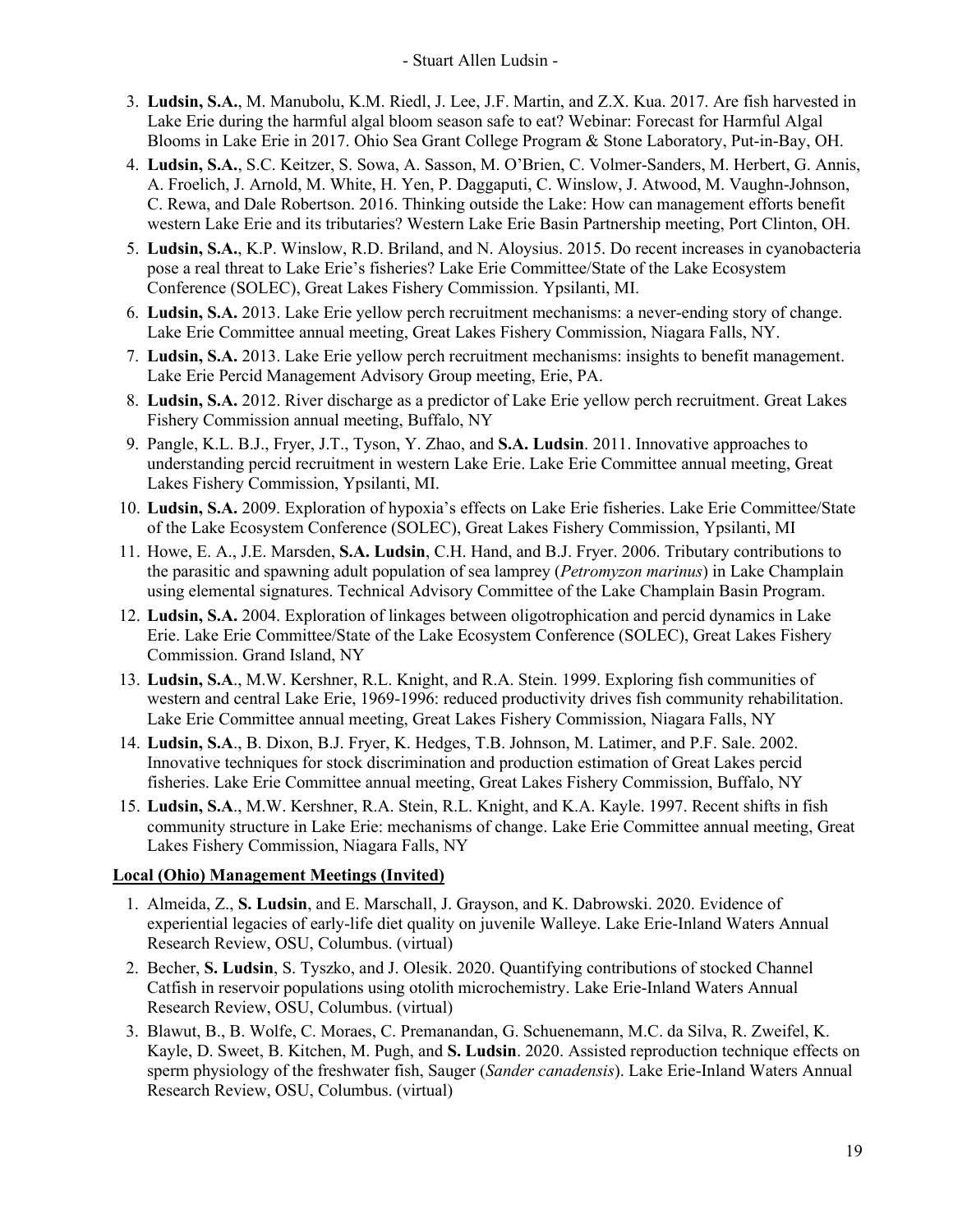3. **Ludsin, S.A.**, M. Manubolu, K.M. Riedl, J. Lee, J.F. Martin, and Z.X. Kua. 2017. Are fish harvested in Lake Erie during the harmful algal bloom season safe to eat? Webinar: Forecast for Harmful Algal Blooms in Lake Erie in 2017. Ohio Sea Grant College Program & Stone Laboratory, Put-in-Bay, OH.
4. **Ludsin, S.A.**, S.C. Keitzer, S. Sowa, A. Sasson, M. O'Brien, C. Volmer-Sanders, M. Herbert, G. Annis, A. Froelich, J. Arnold, M. White, H. Yen, P. Daggaputi, C. Winslow, J. Atwood, M. Vaughn-Johnson, C. Rewa, and Dale Robertson. 2016. Thinking outside the Lake: How can management efforts benefit western Lake Erie and its tributaries? Western Lake Erie Basin Partnership meeting, Port Clinton, OH.
5. **Ludsin, S.A.**, K.P. Winslow, R.D. Briland, and N. Aloysius. 2015. Do recent increases in cyanobacteria pose a real threat to Lake Erie's fisheries? Lake Erie Committee/State of the Lake Ecosystem Conference (SOLEC), Great Lakes Fishery Commission. Ypsilanti, MI.
6. **Ludsin, S.A.** 2013. Lake Erie yellow perch recruitment mechanisms: a never-ending story of change. Lake Erie Committee annual meeting, Great Lakes Fishery Commission, Niagara Falls, NY.
7. **Ludsin, S.A.** 2013. Lake Erie yellow perch recruitment mechanisms: insights to benefit management. Lake Erie Percid Management Advisory Group meeting, Erie, PA.
8. **Ludsin, S.A.** 2012. River discharge as a predictor of Lake Erie yellow perch recruitment. Great Lakes Fishery Commission annual meeting, Buffalo, NY
9. Pangle, K.L. B.J., Fryer, J.T., Tyson, Y. Zhao, and **S.A. Ludsin**. 2011. Innovative approaches to understanding percid recruitment in western Lake Erie. Lake Erie Committee annual meeting, Great Lakes Fishery Commission, Ypsilanti, MI.
10. **Ludsin, S.A.** 2009. Exploration of hypoxia's effects on Lake Erie fisheries. Lake Erie Committee/State of the Lake Ecosystem Conference (SOLEC), Great Lakes Fishery Commission, Ypsilanti, MI
11. Howe, E. A., J.E. Marsden, **S.A. Ludsin**, C.H. Hand, and B.J. Fryer. 2006. Tributary contributions to the parasitic and spawning adult population of sea lamprey (*Petromyzon marinus*) in Lake Champlain using elemental signatures. Technical Advisory Committee of the Lake Champlain Basin Program.
12. **Ludsin, S.A.** 2004. Exploration of linkages between oligotrophication and percid dynamics in Lake Erie. Lake Erie Committee/State of the Lake Ecosystem Conference (SOLEC), Great Lakes Fishery Commission. Grand Island, NY
13. **Ludsin, S.A**., M.W. Kershner, R.L. Knight, and R.A. Stein. 1999. Exploring fish communities of western and central Lake Erie, 1969-1996: reduced productivity drives fish community rehabilitation. Lake Erie Committee annual meeting, Great Lakes Fishery Commission, Niagara Falls, NY
14. **Ludsin, S.A**., B. Dixon, B.J. Fryer, K. Hedges, T.B. Johnson, M. Latimer, and P.F. Sale. 2002. Innovative techniques for stock discrimination and production estimation of Great Lakes percid fisheries. Lake Erie Committee annual meeting, Great Lakes Fishery Commission, Buffalo, NY
15. **Ludsin, S.A**., M.W. Kershner, R.A. Stein, R.L. Knight, and K.A. Kayle. 1997. Recent shifts in fish community structure in Lake Erie: mechanisms of change. Lake Erie Committee annual meeting, Great Lakes Fishery Commission, Niagara Falls, NY

**Local (Ohio) Management Meetings (Invited)**

1. Almeida, Z., **S. Ludsin**, and E. Marschall, J. Grayson, and K. Dabrowski. 2020. Evidence of experiential legacies of early-life diet quality on juvenile Walleye. Lake Erie-Inland Waters Annual Research Review, OSU, Columbus. (virtual)
2. Becher, **S. Ludsin**, S. Tyszko, and J. Olesik. 2020. Quantifying contributions of stocked Channel Catfish in reservoir populations using otolith microchemistry. Lake Erie-Inland Waters Annual Research Review, OSU, Columbus. (virtual)
3. Blawut, B., B. Wolfe, C. Moraes, C. Premanandan, G. Schuenemann, M.C. da Silva, R. Zweifel, K. Kayle, D. Sweet, B. Kitchen, M. Pugh, and **S. Ludsin**. 2020. Assisted reproduction technique effects on sperm physiology of the freshwater fish, Sauger (*Sander canadensis*). Lake Erie-Inland Waters Annual Research Review, OSU, Columbus. (virtual)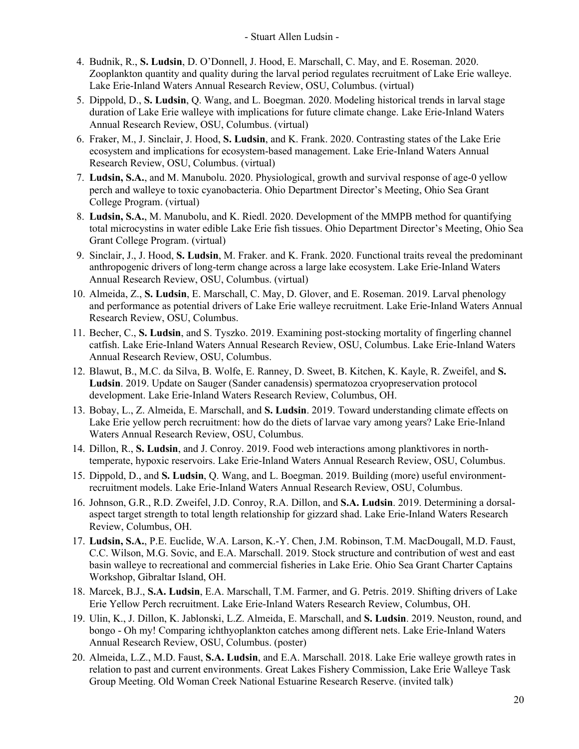4. Budnik, R., **S. Ludsin**, D. O'Donnell, J. Hood, E. Marschall, C. May, and E. Roseman. 2020. Zooplankton quantity and quality during the larval period regulates recruitment of Lake Erie walleye. Lake Erie-Inland Waters Annual Research Review, OSU, Columbus. (virtual)
5. Dippold, D., **S. Ludsin**, Q. Wang, and L. Boegman. 2020. Modeling historical trends in larval stage duration of Lake Erie walleye with implications for future climate change. Lake Erie-Inland Waters Annual Research Review, OSU, Columbus. (virtual)
6. Fraker, M., J. Sinclair, J. Hood, **S. Ludsin**, and K. Frank. 2020. Contrasting states of the Lake Erie ecosystem and implications for ecosystem-based management. Lake Erie-Inland Waters Annual Research Review, OSU, Columbus. (virtual)
7. **Ludsin, S.A.**, and M. Manubolu. 2020. Physiological, growth and survival response of age-0 yellow perch and walleye to toxic cyanobacteria. Ohio Department Director's Meeting, Ohio Sea Grant College Program. (virtual)
8. **Ludsin, S.A.**, M. Manubolu, and K. Riedl. 2020. Development of the MMPB method for quantifying total microcystins in water edible Lake Erie fish tissues. Ohio Department Director's Meeting, Ohio Sea Grant College Program. (virtual)
9. Sinclair, J., J. Hood, **S. Ludsin**, M. Fraker. and K. Frank. 2020. Functional traits reveal the predominant anthropogenic drivers of long-term change across a large lake ecosystem. Lake Erie-Inland Waters Annual Research Review, OSU, Columbus. (virtual)
10. Almeida, Z., **S. Ludsin**, E. Marschall, C. May, D. Glover, and E. Roseman. 2019. Larval phenology and performance as potential drivers of Lake Erie walleye recruitment. Lake Erie-Inland Waters Annual Research Review, OSU, Columbus.
11. Becher, C., **S. Ludsin**, and S. Tyszko. 2019. Examining post-stocking mortality of fingerling channel catfish. Lake Erie-Inland Waters Annual Research Review, OSU, Columbus. Lake Erie-Inland Waters Annual Research Review, OSU, Columbus.
12. Blawut, B., M.C. da Silva, B. Wolfe, E. Ranney, D. Sweet, B. Kitchen, K. Kayle, R. Zweifel, and **S. Ludsin**. 2019. Update on Sauger (Sander canadensis) spermatozoa cryopreservation protocol development. Lake Erie-Inland Waters Research Review, Columbus, OH.
13. Bobay, L., Z. Almeida, E. Marschall, and **S. Ludsin**. 2019. Toward understanding climate effects on Lake Erie yellow perch recruitment: how do the diets of larvae vary among years? Lake Erie-Inland Waters Annual Research Review, OSU, Columbus.
14. Dillon, R., **S. Ludsin**, and J. Conroy. 2019. Food web interactions among planktivores in north-temperate, hypoxic reservoirs. Lake Erie-Inland Waters Annual Research Review, OSU, Columbus.
15. Dippold, D., and **S. Ludsin**, Q. Wang, and L. Boegman. 2019. Building (more) useful environment-recruitment models. Lake Erie-Inland Waters Annual Research Review, OSU, Columbus.
16. Johnson, G.R., R.D. Zweifel, J.D. Conroy, R.A. Dillon, and **S.A. Ludsin**. 2019. Determining a dorsal-aspect target strength to total length relationship for gizzard shad. Lake Erie-Inland Waters Research Review, Columbus, OH.
17. **Ludsin, S.A.**, P.E. Euclide, W.A. Larson, K.-Y. Chen, J.M. Robinson, T.M. MacDougall, M.D. Faust, C.C. Wilson, M.G. Sovic, and E.A. Marschall. 2019. Stock structure and contribution of west and east basin walleye to recreational and commercial fisheries in Lake Erie. Ohio Sea Grant Charter Captains Workshop, Gibraltar Island, OH.
18. Marcek, B.J., **S.A. Ludsin**, E.A. Marschall, T.M. Farmer, and G. Petris. 2019. Shifting drivers of Lake Erie Yellow Perch recruitment. Lake Erie-Inland Waters Research Review, Columbus, OH.
19. Ulin, K., J. Dillon, K. Jablonski, L.Z. Almeida, E. Marschall, and **S. Ludsin**. 2019. Neuston, round, and bongo - Oh my! Comparing ichthyoplankton catches among different nets. Lake Erie-Inland Waters Annual Research Review, OSU, Columbus. (poster)
20. Almeida, L.Z., M.D. Faust, **S.A. Ludsin**, and E.A. Marschall. 2018. Lake Erie walleye growth rates in relation to past and current environments. Great Lakes Fishery Commission, Lake Erie Walleye Task Group Meeting. Old Woman Creek National Estuarine Research Reserve. (invited talk)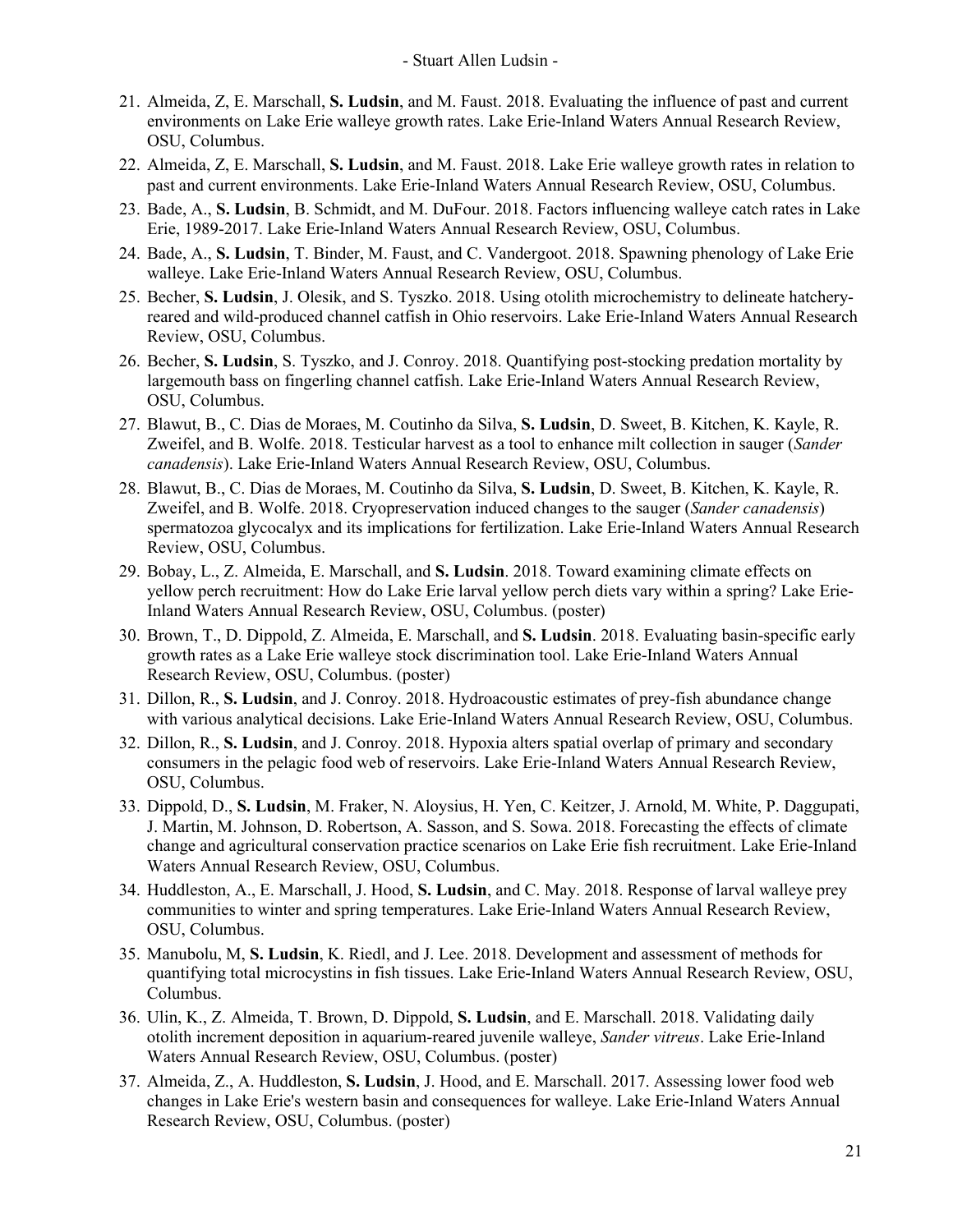21. Almeida, Z, E. Marschall, **S. Ludsin**, and M. Faust. 2018. Evaluating the influence of past and current environments on Lake Erie walleye growth rates. Lake Erie-Inland Waters Annual Research Review, OSU, Columbus.
22. Almeida, Z, E. Marschall, **S. Ludsin**, and M. Faust. 2018. Lake Erie walleye growth rates in relation to past and current environments. Lake Erie-Inland Waters Annual Research Review, OSU, Columbus.
23. Bade, A., **S. Ludsin**, B. Schmidt, and M. DuFour. 2018. Factors influencing walleye catch rates in Lake Erie, 1989-2017. Lake Erie-Inland Waters Annual Research Review, OSU, Columbus.
24. Bade, A., **S. Ludsin**, T. Binder, M. Faust, and C. Vandergoot. 2018. Spawning phenology of Lake Erie walleye. Lake Erie-Inland Waters Annual Research Review, OSU, Columbus.
25. Becher, **S. Ludsin**, J. Olesik, and S. Tyszko. 2018. Using otolith microchemistry to delineate hatchery-reared and wild-produced channel catfish in Ohio reservoirs. Lake Erie-Inland Waters Annual Research Review, OSU, Columbus.
26. Becher, **S. Ludsin**, S. Tyszko, and J. Conroy. 2018. Quantifying post-stocking predation mortality by largemouth bass on fingerling channel catfish. Lake Erie-Inland Waters Annual Research Review, OSU, Columbus.
27. Blawut, B., C. Dias de Moraes, M. Coutinho da Silva, **S. Ludsin**, D. Sweet, B. Kitchen, K. Kayle, R. Zweifel, and B. Wolfe. 2018. Testicular harvest as a tool to enhance milt collection in sauger (*Sander canadensis*). Lake Erie-Inland Waters Annual Research Review, OSU, Columbus.
28. Blawut, B., C. Dias de Moraes, M. Coutinho da Silva, **S. Ludsin**, D. Sweet, B. Kitchen, K. Kayle, R. Zweifel, and B. Wolfe. 2018. Cryopreservation induced changes to the sauger (*Sander canadensis*) spermatozoa glycocalyx and its implications for fertilization. Lake Erie-Inland Waters Annual Research Review, OSU, Columbus.
29. Bobay, L., Z. Almeida, E. Marschall, and **S. Ludsin**. 2018. Toward examining climate effects on yellow perch recruitment: How do Lake Erie larval yellow perch diets vary within a spring? Lake Erie-Inland Waters Annual Research Review, OSU, Columbus. (poster)
30. Brown, T., D. Dippold, Z. Almeida, E. Marschall, and **S. Ludsin**. 2018. Evaluating basin-specific early growth rates as a Lake Erie walleye stock discrimination tool. Lake Erie-Inland Waters Annual Research Review, OSU, Columbus. (poster)
31. Dillon, R., **S. Ludsin**, and J. Conroy. 2018. Hydroacoustic estimates of prey-fish abundance change with various analytical decisions. Lake Erie-Inland Waters Annual Research Review, OSU, Columbus.
32. Dillon, R., **S. Ludsin**, and J. Conroy. 2018. Hypoxia alters spatial overlap of primary and secondary consumers in the pelagic food web of reservoirs. Lake Erie-Inland Waters Annual Research Review, OSU, Columbus.
33. Dippold, D., **S. Ludsin**, M. Fraker, N. Aloysius, H. Yen, C. Keitzer, J. Arnold, M. White, P. Daggupati, J. Martin, M. Johnson, D. Robertson, A. Sasson, and S. Sowa. 2018. Forecasting the effects of climate change and agricultural conservation practice scenarios on Lake Erie fish recruitment. Lake Erie-Inland Waters Annual Research Review, OSU, Columbus.
34. Huddleston, A., E. Marschall, J. Hood, **S. Ludsin**, and C. May. 2018. Response of larval walleye prey communities to winter and spring temperatures. Lake Erie-Inland Waters Annual Research Review, OSU, Columbus.
35. Manubolu, M, **S. Ludsin**, K. Riedl, and J. Lee. 2018. Development and assessment of methods for quantifying total microcystins in fish tissues. Lake Erie-Inland Waters Annual Research Review, OSU, Columbus.
36. Ulin, K., Z. Almeida, T. Brown, D. Dippold, **S. Ludsin**, and E. Marschall. 2018. Validating daily otolith increment deposition in aquarium-reared juvenile walleye, *Sander vitreus*. Lake Erie-Inland Waters Annual Research Review, OSU, Columbus. (poster)
37. Almeida, Z., A. Huddleston, **S. Ludsin**, J. Hood, and E. Marschall. 2017. Assessing lower food web changes in Lake Erie's western basin and consequences for walleye. Lake Erie-Inland Waters Annual Research Review, OSU, Columbus. (poster)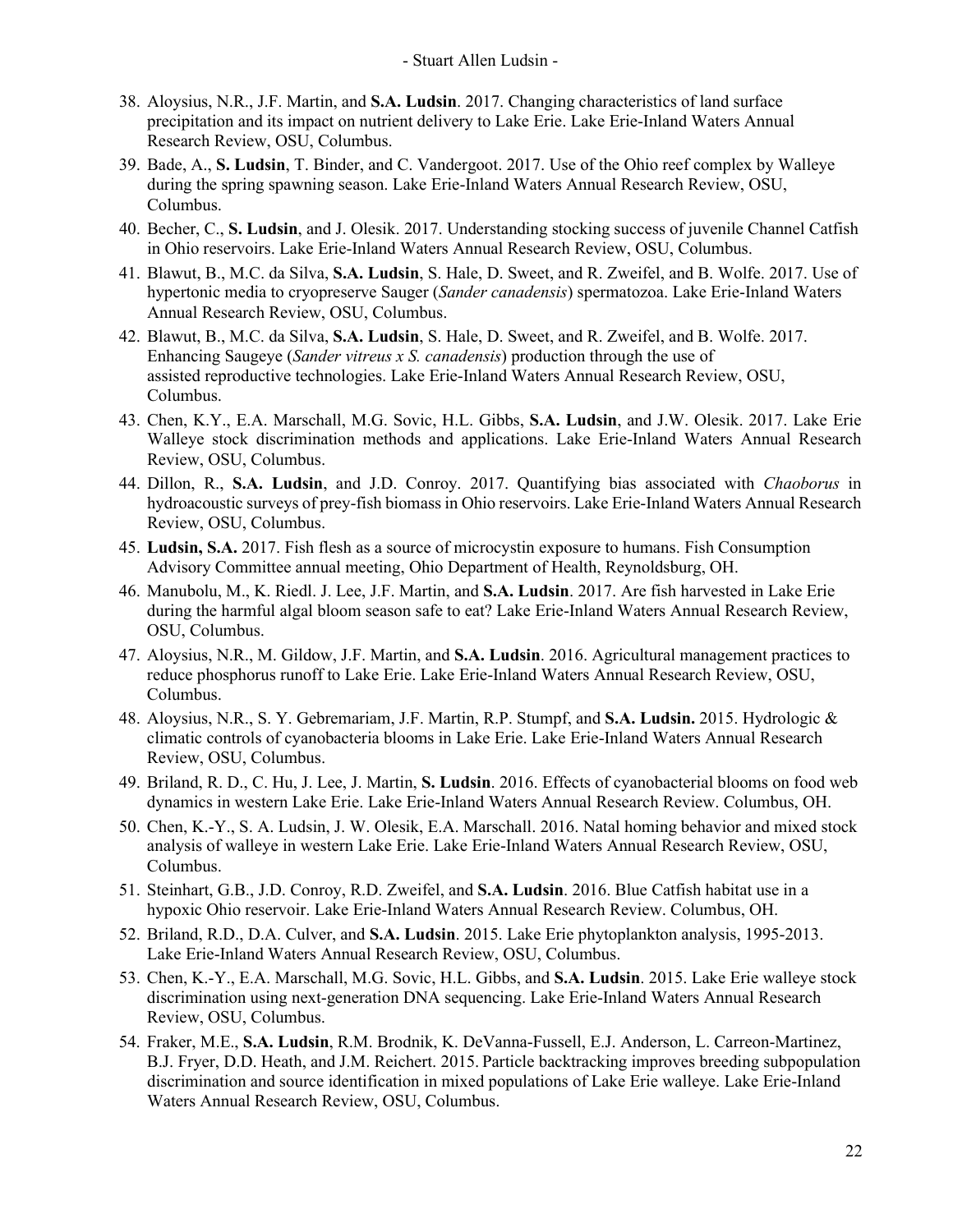38. Aloysius, N.R., J.F. Martin, and **S.A. Ludsin**. 2017. Changing characteristics of land surface precipitation and its impact on nutrient delivery to Lake Erie. Lake Erie-Inland Waters Annual Research Review, OSU, Columbus.
39. Bade, A., **S. Ludsin**, T. Binder, and C. Vandergoot. 2017. Use of the Ohio reef complex by Walleye during the spring spawning season. Lake Erie-Inland Waters Annual Research Review, OSU, Columbus.
40. Becher, C., **S. Ludsin**, and J. Olesik. 2017. Understanding stocking success of juvenile Channel Catfish in Ohio reservoirs. Lake Erie-Inland Waters Annual Research Review, OSU, Columbus.
41. Blawut, B., M.C. da Silva, **S.A. Ludsin**, S. Hale, D. Sweet, and R. Zweifel, and B. Wolfe. 2017. Use of hypertonic media to cryopreserve Sauger (*Sander canadensis*) spermatozoa. Lake Erie-Inland Waters Annual Research Review, OSU, Columbus.
42. Blawut, B., M.C. da Silva, **S.A. Ludsin**, S. Hale, D. Sweet, and R. Zweifel, and B. Wolfe. 2017. Enhancing Saugeye (*Sander vitreus x S. canadensis*) production through the use of assisted reproductive technologies. Lake Erie-Inland Waters Annual Research Review, OSU, Columbus.
43. Chen, K.Y., E.A. Marschall, M.G. Sovic, H.L. Gibbs, **S.A. Ludsin**, and J.W. Olesik. 2017. Lake Erie Walleye stock discrimination methods and applications. Lake Erie-Inland Waters Annual Research Review, OSU, Columbus.
44. Dillon, R., **S.A. Ludsin**, and J.D. Conroy. 2017. Quantifying bias associated with *Chaoborus* in hydroacoustic surveys of prey-fish biomass in Ohio reservoirs. Lake Erie-Inland Waters Annual Research Review, OSU, Columbus.
45. **Ludsin, S.A.** 2017. Fish flesh as a source of microcystin exposure to humans. Fish Consumption Advisory Committee annual meeting, Ohio Department of Health, Reynoldsburg, OH.
46. Manubolu, M., K. Riedl. J. Lee, J.F. Martin, and **S.A. Ludsin**. 2017. Are fish harvested in Lake Erie during the harmful algal bloom season safe to eat? Lake Erie-Inland Waters Annual Research Review, OSU, Columbus.
47. Aloysius, N.R., M. Gildow, J.F. Martin, and **S.A. Ludsin**. 2016. Agricultural management practices to reduce phosphorus runoff to Lake Erie. Lake Erie-Inland Waters Annual Research Review, OSU, Columbus.
48. Aloysius, N.R., S. Y. Gebremariam, J.F. Martin, R.P. Stumpf, and **S.A. Ludsin.** 2015. Hydrologic & climatic controls of cyanobacteria blooms in Lake Erie. Lake Erie-Inland Waters Annual Research Review, OSU, Columbus.
49. Briland, R. D., C. Hu, J. Lee, J. Martin, **S. Ludsin**. 2016. Effects of cyanobacterial blooms on food web dynamics in western Lake Erie. Lake Erie-Inland Waters Annual Research Review. Columbus, OH.
50. Chen, K.-Y., S. A. Ludsin, J. W. Olesik, E.A. Marschall. 2016. Natal homing behavior and mixed stock analysis of walleye in western Lake Erie. Lake Erie-Inland Waters Annual Research Review, OSU, Columbus.
51. Steinhart, G.B., J.D. Conroy, R.D. Zweifel, and **S.A. Ludsin**. 2016. Blue Catfish habitat use in a hypoxic Ohio reservoir. Lake Erie-Inland Waters Annual Research Review. Columbus, OH.
52. Briland, R.D., D.A. Culver, and **S.A. Ludsin**. 2015. Lake Erie phytoplankton analysis, 1995-2013. Lake Erie-Inland Waters Annual Research Review, OSU, Columbus.
53. Chen, K.-Y., E.A. Marschall, M.G. Sovic, H.L. Gibbs, and **S.A. Ludsin**. 2015. Lake Erie walleye stock discrimination using next-generation DNA sequencing. Lake Erie-Inland Waters Annual Research Review, OSU, Columbus.
54. Fraker, M.E., **S.A. Ludsin**, R.M. Brodnik, K. DeVanna-Fussell, E.J. Anderson, L. Carreon-Martinez, B.J. Fryer, D.D. Heath, and J.M. Reichert. 2015. Particle backtracking improves breeding subpopulation discrimination and source identification in mixed populations of Lake Erie walleye. Lake Erie-Inland Waters Annual Research Review, OSU, Columbus.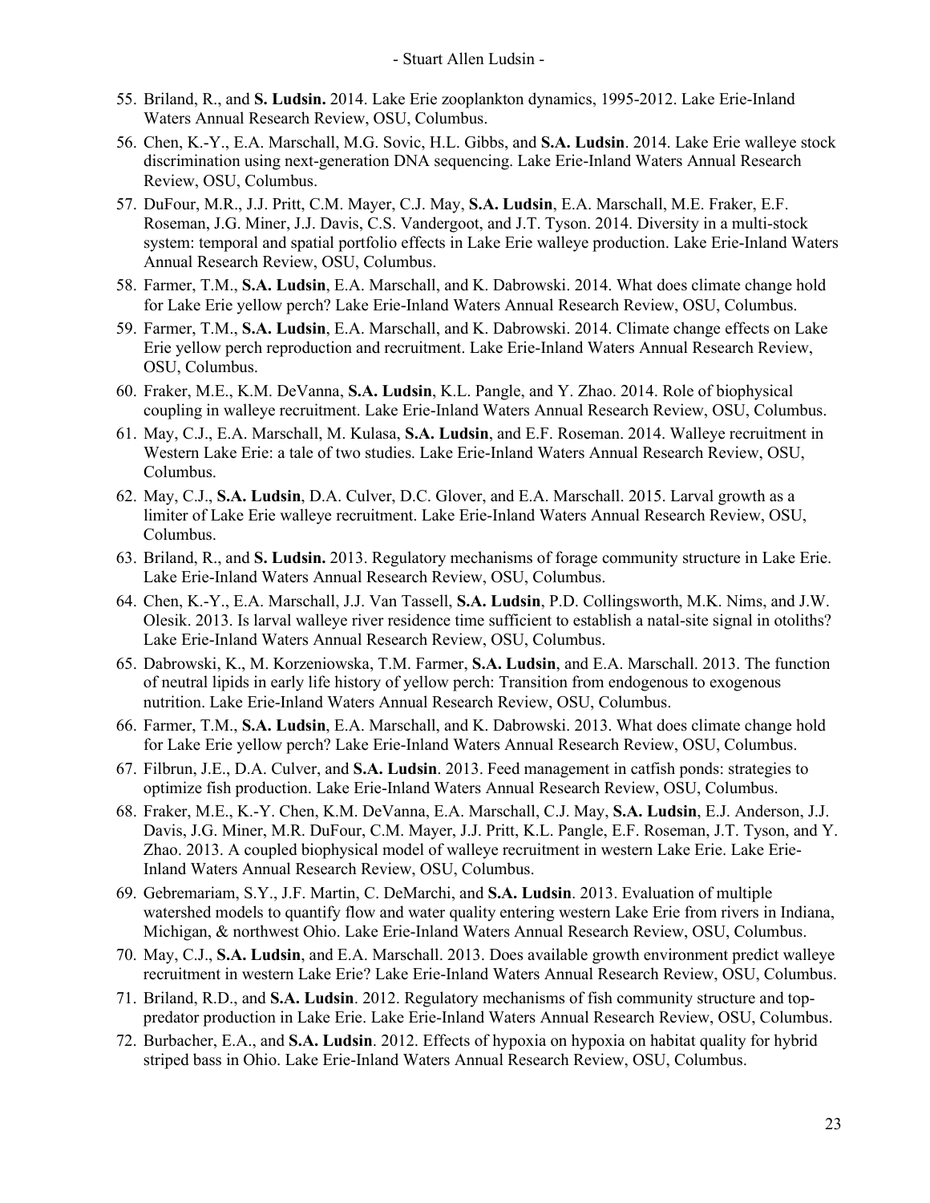55. Briland, R., and **S. Ludsin.** 2014. Lake Erie zooplankton dynamics, 1995-2012. Lake Erie-Inland Waters Annual Research Review, OSU, Columbus.
56. Chen, K.-Y., E.A. Marschall, M.G. Sovic, H.L. Gibbs, and **S.A. Ludsin**. 2014. Lake Erie walleye stock discrimination using next-generation DNA sequencing. Lake Erie-Inland Waters Annual Research Review, OSU, Columbus.
57. DuFour, M.R., J.J. Pritt, C.M. Mayer, C.J. May, **S.A. Ludsin**, E.A. Marschall, M.E. Fraker, E.F. Roseman, J.G. Miner, J.J. Davis, C.S. Vandergoot, and J.T. Tyson. 2014. Diversity in a multi-stock system: temporal and spatial portfolio effects in Lake Erie walleye production. Lake Erie-Inland Waters Annual Research Review, OSU, Columbus.
58. Farmer, T.M., **S.A. Ludsin**, E.A. Marschall, and K. Dabrowski. 2014. What does climate change hold for Lake Erie yellow perch? Lake Erie-Inland Waters Annual Research Review, OSU, Columbus.
59. Farmer, T.M., **S.A. Ludsin**, E.A. Marschall, and K. Dabrowski. 2014. Climate change effects on Lake Erie yellow perch reproduction and recruitment. Lake Erie-Inland Waters Annual Research Review, OSU, Columbus.
60. Fraker, M.E., K.M. DeVanna, **S.A. Ludsin**, K.L. Pangle, and Y. Zhao. 2014. Role of biophysical coupling in walleye recruitment. Lake Erie-Inland Waters Annual Research Review, OSU, Columbus.
61. May, C.J., E.A. Marschall, M. Kulasa, **S.A. Ludsin**, and E.F. Roseman. 2014. Walleye recruitment in Western Lake Erie: a tale of two studies. Lake Erie-Inland Waters Annual Research Review, OSU, Columbus.
62. May, C.J., **S.A. Ludsin**, D.A. Culver, D.C. Glover, and E.A. Marschall. 2015. Larval growth as a limiter of Lake Erie walleye recruitment. Lake Erie-Inland Waters Annual Research Review, OSU, Columbus.
63. Briland, R., and **S. Ludsin.** 2013. Regulatory mechanisms of forage community structure in Lake Erie. Lake Erie-Inland Waters Annual Research Review, OSU, Columbus.
64. Chen, K.-Y., E.A. Marschall, J.J. Van Tassell, **S.A. Ludsin**, P.D. Collingsworth, M.K. Nims, and J.W. Olesik. 2013. Is larval walleye river residence time sufficient to establish a natal-site signal in otoliths? Lake Erie-Inland Waters Annual Research Review, OSU, Columbus.
65. Dabrowski, K., M. Korzeniowska, T.M. Farmer, **S.A. Ludsin**, and E.A. Marschall. 2013. The function of neutral lipids in early life history of yellow perch: Transition from endogenous to exogenous nutrition. Lake Erie-Inland Waters Annual Research Review, OSU, Columbus.
66. Farmer, T.M., **S.A. Ludsin**, E.A. Marschall, and K. Dabrowski. 2013. What does climate change hold for Lake Erie yellow perch? Lake Erie-Inland Waters Annual Research Review, OSU, Columbus.
67. Filbrun, J.E., D.A. Culver, and **S.A. Ludsin**. 2013. Feed management in catfish ponds: strategies to optimize fish production. Lake Erie-Inland Waters Annual Research Review, OSU, Columbus.
68. Fraker, M.E., K.-Y. Chen, K.M. DeVanna, E.A. Marschall, C.J. May, **S.A. Ludsin**, E.J. Anderson, J.J. Davis, J.G. Miner, M.R. DuFour, C.M. Mayer, J.J. Pritt, K.L. Pangle, E.F. Roseman, J.T. Tyson, and Y. Zhao. 2013. A coupled biophysical model of walleye recruitment in western Lake Erie. Lake Erie-Inland Waters Annual Research Review, OSU, Columbus.
69. Gebremariam, S.Y., J.F. Martin, C. DeMarchi, and **S.A. Ludsin**. 2013. Evaluation of multiple watershed models to quantify flow and water quality entering western Lake Erie from rivers in Indiana, Michigan, & northwest Ohio. Lake Erie-Inland Waters Annual Research Review, OSU, Columbus.
70. May, C.J., **S.A. Ludsin**, and E.A. Marschall. 2013. Does available growth environment predict walleye recruitment in western Lake Erie? Lake Erie-Inland Waters Annual Research Review, OSU, Columbus.
71. Briland, R.D., and **S.A. Ludsin**. 2012. Regulatory mechanisms of fish community structure and top-predator production in Lake Erie. Lake Erie-Inland Waters Annual Research Review, OSU, Columbus.
72. Burbacher, E.A., and **S.A. Ludsin**. 2012. Effects of hypoxia on hypoxia on habitat quality for hybrid striped bass in Ohio. Lake Erie-Inland Waters Annual Research Review, OSU, Columbus.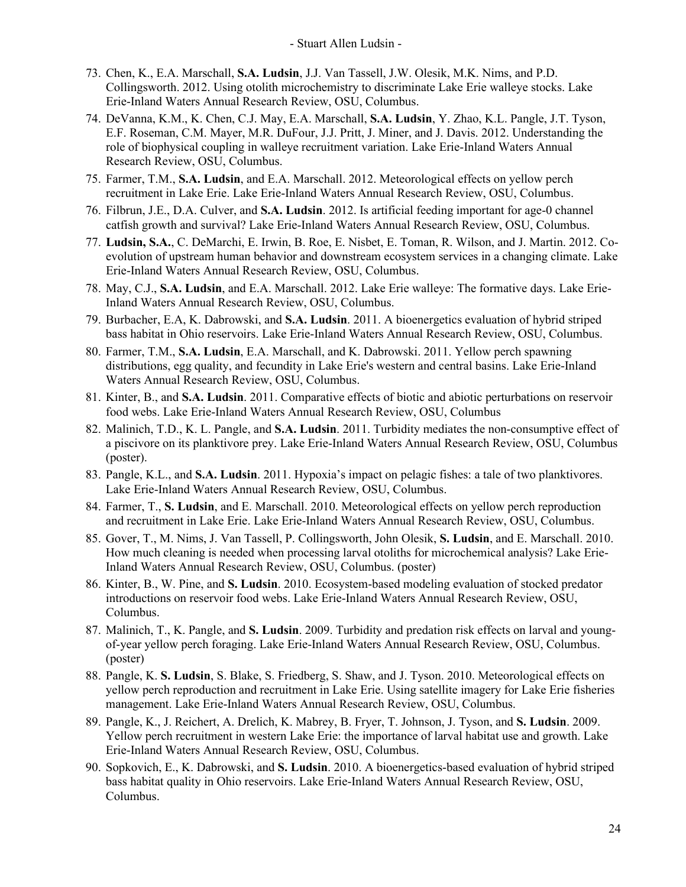73. Chen, K., E.A. Marschall, **S.A. Ludsin**, J.J. Van Tassell, J.W. Olesik, M.K. Nims, and P.D. Collingsworth. 2012. Using otolith microchemistry to discriminate Lake Erie walleye stocks. Lake Erie-Inland Waters Annual Research Review, OSU, Columbus.
74. DeVanna, K.M., K. Chen, C.J. May, E.A. Marschall, **S.A. Ludsin**, Y. Zhao, K.L. Pangle, J.T. Tyson, E.F. Roseman, C.M. Mayer, M.R. DuFour, J.J. Pritt, J. Miner, and J. Davis. 2012. Understanding the role of biophysical coupling in walleye recruitment variation. Lake Erie-Inland Waters Annual Research Review, OSU, Columbus.
75. Farmer, T.M., **S.A. Ludsin**, and E.A. Marschall. 2012. Meteorological effects on yellow perch recruitment in Lake Erie. Lake Erie-Inland Waters Annual Research Review, OSU, Columbus.
76. Filbrun, J.E., D.A. Culver, and **S.A. Ludsin**. 2012. Is artificial feeding important for age-0 channel catfish growth and survival? Lake Erie-Inland Waters Annual Research Review, OSU, Columbus.
77. **Ludsin, S.A.**, C. DeMarchi, E. Irwin, B. Roe, E. Nisbet, E. Toman, R. Wilson, and J. Martin. 2012. Co-evolution of upstream human behavior and downstream ecosystem services in a changing climate. Lake Erie-Inland Waters Annual Research Review, OSU, Columbus.
78. May, C.J., **S.A. Ludsin**, and E.A. Marschall. 2012. Lake Erie walleye: The formative days. Lake Erie-Inland Waters Annual Research Review, OSU, Columbus.
79. Burbacher, E.A, K. Dabrowski, and **S.A. Ludsin**. 2011. A bioenergetics evaluation of hybrid striped bass habitat in Ohio reservoirs. Lake Erie-Inland Waters Annual Research Review, OSU, Columbus.
80. Farmer, T.M., **S.A. Ludsin**, E.A. Marschall, and K. Dabrowski. 2011. Yellow perch spawning distributions, egg quality, and fecundity in Lake Erie's western and central basins. Lake Erie-Inland Waters Annual Research Review, OSU, Columbus.
81. Kinter, B., and **S.A. Ludsin**. 2011. Comparative effects of biotic and abiotic perturbations on reservoir food webs. Lake Erie-Inland Waters Annual Research Review, OSU, Columbus
82. Malinich, T.D., K. L. Pangle, and **S.A. Ludsin**. 2011. Turbidity mediates the non-consumptive effect of a piscivore on its planktivore prey. Lake Erie-Inland Waters Annual Research Review, OSU, Columbus (poster).
83. Pangle, K.L., and **S.A. Ludsin**. 2011. Hypoxia's impact on pelagic fishes: a tale of two planktivores. Lake Erie-Inland Waters Annual Research Review, OSU, Columbus.
84. Farmer, T., **S. Ludsin**, and E. Marschall. 2010. Meteorological effects on yellow perch reproduction and recruitment in Lake Erie. Lake Erie-Inland Waters Annual Research Review, OSU, Columbus.
85. Gover, T., M. Nims, J. Van Tassell, P. Collingsworth, John Olesik, **S. Ludsin**, and E. Marschall. 2010. How much cleaning is needed when processing larval otoliths for microchemical analysis? Lake Erie-Inland Waters Annual Research Review, OSU, Columbus. (poster)
86. Kinter, B., W. Pine, and **S. Ludsin**. 2010. Ecosystem-based modeling evaluation of stocked predator introductions on reservoir food webs. Lake Erie-Inland Waters Annual Research Review, OSU, Columbus.
87. Malinich, T., K. Pangle, and **S. Ludsin**. 2009. Turbidity and predation risk effects on larval and young-of-year yellow perch foraging. Lake Erie-Inland Waters Annual Research Review, OSU, Columbus. (poster)
88. Pangle, K. **S. Ludsin**, S. Blake, S. Friedberg, S. Shaw, and J. Tyson. 2010. Meteorological effects on yellow perch reproduction and recruitment in Lake Erie. Using satellite imagery for Lake Erie fisheries management. Lake Erie-Inland Waters Annual Research Review, OSU, Columbus.
89. Pangle, K., J. Reichert, A. Drelich, K. Mabrey, B. Fryer, T. Johnson, J. Tyson, and **S. Ludsin**. 2009. Yellow perch recruitment in western Lake Erie: the importance of larval habitat use and growth. Lake Erie-Inland Waters Annual Research Review, OSU, Columbus.
90. Sopkovich, E., K. Dabrowski, and **S. Ludsin**. 2010. A bioenergetics-based evaluation of hybrid striped bass habitat quality in Ohio reservoirs. Lake Erie-Inland Waters Annual Research Review, OSU, Columbus.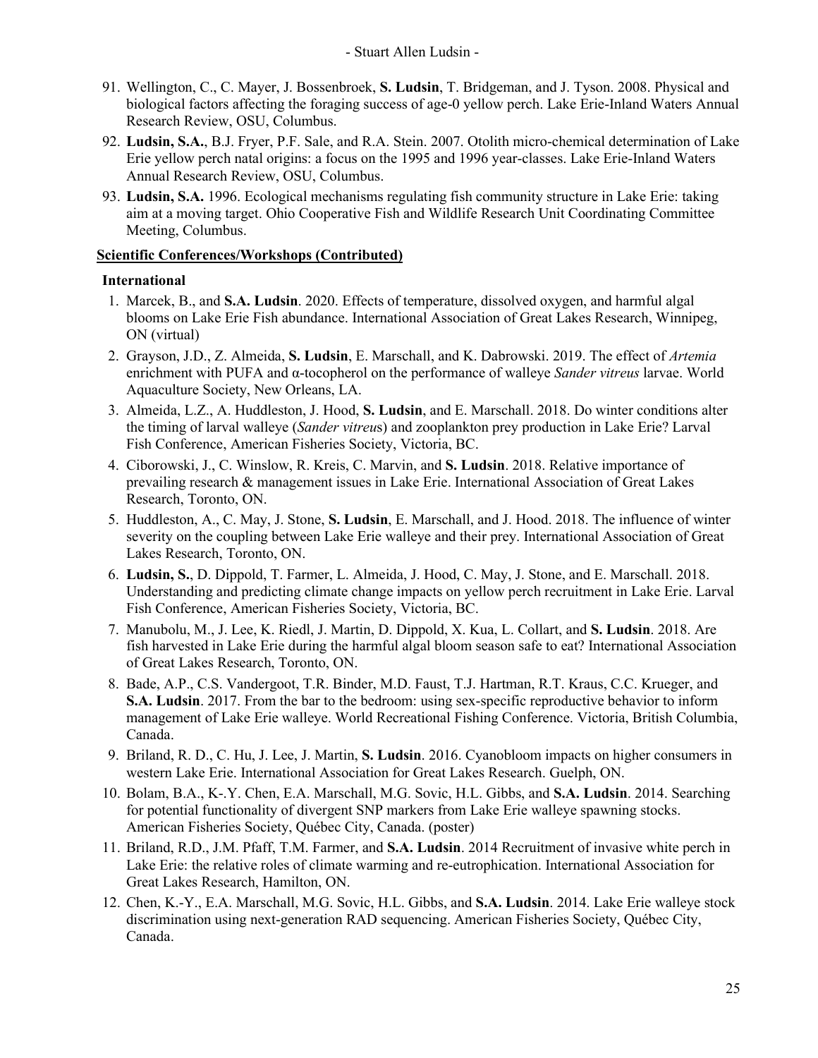91. Wellington, C., C. Mayer, J. Bossenbroek, **S. Ludsin**, T. Bridgeman, and J. Tyson. 2008. Physical and biological factors affecting the foraging success of age-0 yellow perch. Lake Erie-Inland Waters Annual Research Review, OSU, Columbus.
92. **Ludsin, S.A.**, B.J. Fryer, P.F. Sale, and R.A. Stein. 2007. Otolith micro-chemical determination of Lake Erie yellow perch natal origins: a focus on the 1995 and 1996 year-classes. Lake Erie-Inland Waters Annual Research Review, OSU, Columbus.
93. **Ludsin, S.A.** 1996. Ecological mechanisms regulating fish community structure in Lake Erie: taking aim at a moving target. Ohio Cooperative Fish and Wildlife Research Unit Coordinating Committee Meeting, Columbus.

**Scientific Conferences/Workshops (Contributed)**

**International**

1. Marcek, B., and **S.A. Ludsin**. 2020. Effects of temperature, dissolved oxygen, and harmful algal blooms on Lake Erie Fish abundance. International Association of Great Lakes Research, Winnipeg, ON (virtual)
2. Grayson, J.D., Z. Almeida, **S. Ludsin**, E. Marschall, and K. Dabrowski. 2019. The effect of *Artemia* enrichment with PUFA and α-tocopherol on the performance of walleye *Sander vitreus* larvae. World Aquaculture Society, New Orleans, LA.
3. Almeida, L.Z., A. Huddleston, J. Hood, **S. Ludsin**, and E. Marschall. 2018. Do winter conditions alter the timing of larval walleye (*Sander vitreus*) and zooplankton prey production in Lake Erie? Larval Fish Conference, American Fisheries Society, Victoria, BC.
4. Ciborowski, J., C. Winslow, R. Kreis, C. Marvin, and **S. Ludsin**. 2018. Relative importance of prevailing research & management issues in Lake Erie. International Association of Great Lakes Research, Toronto, ON.
5. Huddleston, A., C. May, J. Stone, **S. Ludsin**, E. Marschall, and J. Hood. 2018. The influence of winter severity on the coupling between Lake Erie walleye and their prey. International Association of Great Lakes Research, Toronto, ON.
6. **Ludsin, S.**, D. Dippold, T. Farmer, L. Almeida, J. Hood, C. May, J. Stone, and E. Marschall. 2018. Understanding and predicting climate change impacts on yellow perch recruitment in Lake Erie. Larval Fish Conference, American Fisheries Society, Victoria, BC.
7. Manubolu, M., J. Lee, K. Riedl, J. Martin, D. Dippold, X. Kua, L. Collart, and **S. Ludsin**. 2018. Are fish harvested in Lake Erie during the harmful algal bloom season safe to eat? International Association of Great Lakes Research, Toronto, ON.
8. Bade, A.P., C.S. Vandergoot, T.R. Binder, M.D. Faust, T.J. Hartman, R.T. Kraus, C.C. Krueger, and **S.A. Ludsin**. 2017. From the bar to the bedroom: using sex-specific reproductive behavior to inform management of Lake Erie walleye. World Recreational Fishing Conference. Victoria, British Columbia, Canada.
9. Briland, R. D., C. Hu, J. Lee, J. Martin, **S. Ludsin**. 2016. Cyanobloom impacts on higher consumers in western Lake Erie. International Association for Great Lakes Research. Guelph, ON.
10. Bolam, B.A., K-.Y. Chen, E.A. Marschall, M.G. Sovic, H.L. Gibbs, and **S.A. Ludsin**. 2014. Searching for potential functionality of divergent SNP markers from Lake Erie walleye spawning stocks. American Fisheries Society, Québec City, Canada. (poster)
11. Briland, R.D., J.M. Pfaff, T.M. Farmer, and **S.A. Ludsin**. 2014 Recruitment of invasive white perch in Lake Erie: the relative roles of climate warming and re-eutrophication. International Association for Great Lakes Research, Hamilton, ON.
12. Chen, K.-Y., E.A. Marschall, M.G. Sovic, H.L. Gibbs, and **S.A. Ludsin**. 2014. Lake Erie walleye stock discrimination using next-generation RAD sequencing. American Fisheries Society, Québec City, Canada.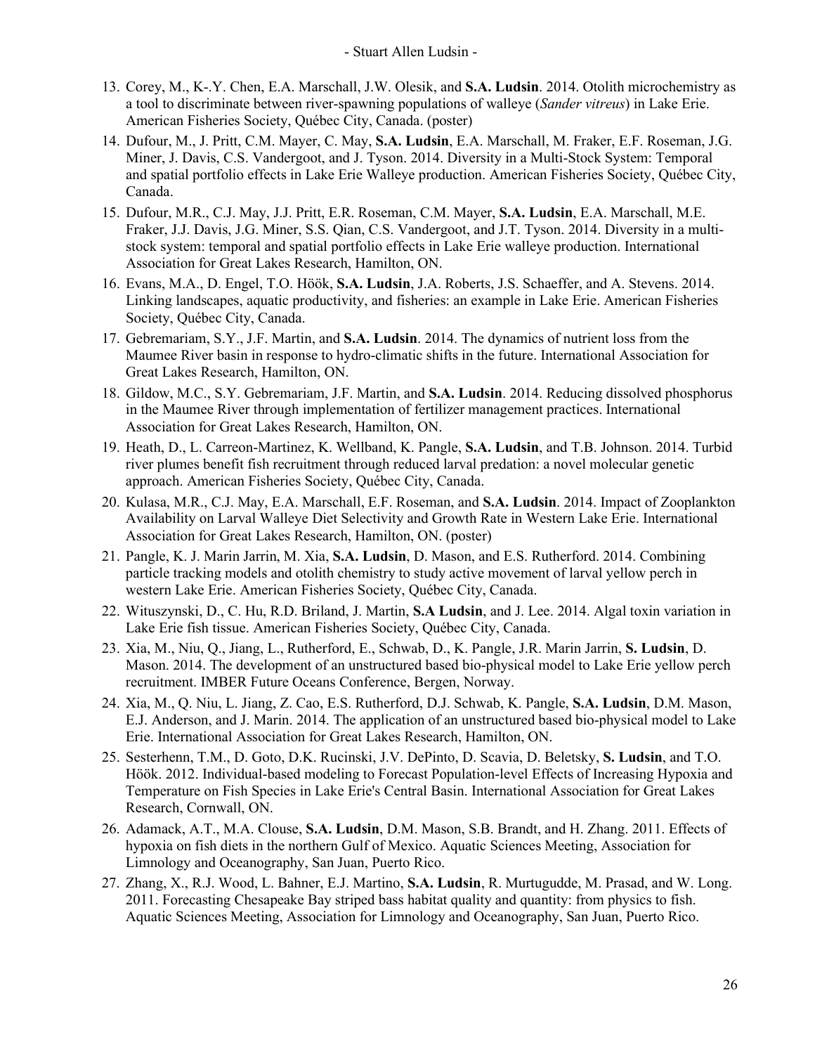13. Corey, M., K-.Y. Chen, E.A. Marschall, J.W. Olesik, and **S.A. Ludsin**. 2014. Otolith microchemistry as a tool to discriminate between river-spawning populations of walleye (*Sander vitreus*) in Lake Erie. American Fisheries Society, Québec City, Canada. (poster)
14. Dufour, M., J. Pritt, C.M. Mayer, C. May, **S.A. Ludsin**, E.A. Marschall, M. Fraker, E.F. Roseman, J.G. Miner, J. Davis, C.S. Vandergoot, and J. Tyson. 2014. Diversity in a Multi-Stock System: Temporal and spatial portfolio effects in Lake Erie Walleye production. American Fisheries Society, Québec City, Canada.
15. Dufour, M.R., C.J. May, J.J. Pritt, E.R. Roseman, C.M. Mayer, **S.A. Ludsin**, E.A. Marschall, M.E. Fraker, J.J. Davis, J.G. Miner, S.S. Qian, C.S. Vandergoot, and J.T. Tyson. 2014. Diversity in a multi-stock system: temporal and spatial portfolio effects in Lake Erie walleye production. International Association for Great Lakes Research, Hamilton, ON.
16. Evans, M.A., D. Engel, T.O. Höök, **S.A. Ludsin**, J.A. Roberts, J.S. Schaeffer, and A. Stevens. 2014. Linking landscapes, aquatic productivity, and fisheries: an example in Lake Erie. American Fisheries Society, Québec City, Canada.
17. Gebremariam, S.Y., J.F. Martin, and **S.A. Ludsin**. 2014. The dynamics of nutrient loss from the Maumee River basin in response to hydro-climatic shifts in the future. International Association for Great Lakes Research, Hamilton, ON.
18. Gildow, M.C., S.Y. Gebremariam, J.F. Martin, and **S.A. Ludsin**. 2014. Reducing dissolved phosphorus in the Maumee River through implementation of fertilizer management practices. International Association for Great Lakes Research, Hamilton, ON.
19. Heath, D., L. Carreon-Martinez, K. Wellband, K. Pangle, **S.A. Ludsin**, and T.B. Johnson. 2014. Turbid river plumes benefit fish recruitment through reduced larval predation: a novel molecular genetic approach. American Fisheries Society, Québec City, Canada.
20. Kulasa, M.R., C.J. May, E.A. Marschall, E.F. Roseman, and **S.A. Ludsin**. 2014. Impact of Zooplankton Availability on Larval Walleye Diet Selectivity and Growth Rate in Western Lake Erie. International Association for Great Lakes Research, Hamilton, ON. (poster)
21. Pangle, K. J. Marin Jarrin, M. Xia, **S.A. Ludsin**, D. Mason, and E.S. Rutherford. 2014. Combining particle tracking models and otolith chemistry to study active movement of larval yellow perch in western Lake Erie. American Fisheries Society, Québec City, Canada.
22. Wituszynski, D., C. Hu, R.D. Briland, J. Martin, **S.A Ludsin**, and J. Lee. 2014. Algal toxin variation in Lake Erie fish tissue. American Fisheries Society, Québec City, Canada.
23. Xia, M., Niu, Q., Jiang, L., Rutherford, E., Schwab, D., K. Pangle, J.R. Marin Jarrin, **S. Ludsin**, D. Mason. 2014. The development of an unstructured based bio-physical model to Lake Erie yellow perch recruitment. IMBER Future Oceans Conference, Bergen, Norway.
24. Xia, M., Q. Niu, L. Jiang, Z. Cao, E.S. Rutherford, D.J. Schwab, K. Pangle, **S.A. Ludsin**, D.M. Mason, E.J. Anderson, and J. Marin. 2014. The application of an unstructured based bio-physical model to Lake Erie. International Association for Great Lakes Research, Hamilton, ON.
25. Sesterhenn, T.M., D. Goto, D.K. Rucinski, J.V. DePinto, D. Scavia, D. Beletsky, **S. Ludsin**, and T.O. Höök. 2012. Individual-based modeling to Forecast Population-level Effects of Increasing Hypoxia and Temperature on Fish Species in Lake Erie's Central Basin. International Association for Great Lakes Research, Cornwall, ON.
26. Adamack, A.T., M.A. Clouse, **S.A. Ludsin**, D.M. Mason, S.B. Brandt, and H. Zhang. 2011. Effects of hypoxia on fish diets in the northern Gulf of Mexico. Aquatic Sciences Meeting, Association for Limnology and Oceanography, San Juan, Puerto Rico.
27. Zhang, X., R.J. Wood, L. Bahner, E.J. Martino, **S.A. Ludsin**, R. Murtugudde, M. Prasad, and W. Long. 2011. Forecasting Chesapeake Bay striped bass habitat quality and quantity: from physics to fish. Aquatic Sciences Meeting, Association for Limnology and Oceanography, San Juan, Puerto Rico.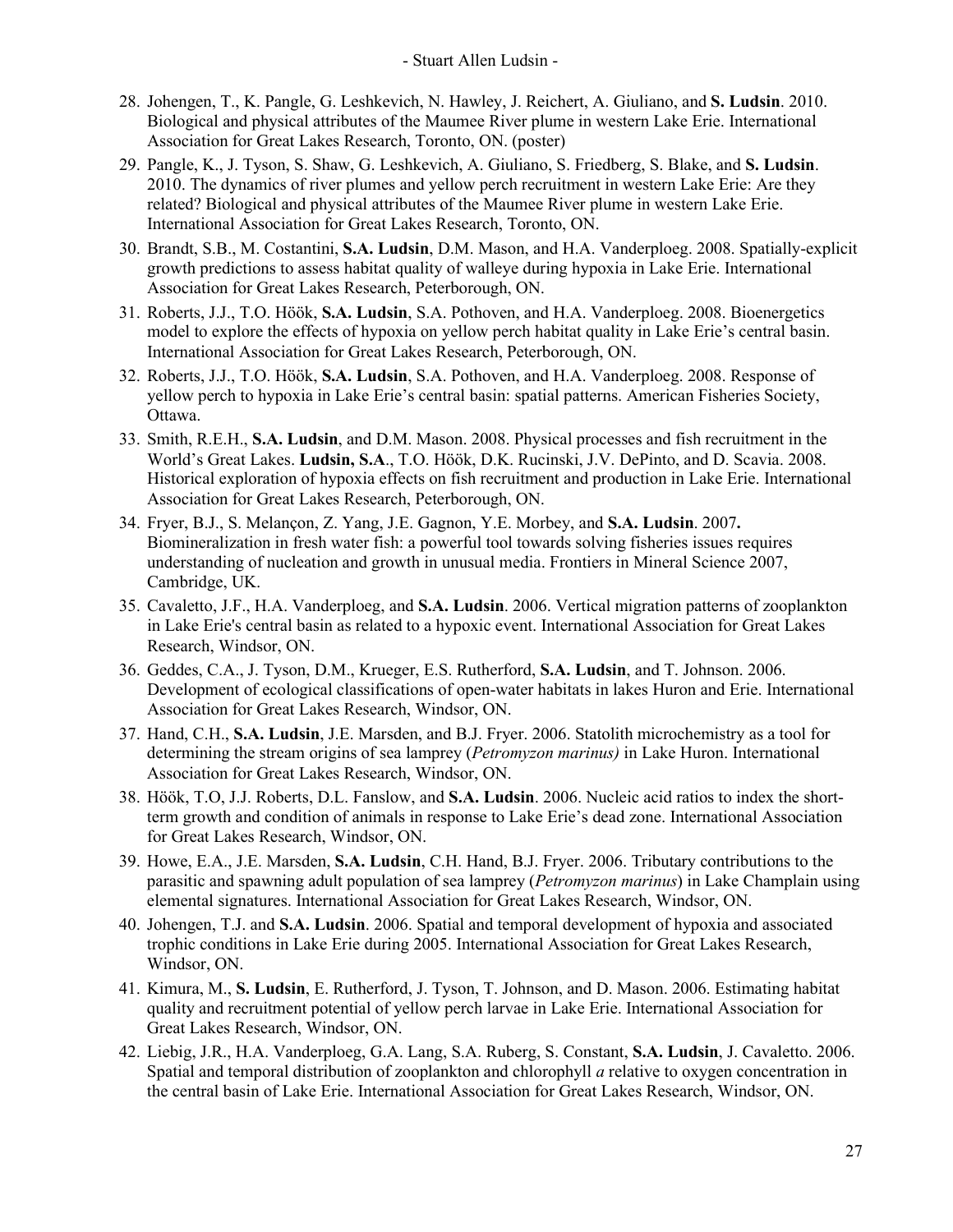28. Johengen, T., K. Pangle, G. Leshkevich, N. Hawley, J. Reichert, A. Giuliano, and **S. Ludsin**. 2010. Biological and physical attributes of the Maumee River plume in western Lake Erie. International Association for Great Lakes Research, Toronto, ON. (poster)
29. Pangle, K., J. Tyson, S. Shaw, G. Leshkevich, A. Giuliano, S. Friedberg, S. Blake, and **S. Ludsin**. 2010. The dynamics of river plumes and yellow perch recruitment in western Lake Erie: Are they related? Biological and physical attributes of the Maumee River plume in western Lake Erie. International Association for Great Lakes Research, Toronto, ON.
30. Brandt, S.B., M. Costantini, **S.A. Ludsin**, D.M. Mason, and H.A. Vanderploeg. 2008. Spatially-explicit growth predictions to assess habitat quality of walleye during hypoxia in Lake Erie. International Association for Great Lakes Research, Peterborough, ON.
31. Roberts, J.J., T.O. Höök, **S.A. Ludsin**, S.A. Pothoven, and H.A. Vanderploeg. 2008. Bioenergetics model to explore the effects of hypoxia on yellow perch habitat quality in Lake Erie's central basin. International Association for Great Lakes Research, Peterborough, ON.
32. Roberts, J.J., T.O. Höök, **S.A. Ludsin**, S.A. Pothoven, and H.A. Vanderploeg. 2008. Response of yellow perch to hypoxia in Lake Erie's central basin: spatial patterns. American Fisheries Society, Ottawa.
33. Smith, R.E.H., **S.A. Ludsin**, and D.M. Mason. 2008. Physical processes and fish recruitment in the World's Great Lakes. **Ludsin, S.A**., T.O. Höök, D.K. Rucinski, J.V. DePinto, and D. Scavia. 2008. Historical exploration of hypoxia effects on fish recruitment and production in Lake Erie. International Association for Great Lakes Research, Peterborough, ON.
34. Fryer, B.J., S. Melançon, Z. Yang, J.E. Gagnon, Y.E. Morbey, and **S.A. Ludsin**. 2007**.** Biomineralization in fresh water fish: a powerful tool towards solving fisheries issues requires understanding of nucleation and growth in unusual media. Frontiers in Mineral Science 2007, Cambridge, UK.
35. Cavaletto, J.F., H.A. Vanderploeg, and **S.A. Ludsin**. 2006. Vertical migration patterns of zooplankton in Lake Erie's central basin as related to a hypoxic event. International Association for Great Lakes Research, Windsor, ON.
36. Geddes, C.A., J. Tyson, D.M., Krueger, E.S. Rutherford, **S.A. Ludsin**, and T. Johnson. 2006. Development of ecological classifications of open-water habitats in lakes Huron and Erie. International Association for Great Lakes Research, Windsor, ON.
37. Hand, C.H., **S.A. Ludsin**, J.E. Marsden, and B.J. Fryer. 2006. Statolith microchemistry as a tool for determining the stream origins of sea lamprey (*Petromyzon marinus)* in Lake Huron. International Association for Great Lakes Research, Windsor, ON.
38. Höök, T.O, J.J. Roberts, D.L. Fanslow, and **S.A. Ludsin**. 2006. Nucleic acid ratios to index the short-term growth and condition of animals in response to Lake Erie's dead zone. International Association for Great Lakes Research, Windsor, ON.
39. Howe, E.A., J.E. Marsden, **S.A. Ludsin**, C.H. Hand, B.J. Fryer. 2006. Tributary contributions to the parasitic and spawning adult population of sea lamprey (*Petromyzon marinus*) in Lake Champlain using elemental signatures. International Association for Great Lakes Research, Windsor, ON.
40. Johengen, T.J. and **S.A. Ludsin**. 2006. Spatial and temporal development of hypoxia and associated trophic conditions in Lake Erie during 2005. International Association for Great Lakes Research, Windsor, ON.
41. Kimura, M., **S. Ludsin**, E. Rutherford, J. Tyson, T. Johnson, and D. Mason. 2006. Estimating habitat quality and recruitment potential of yellow perch larvae in Lake Erie. International Association for Great Lakes Research, Windsor, ON.
42. Liebig, J.R., H.A. Vanderploeg, G.A. Lang, S.A. Ruberg, S. Constant, **S.A. Ludsin**, J. Cavaletto. 2006. Spatial and temporal distribution of zooplankton and chlorophyll *a* relative to oxygen concentration in the central basin of Lake Erie. International Association for Great Lakes Research, Windsor, ON.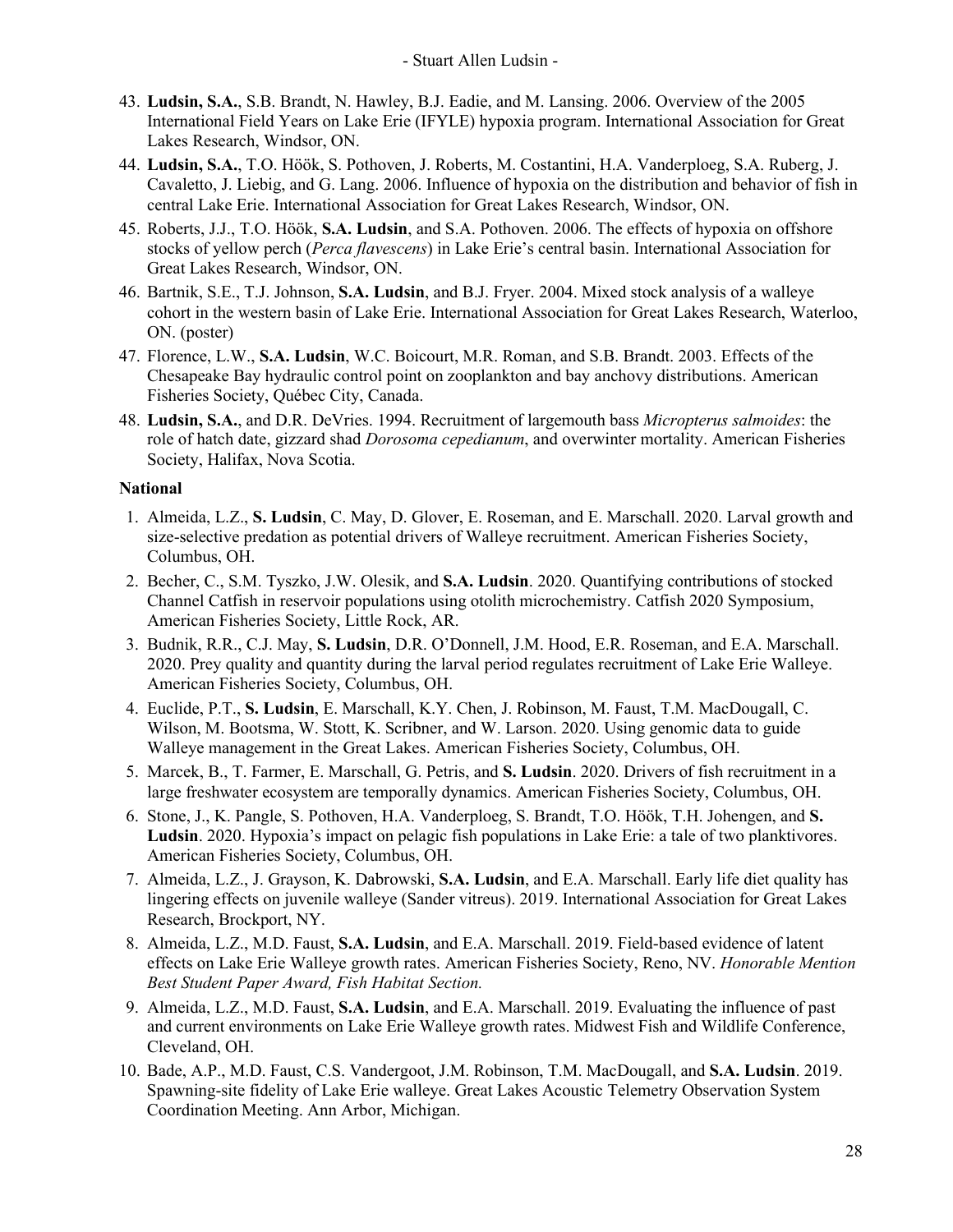43. **Ludsin, S.A.**, S.B. Brandt, N. Hawley, B.J. Eadie, and M. Lansing. 2006. Overview of the 2005 International Field Years on Lake Erie (IFYLE) hypoxia program. International Association for Great Lakes Research, Windsor, ON.
44. **Ludsin, S.A.**, T.O. Höök, S. Pothoven, J. Roberts, M. Costantini, H.A. Vanderploeg, S.A. Ruberg, J. Cavaletto, J. Liebig, and G. Lang. 2006. Influence of hypoxia on the distribution and behavior of fish in central Lake Erie. International Association for Great Lakes Research, Windsor, ON.
45. Roberts, J.J., T.O. Höök, **S.A. Ludsin**, and S.A. Pothoven. 2006. The effects of hypoxia on offshore stocks of yellow perch (*Perca flavescens*) in Lake Erie's central basin. International Association for Great Lakes Research, Windsor, ON.
46. Bartnik, S.E., T.J. Johnson, **S.A. Ludsin**, and B.J. Fryer. 2004. Mixed stock analysis of a walleye cohort in the western basin of Lake Erie. International Association for Great Lakes Research, Waterloo, ON. (poster)
47. Florence, L.W., **S.A. Ludsin**, W.C. Boicourt, M.R. Roman, and S.B. Brandt. 2003. Effects of the Chesapeake Bay hydraulic control point on zooplankton and bay anchovy distributions. American Fisheries Society, Québec City, Canada.
48. **Ludsin, S.A.**, and D.R. DeVries. 1994. Recruitment of largemouth bass *Micropterus salmoides*: the role of hatch date, gizzard shad *Dorosoma cepedianum*, and overwinter mortality. American Fisheries Society, Halifax, Nova Scotia.

**National**

1. Almeida, L.Z., **S. Ludsin**, C. May, D. Glover, E. Roseman, and E. Marschall. 2020. Larval growth and size-selective predation as potential drivers of Walleye recruitment. American Fisheries Society, Columbus, OH.
2. Becher, C., S.M. Tyszko, J.W. Olesik, and **S.A. Ludsin**. 2020. Quantifying contributions of stocked Channel Catfish in reservoir populations using otolith microchemistry. Catfish 2020 Symposium, American Fisheries Society, Little Rock, AR.
3. Budnik, R.R., C.J. May, **S. Ludsin**, D.R. O'Donnell, J.M. Hood, E.R. Roseman, and E.A. Marschall. 2020. Prey quality and quantity during the larval period regulates recruitment of Lake Erie Walleye. American Fisheries Society, Columbus, OH.
4. Euclide, P.T., **S. Ludsin**, E. Marschall, K.Y. Chen, J. Robinson, M. Faust, T.M. MacDougall, C. Wilson, M. Bootsma, W. Stott, K. Scribner, and W. Larson. 2020. Using genomic data to guide Walleye management in the Great Lakes. American Fisheries Society, Columbus, OH.
5. Marcek, B., T. Farmer, E. Marschall, G. Petris, and **S. Ludsin**. 2020. Drivers of fish recruitment in a large freshwater ecosystem are temporally dynamics. American Fisheries Society, Columbus, OH.
6. Stone, J., K. Pangle, S. Pothoven, H.A. Vanderploeg, S. Brandt, T.O. Höök, T.H. Johengen, and **S. Ludsin**. 2020. Hypoxia's impact on pelagic fish populations in Lake Erie: a tale of two planktivores. American Fisheries Society, Columbus, OH.
7. Almeida, L.Z., J. Grayson, K. Dabrowski, **S.A. Ludsin**, and E.A. Marschall. Early life diet quality has lingering effects on juvenile walleye (Sander vitreus). 2019. International Association for Great Lakes Research, Brockport, NY.
8. Almeida, L.Z., M.D. Faust, **S.A. Ludsin**, and E.A. Marschall. 2019. Field-based evidence of latent effects on Lake Erie Walleye growth rates. American Fisheries Society, Reno, NV. *Honorable Mention Best Student Paper Award, Fish Habitat Section.*
9. Almeida, L.Z., M.D. Faust, **S.A. Ludsin**, and E.A. Marschall. 2019. Evaluating the influence of past and current environments on Lake Erie Walleye growth rates. Midwest Fish and Wildlife Conference, Cleveland, OH.
10. Bade, A.P., M.D. Faust, C.S. Vandergoot, J.M. Robinson, T.M. MacDougall, and **S.A. Ludsin**. 2019. Spawning-site fidelity of Lake Erie walleye. Great Lakes Acoustic Telemetry Observation System Coordination Meeting. Ann Arbor, Michigan.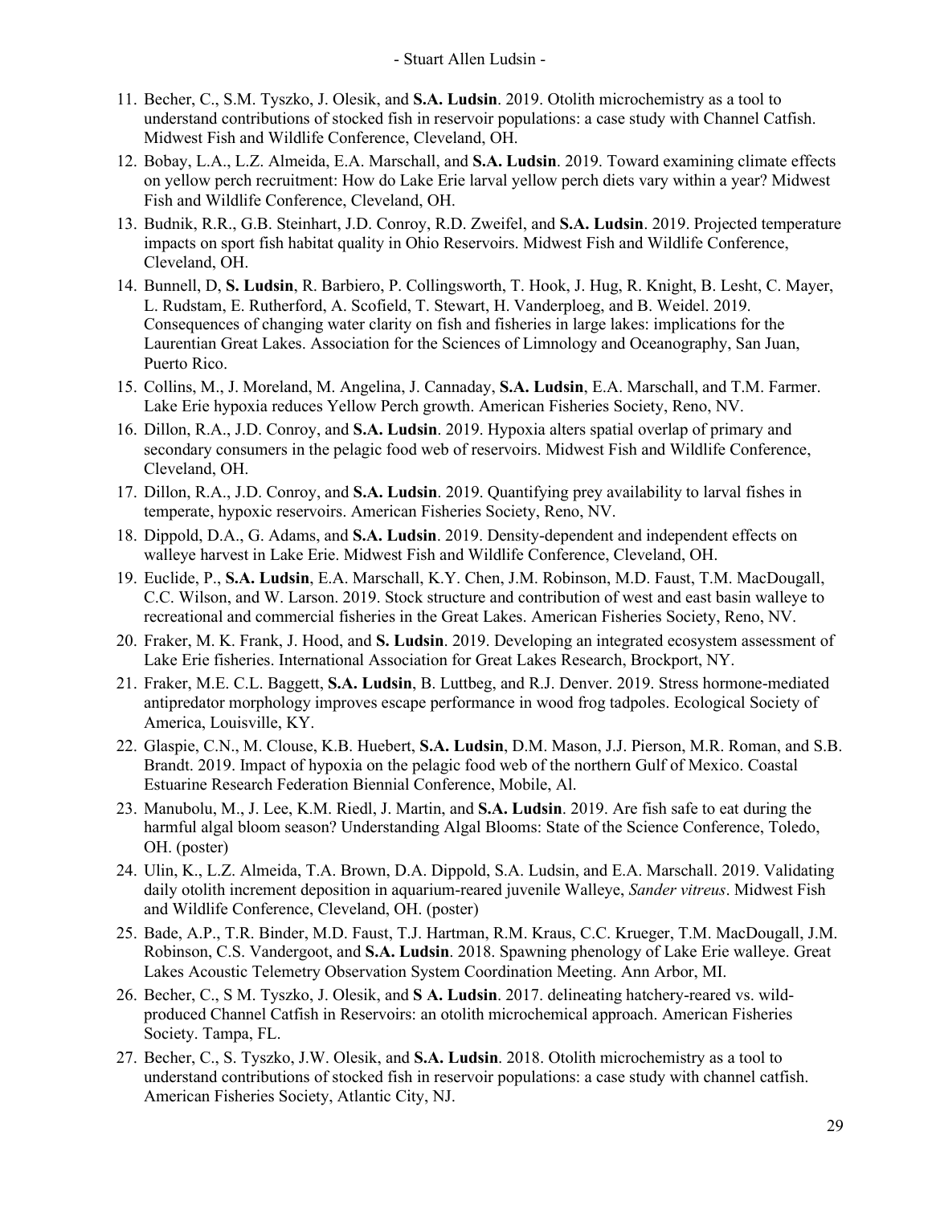11. Becher, C., S.M. Tyszko, J. Olesik, and **S.A. Ludsin**. 2019. Otolith microchemistry as a tool to understand contributions of stocked fish in reservoir populations: a case study with Channel Catfish. Midwest Fish and Wildlife Conference, Cleveland, OH.
12. Bobay, L.A., L.Z. Almeida, E.A. Marschall, and **S.A. Ludsin**. 2019. Toward examining climate effects on yellow perch recruitment: How do Lake Erie larval yellow perch diets vary within a year? Midwest Fish and Wildlife Conference, Cleveland, OH.
13. Budnik, R.R., G.B. Steinhart, J.D. Conroy, R.D. Zweifel, and **S.A. Ludsin**. 2019. Projected temperature impacts on sport fish habitat quality in Ohio Reservoirs. Midwest Fish and Wildlife Conference, Cleveland, OH.
14. Bunnell, D, **S. Ludsin**, R. Barbiero, P. Collingsworth, T. Hook, J. Hug, R. Knight, B. Lesht, C. Mayer, L. Rudstam, E. Rutherford, A. Scofield, T. Stewart, H. Vanderploeg, and B. Weidel. 2019. Consequences of changing water clarity on fish and fisheries in large lakes: implications for the Laurentian Great Lakes. Association for the Sciences of Limnology and Oceanography, San Juan, Puerto Rico.
15. Collins, M., J. Moreland, M. Angelina, J. Cannaday, **S.A. Ludsin**, E.A. Marschall, and T.M. Farmer. Lake Erie hypoxia reduces Yellow Perch growth. American Fisheries Society, Reno, NV.
16. Dillon, R.A., J.D. Conroy, and **S.A. Ludsin**. 2019. Hypoxia alters spatial overlap of primary and secondary consumers in the pelagic food web of reservoirs. Midwest Fish and Wildlife Conference, Cleveland, OH.
17. Dillon, R.A., J.D. Conroy, and **S.A. Ludsin**. 2019. Quantifying prey availability to larval fishes in temperate, hypoxic reservoirs. American Fisheries Society, Reno, NV.
18. Dippold, D.A., G. Adams, and **S.A. Ludsin**. 2019. Density-dependent and independent effects on walleye harvest in Lake Erie. Midwest Fish and Wildlife Conference, Cleveland, OH.
19. Euclide, P., **S.A. Ludsin**, E.A. Marschall, K.Y. Chen, J.M. Robinson, M.D. Faust, T.M. MacDougall, C.C. Wilson, and W. Larson. 2019. Stock structure and contribution of west and east basin walleye to recreational and commercial fisheries in the Great Lakes. American Fisheries Society, Reno, NV.
20. Fraker, M. K. Frank, J. Hood, and **S. Ludsin**. 2019. Developing an integrated ecosystem assessment of Lake Erie fisheries. International Association for Great Lakes Research, Brockport, NY.
21. Fraker, M.E. C.L. Baggett, **S.A. Ludsin**, B. Luttbeg, and R.J. Denver. 2019. Stress hormone-mediated antipredator morphology improves escape performance in wood frog tadpoles. Ecological Society of America, Louisville, KY.
22. Glaspie, C.N., M. Clouse, K.B. Huebert, **S.A. Ludsin**, D.M. Mason, J.J. Pierson, M.R. Roman, and S.B. Brandt. 2019. Impact of hypoxia on the pelagic food web of the northern Gulf of Mexico. Coastal Estuarine Research Federation Biennial Conference, Mobile, Al.
23. Manubolu, M., J. Lee, K.M. Riedl, J. Martin, and **S.A. Ludsin**. 2019. Are fish safe to eat during the harmful algal bloom season? Understanding Algal Blooms: State of the Science Conference, Toledo, OH. (poster)
24. Ulin, K., L.Z. Almeida, T.A. Brown, D.A. Dippold, S.A. Ludsin, and E.A. Marschall. 2019. Validating daily otolith increment deposition in aquarium-reared juvenile Walleye, *Sander vitreus*. Midwest Fish and Wildlife Conference, Cleveland, OH. (poster)
25. Bade, A.P., T.R. Binder, M.D. Faust, T.J. Hartman, R.M. Kraus, C.C. Krueger, T.M. MacDougall, J.M. Robinson, C.S. Vandergoot, and **S.A. Ludsin**. 2018. Spawning phenology of Lake Erie walleye. Great Lakes Acoustic Telemetry Observation System Coordination Meeting. Ann Arbor, MI.
26. Becher, C., S M. Tyszko, J. Olesik, and **S A. Ludsin**. 2017. delineating hatchery-reared vs. wild-produced Channel Catfish in Reservoirs: an otolith microchemical approach. American Fisheries Society. Tampa, FL.
27. Becher, C., S. Tyszko, J.W. Olesik, and **S.A. Ludsin**. 2018. Otolith microchemistry as a tool to understand contributions of stocked fish in reservoir populations: a case study with channel catfish. American Fisheries Society, Atlantic City, NJ.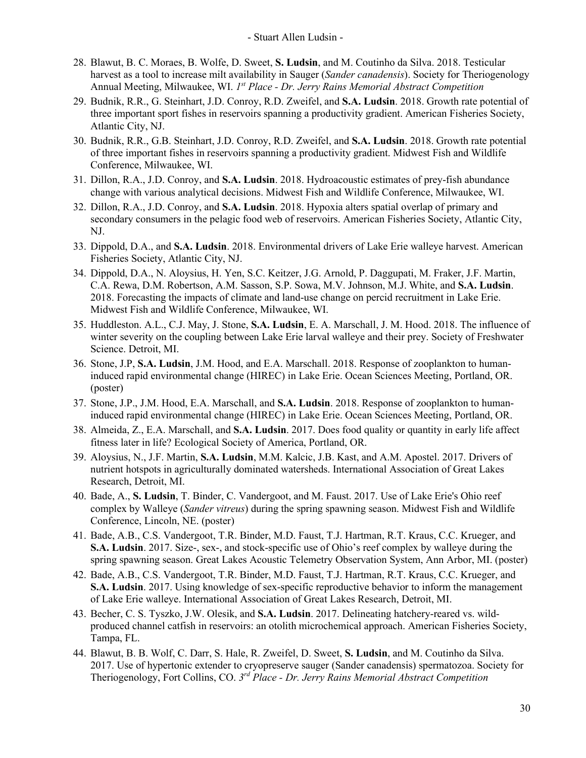28. Blawut, B. C. Moraes, B. Wolfe, D. Sweet, **S. Ludsin**, and M. Coutinho da Silva. 2018. Testicular harvest as a tool to increase milt availability in Sauger (*Sander canadensis*). Society for Theriogenology Annual Meeting, Milwaukee, WI. *1st Place - Dr. Jerry Rains Memorial Abstract Competition*
29. Budnik, R.R., G. Steinhart, J.D. Conroy, R.D. Zweifel, and **S.A. Ludsin**. 2018. Growth rate potential of three important sport fishes in reservoirs spanning a productivity gradient. American Fisheries Society, Atlantic City, NJ.
30. Budnik, R.R., G.B. Steinhart, J.D. Conroy, R.D. Zweifel, and **S.A. Ludsin**. 2018. Growth rate potential of three important fishes in reservoirs spanning a productivity gradient. Midwest Fish and Wildlife Conference, Milwaukee, WI.
31. Dillon, R.A., J.D. Conroy, and **S.A. Ludsin**. 2018. Hydroacoustic estimates of prey-fish abundance change with various analytical decisions. Midwest Fish and Wildlife Conference, Milwaukee, WI.
32. Dillon, R.A., J.D. Conroy, and **S.A. Ludsin**. 2018. Hypoxia alters spatial overlap of primary and secondary consumers in the pelagic food web of reservoirs. American Fisheries Society, Atlantic City, NJ.
33. Dippold, D.A., and **S.A. Ludsin**. 2018. Environmental drivers of Lake Erie walleye harvest. American Fisheries Society, Atlantic City, NJ.
34. Dippold, D.A., N. Aloysius, H. Yen, S.C. Keitzer, J.G. Arnold, P. Daggupati, M. Fraker, J.F. Martin, C.A. Rewa, D.M. Robertson, A.M. Sasson, S.P. Sowa, M.V. Johnson, M.J. White, and **S.A. Ludsin**. 2018. Forecasting the impacts of climate and land-use change on percid recruitment in Lake Erie. Midwest Fish and Wildlife Conference, Milwaukee, WI.
35. Huddleston. A.L., C.J. May, J. Stone, **S.A. Ludsin**, E. A. Marschall, J. M. Hood. 2018. The influence of winter severity on the coupling between Lake Erie larval walleye and their prey. Society of Freshwater Science. Detroit, MI.
36. Stone, J.P, **S.A. Ludsin**, J.M. Hood, and E.A. Marschall. 2018. Response of zooplankton to human-induced rapid environmental change (HIREC) in Lake Erie. Ocean Sciences Meeting, Portland, OR. (poster)
37. Stone, J.P., J.M. Hood, E.A. Marschall, and **S.A. Ludsin**. 2018. Response of zooplankton to human-induced rapid environmental change (HIREC) in Lake Erie. Ocean Sciences Meeting, Portland, OR.
38. Almeida, Z., E.A. Marschall, and **S.A. Ludsin**. 2017. Does food quality or quantity in early life affect fitness later in life? Ecological Society of America, Portland, OR.
39. Aloysius, N., J.F. Martin, **S.A. Ludsin**, M.M. Kalcic, J.B. Kast, and A.M. Apostel. 2017. Drivers of nutrient hotspots in agriculturally dominated watersheds. International Association of Great Lakes Research, Detroit, MI.
40. Bade, A., **S. Ludsin**, T. Binder, C. Vandergoot, and M. Faust. 2017. Use of Lake Erie's Ohio reef complex by Walleye (*Sander vitreus*) during the spring spawning season. Midwest Fish and Wildlife Conference, Lincoln, NE. (poster)
41. Bade, A.B., C.S. Vandergoot, T.R. Binder, M.D. Faust, T.J. Hartman, R.T. Kraus, C.C. Krueger, and **S.A. Ludsin**. 2017. Size-, sex-, and stock-specific use of Ohio's reef complex by walleye during the spring spawning season. Great Lakes Acoustic Telemetry Observation System, Ann Arbor, MI. (poster)
42. Bade, A.B., C.S. Vandergoot, T.R. Binder, M.D. Faust, T.J. Hartman, R.T. Kraus, C.C. Krueger, and **S.A. Ludsin**. 2017. Using knowledge of sex-specific reproductive behavior to inform the management of Lake Erie walleye. International Association of Great Lakes Research, Detroit, MI.
43. Becher, C. S. Tyszko, J.W. Olesik, and **S.A. Ludsin**. 2017. Delineating hatchery-reared vs. wild-produced channel catfish in reservoirs: an otolith microchemical approach. American Fisheries Society, Tampa, FL.
44. Blawut, B. B. Wolf, C. Darr, S. Hale, R. Zweifel, D. Sweet, **S. Ludsin**, and M. Coutinho da Silva. 2017. Use of hypertonic extender to cryopreserve sauger (Sander canadensis) spermatozoa. Society for Theriogenology, Fort Collins, CO. *3rd Place - Dr. Jerry Rains Memorial Abstract Competition*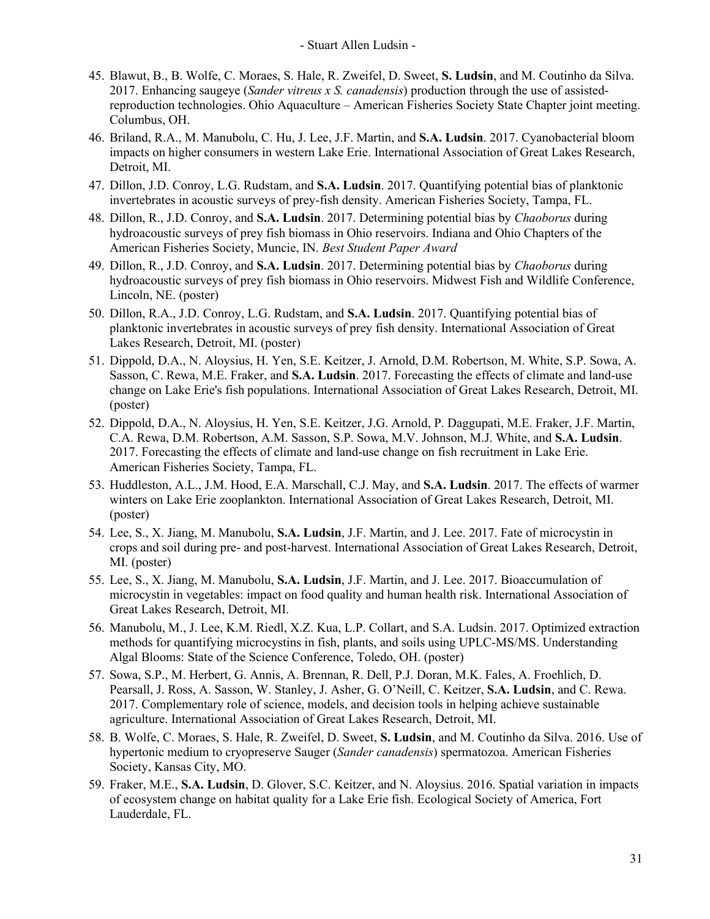45. Blawut, B., B. Wolfe, C. Moraes, S. Hale, R. Zweifel, D. Sweet, **S. Ludsin**, and M. Coutinho da Silva. 2017. Enhancing saugeye (*Sander vitreus x S. canadensis*) production through the use of assisted-reproduction technologies. Ohio Aquaculture – American Fisheries Society State Chapter joint meeting. Columbus, OH.
46. Briland, R.A., M. Manubolu, C. Hu, J. Lee, J.F. Martin, and **S.A. Ludsin**. 2017. Cyanobacterial bloom impacts on higher consumers in western Lake Erie. International Association of Great Lakes Research, Detroit, MI.
47. Dillon, J.D. Conroy, L.G. Rudstam, and **S.A. Ludsin**. 2017. Quantifying potential bias of planktonic invertebrates in acoustic surveys of prey-fish density. American Fisheries Society, Tampa, FL.
48. Dillon, R., J.D. Conroy, and **S.A. Ludsin**. 2017. Determining potential bias by *Chaoborus* during hydroacoustic surveys of prey fish biomass in Ohio reservoirs. Indiana and Ohio Chapters of the American Fisheries Society, Muncie, IN. *Best Student Paper Award*
49. Dillon, R., J.D. Conroy, and **S.A. Ludsin**. 2017. Determining potential bias by *Chaoborus* during hydroacoustic surveys of prey fish biomass in Ohio reservoirs. Midwest Fish and Wildlife Conference, Lincoln, NE. (poster)
50. Dillon, R.A., J.D. Conroy, L.G. Rudstam, and **S.A. Ludsin**. 2017. Quantifying potential bias of planktonic invertebrates in acoustic surveys of prey fish density. International Association of Great Lakes Research, Detroit, MI. (poster)
51. Dippold, D.A., N. Aloysius, H. Yen, S.E. Keitzer, J. Arnold, D.M. Robertson, M. White, S.P. Sowa, A. Sasson, C. Rewa, M.E. Fraker, and **S.A. Ludsin**. 2017. Forecasting the effects of climate and land-use change on Lake Erie's fish populations. International Association of Great Lakes Research, Detroit, MI. (poster)
52. Dippold, D.A., N. Aloysius, H. Yen, S.E. Keitzer, J.G. Arnold, P. Daggupati, M.E. Fraker, J.F. Martin, C.A. Rewa, D.M. Robertson, A.M. Sasson, S.P. Sowa, M.V. Johnson, M.J. White, and **S.A. Ludsin**. 2017. Forecasting the effects of climate and land-use change on fish recruitment in Lake Erie. American Fisheries Society, Tampa, FL.
53. Huddleston, A.L., J.M. Hood, E.A. Marschall, C.J. May, and **S.A. Ludsin**. 2017. The effects of warmer winters on Lake Erie zooplankton. International Association of Great Lakes Research, Detroit, MI. (poster)
54. Lee, S., X. Jiang, M. Manubolu, **S.A. Ludsin**, J.F. Martin, and J. Lee. 2017. Fate of microcystin in crops and soil during pre- and post-harvest. International Association of Great Lakes Research, Detroit, MI. (poster)
55. Lee, S., X. Jiang, M. Manubolu, **S.A. Ludsin**, J.F. Martin, and J. Lee. 2017. Bioaccumulation of microcystin in vegetables: impact on food quality and human health risk. International Association of Great Lakes Research, Detroit, MI.
56. Manubolu, M., J. Lee, K.M. Riedl, X.Z. Kua, L.P. Collart, and S.A. Ludsin. 2017. Optimized extraction methods for quantifying microcystins in fish, plants, and soils using UPLC-MS/MS. Understanding Algal Blooms: State of the Science Conference, Toledo, OH. (poster)
57. Sowa, S.P., M. Herbert, G. Annis, A. Brennan, R. Dell, P.J. Doran, M.K. Fales, A. Froehlich, D. Pearsall, J. Ross, A. Sasson, W. Stanley, J. Asher, G. O'Neill, C. Keitzer, **S.A. Ludsin**, and C. Rewa. 2017. Complementary role of science, models, and decision tools in helping achieve sustainable agriculture. International Association of Great Lakes Research, Detroit, MI.
58. B. Wolfe, C. Moraes, S. Hale, R. Zweifel, D. Sweet, **S. Ludsin**, and M. Coutinho da Silva. 2016. Use of hypertonic medium to cryopreserve Sauger (*Sander canadensis*) spermatozoa. American Fisheries Society, Kansas City, MO.
59. Fraker, M.E., **S.A. Ludsin**, D. Glover, S.C. Keitzer, and N. Aloysius. 2016. Spatial variation in impacts of ecosystem change on habitat quality for a Lake Erie fish. Ecological Society of America, Fort Lauderdale, FL.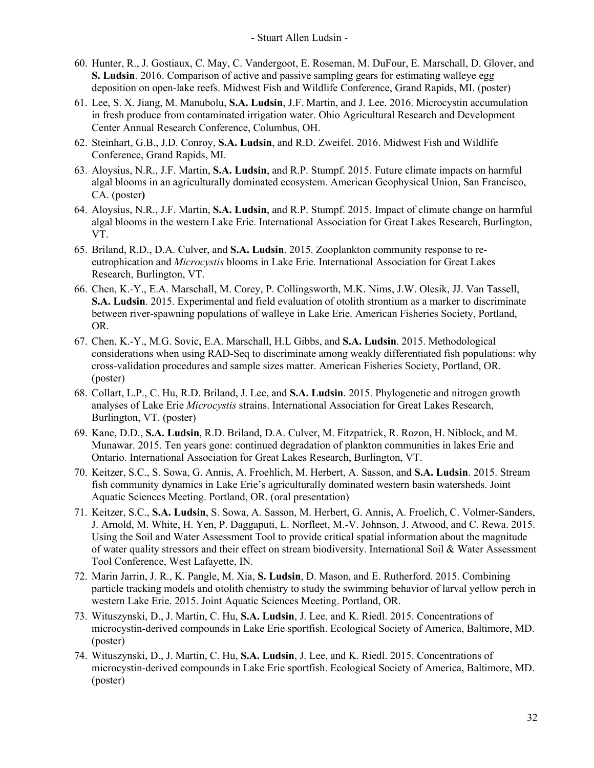60. Hunter, R., J. Gostiaux, C. May, C. Vandergoot, E. Roseman, M. DuFour, E. Marschall, D. Glover, and **S. Ludsin**. 2016. Comparison of active and passive sampling gears for estimating walleye egg deposition on open-lake reefs. Midwest Fish and Wildlife Conference, Grand Rapids, MI. (poster)
61. Lee, S. X. Jiang, M. Manubolu, **S.A. Ludsin**, J.F. Martin, and J. Lee. 2016. Microcystin accumulation in fresh produce from contaminated irrigation water. Ohio Agricultural Research and Development Center Annual Research Conference, Columbus, OH.
62. Steinhart, G.B., J.D. Conroy, **S.A. Ludsin**, and R.D. Zweifel. 2016. Midwest Fish and Wildlife Conference, Grand Rapids, MI.
63. Aloysius, N.R., J.F. Martin, **S.A. Ludsin**, and R.P. Stumpf. 2015. Future climate impacts on harmful algal blooms in an agriculturally dominated ecosystem. American Geophysical Union, San Francisco, CA. (poster**)**
64. Aloysius, N.R., J.F. Martin, **S.A. Ludsin**, and R.P. Stumpf. 2015. Impact of climate change on harmful algal blooms in the western Lake Erie. International Association for Great Lakes Research, Burlington, VT.
65. Briland, R.D., D.A. Culver, and **S.A. Ludsin**. 2015. Zooplankton community response to re-eutrophication and *Microcystis* blooms in Lake Erie. International Association for Great Lakes Research, Burlington, VT.
66. Chen, K.-Y., E.A. Marschall, M. Corey, P. Collingsworth, M.K. Nims, J.W. Olesik, JJ. Van Tassell, **S.A. Ludsin**. 2015. Experimental and field evaluation of otolith strontium as a marker to discriminate between river-spawning populations of walleye in Lake Erie. American Fisheries Society, Portland, OR.
67. Chen, K.-Y., M.G. Sovic, E.A. Marschall, H.L Gibbs, and **S.A. Ludsin**. 2015. Methodological considerations when using RAD-Seq to discriminate among weakly differentiated fish populations: why cross-validation procedures and sample sizes matter. American Fisheries Society, Portland, OR. (poster)
68. Collart, L.P., C. Hu, R.D. Briland, J. Lee, and **S.A. Ludsin**. 2015. Phylogenetic and nitrogen growth analyses of Lake Erie *Microcystis* strains. International Association for Great Lakes Research, Burlington, VT. (poster)
69. Kane, D.D., **S.A. Ludsin**, R.D. Briland, D.A. Culver, M. Fitzpatrick, R. Rozon, H. Niblock, and M. Munawar. 2015. Ten years gone: continued degradation of plankton communities in lakes Erie and Ontario. International Association for Great Lakes Research, Burlington, VT.
70. Keitzer, S.C., S. Sowa, G. Annis, A. Froehlich, M. Herbert, A. Sasson, and **S.A. Ludsin**. 2015. Stream fish community dynamics in Lake Erie's agriculturally dominated western basin watersheds. Joint Aquatic Sciences Meeting. Portland, OR. (oral presentation)
71. Keitzer, S.C., **S.A. Ludsin**, S. Sowa, A. Sasson, M. Herbert, G. Annis, A. Froelich, C. Volmer-Sanders, J. Arnold, M. White, H. Yen, P. Daggaputi, L. Norfleet, M.-V. Johnson, J. Atwood, and C. Rewa. 2015. Using the Soil and Water Assessment Tool to provide critical spatial information about the magnitude of water quality stressors and their effect on stream biodiversity. International Soil & Water Assessment Tool Conference, West Lafayette, IN.
72. Marin Jarrin, J. R., K. Pangle, M. Xia, **S. Ludsin**, D. Mason, and E. Rutherford. 2015. Combining particle tracking models and otolith chemistry to study the swimming behavior of larval yellow perch in western Lake Erie. 2015. Joint Aquatic Sciences Meeting. Portland, OR.
73. Wituszynski, D., J. Martin, C. Hu, **S.A. Ludsin**, J. Lee, and K. Riedl. 2015. Concentrations of microcystin-derived compounds in Lake Erie sportfish. Ecological Society of America, Baltimore, MD. (poster)
74. Wituszynski, D., J. Martin, C. Hu, **S.A. Ludsin**, J. Lee, and K. Riedl. 2015. Concentrations of microcystin-derived compounds in Lake Erie sportfish. Ecological Society of America, Baltimore, MD. (poster)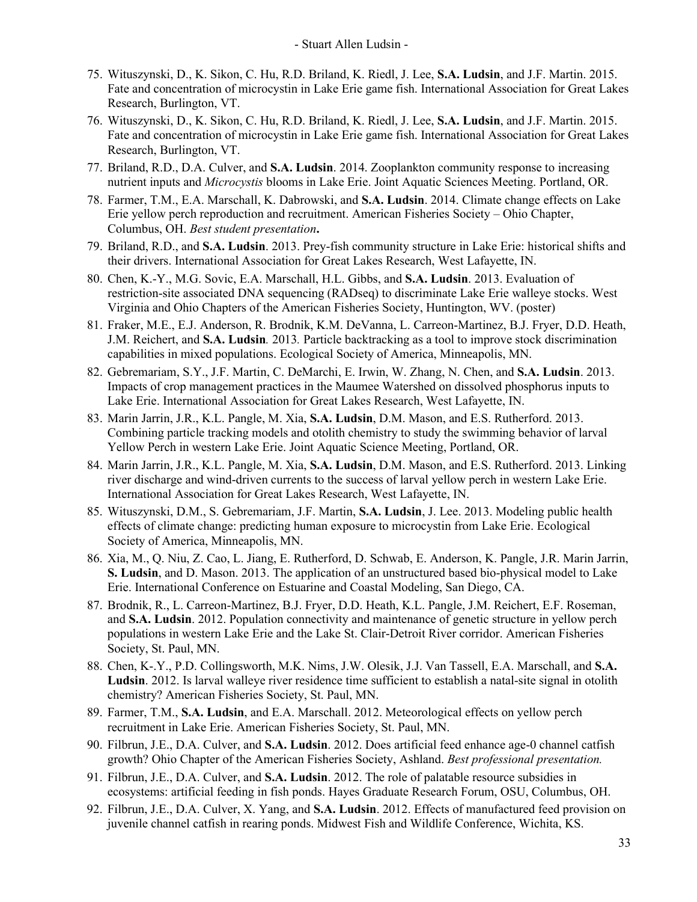75. Wituszynski, D., K. Sikon, C. Hu, R.D. Briland, K. Riedl, J. Lee, **S.A. Ludsin**, and J.F. Martin. 2015. Fate and concentration of microcystin in Lake Erie game fish. International Association for Great Lakes Research, Burlington, VT.
76. Wituszynski, D., K. Sikon, C. Hu, R.D. Briland, K. Riedl, J. Lee, **S.A. Ludsin**, and J.F. Martin. 2015. Fate and concentration of microcystin in Lake Erie game fish. International Association for Great Lakes Research, Burlington, VT.
77. Briland, R.D., D.A. Culver, and **S.A. Ludsin**. 2014. Zooplankton community response to increasing nutrient inputs and *Microcystis* blooms in Lake Erie. Joint Aquatic Sciences Meeting. Portland, OR.
78. Farmer, T.M., E.A. Marschall, K. Dabrowski, and **S.A. Ludsin**. 2014. Climate change effects on Lake Erie yellow perch reproduction and recruitment. American Fisheries Society – Ohio Chapter, Columbus, OH. ***Best student presentation*.**
79. Briland, R.D., and **S.A. Ludsin**. 2013. Prey-fish community structure in Lake Erie: historical shifts and their drivers. International Association for Great Lakes Research, West Lafayette, IN.
80. Chen, K.-Y., M.G. Sovic, E.A. Marschall, H.L. Gibbs, and **S.A. Ludsin**. 2013. Evaluation of restriction-site associated DNA sequencing (RADseq) to discriminate Lake Erie walleye stocks. West Virginia and Ohio Chapters of the American Fisheries Society, Huntington, WV. (poster)
81. Fraker, M.E., E.J. Anderson, R. Brodnik, K.M. DeVanna, L. Carreon-Martinez, B.J. Fryer, D.D. Heath, J.M. Reichert, and **S.A. Ludsin***.* 2013*.* Particle backtracking as a tool to improve stock discrimination capabilities in mixed populations. Ecological Society of America, Minneapolis, MN.
82. Gebremariam, S.Y., J.F. Martin, C. DeMarchi, E. Irwin, W. Zhang, N. Chen, and **S.A. Ludsin**. 2013. Impacts of crop management practices in the Maumee Watershed on dissolved phosphorus inputs to Lake Erie. International Association for Great Lakes Research, West Lafayette, IN.
83. Marin Jarrin, J.R., K.L. Pangle, M. Xia, **S.A. Ludsin**, D.M. Mason, and E.S. Rutherford. 2013. Combining particle tracking models and otolith chemistry to study the swimming behavior of larval Yellow Perch in western Lake Erie. Joint Aquatic Science Meeting, Portland, OR.
84. Marin Jarrin, J.R., K.L. Pangle, M. Xia, **S.A. Ludsin**, D.M. Mason, and E.S. Rutherford. 2013. Linking river discharge and wind-driven currents to the success of larval yellow perch in western Lake Erie. International Association for Great Lakes Research, West Lafayette, IN.
85. Wituszynski, D.M., S. Gebremariam, J.F. Martin, **S.A. Ludsin**, J. Lee. 2013. Modeling public health effects of climate change: predicting human exposure to microcystin from Lake Erie. Ecological Society of America, Minneapolis, MN.
86. Xia, M., Q. Niu, Z. Cao, L. Jiang, E. Rutherford, D. Schwab, E. Anderson, K. Pangle, J.R. Marin Jarrin, **S. Ludsin**, and D. Mason. 2013. The application of an unstructured based bio-physical model to Lake Erie. International Conference on Estuarine and Coastal Modeling, San Diego, CA.
87. Brodnik, R., L. Carreon-Martinez, B.J. Fryer, D.D. Heath, K.L. Pangle, J.M. Reichert, E.F. Roseman, and **S.A. Ludsin**. 2012. Population connectivity and maintenance of genetic structure in yellow perch populations in western Lake Erie and the Lake St. Clair-Detroit River corridor. American Fisheries Society, St. Paul, MN.
88. Chen, K-.Y., P.D. Collingsworth, M.K. Nims, J.W. Olesik, J.J. Van Tassell, E.A. Marschall, and **S.A. Ludsin**. 2012. Is larval walleye river residence time sufficient to establish a natal-site signal in otolith chemistry? American Fisheries Society, St. Paul, MN.
89. Farmer, T.M., **S.A. Ludsin**, and E.A. Marschall. 2012. Meteorological effects on yellow perch recruitment in Lake Erie. American Fisheries Society, St. Paul, MN.
90. Filbrun, J.E., D.A. Culver, and **S.A. Ludsin**. 2012. Does artificial feed enhance age-0 channel catfish growth? Ohio Chapter of the American Fisheries Society, Ashland. *Best professional presentation.*
91. Filbrun, J.E., D.A. Culver, and **S.A. Ludsin**. 2012. The role of palatable resource subsidies in ecosystems: artificial feeding in fish ponds. Hayes Graduate Research Forum, OSU, Columbus, OH.
92. Filbrun, J.E., D.A. Culver, X. Yang, and **S.A. Ludsin**. 2012. Effects of manufactured feed provision on juvenile channel catfish in rearing ponds. Midwest Fish and Wildlife Conference, Wichita, KS.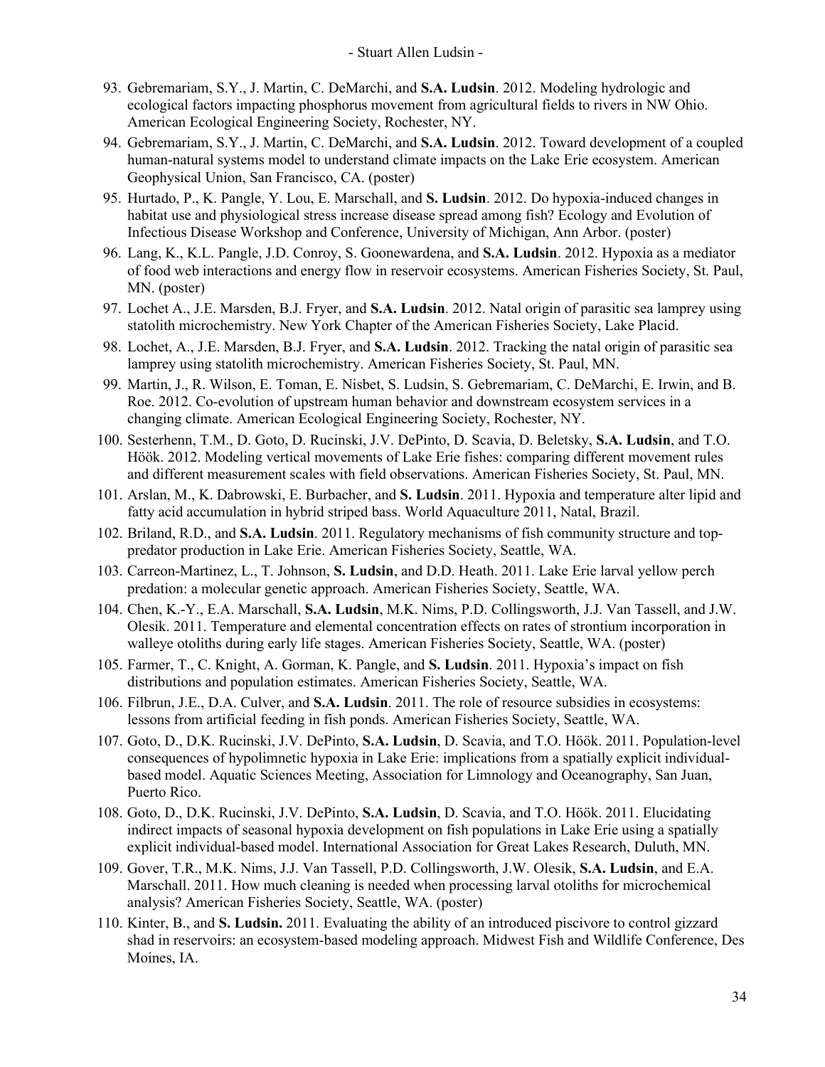93. Gebremariam, S.Y., J. Martin, C. DeMarchi, and **S.A. Ludsin**. 2012. Modeling hydrologic and ecological factors impacting phosphorus movement from agricultural fields to rivers in NW Ohio. American Ecological Engineering Society, Rochester, NY.
94. Gebremariam, S.Y., J. Martin, C. DeMarchi, and **S.A. Ludsin**. 2012. Toward development of a coupled human-natural systems model to understand climate impacts on the Lake Erie ecosystem. American Geophysical Union, San Francisco, CA. (poster)
95. Hurtado, P., K. Pangle, Y. Lou, E. Marschall, and **S. Ludsin**. 2012. Do hypoxia-induced changes in habitat use and physiological stress increase disease spread among fish? Ecology and Evolution of Infectious Disease Workshop and Conference, University of Michigan, Ann Arbor. (poster)
96. Lang, K., K.L. Pangle, J.D. Conroy, S. Goonewardena, and **S.A. Ludsin**. 2012. Hypoxia as a mediator of food web interactions and energy flow in reservoir ecosystems. American Fisheries Society, St. Paul, MN. (poster)
97. Lochet A., J.E. Marsden, B.J. Fryer, and **S.A. Ludsin**. 2012. Natal origin of parasitic sea lamprey using statolith microchemistry. New York Chapter of the American Fisheries Society, Lake Placid.
98. Lochet, A., J.E. Marsden, B.J. Fryer, and **S.A. Ludsin**. 2012. Tracking the natal origin of parasitic sea lamprey using statolith microchemistry. American Fisheries Society, St. Paul, MN.
99. Martin, J., R. Wilson, E. Toman, E. Nisbet, S. Ludsin, S. Gebremariam, C. DeMarchi, E. Irwin, and B. Roe. 2012. Co-evolution of upstream human behavior and downstream ecosystem services in a changing climate. American Ecological Engineering Society, Rochester, NY.
100. Sesterhenn, T.M., D. Goto, D. Rucinski, J.V. DePinto, D. Scavia, D. Beletsky, **S.A. Ludsin**, and T.O. Höök. 2012. Modeling vertical movements of Lake Erie fishes: comparing different movement rules and different measurement scales with field observations. American Fisheries Society, St. Paul, MN.
101. Arslan, M., K. Dabrowski, E. Burbacher, and **S. Ludsin**. 2011. Hypoxia and temperature alter lipid and fatty acid accumulation in hybrid striped bass. World Aquaculture 2011, Natal, Brazil.
102. Briland, R.D., and **S.A. Ludsin**. 2011. Regulatory mechanisms of fish community structure and top-predator production in Lake Erie. American Fisheries Society, Seattle, WA.
103. Carreon-Martinez, L., T. Johnson, **S. Ludsin**, and D.D. Heath. 2011. Lake Erie larval yellow perch predation: a molecular genetic approach. American Fisheries Society, Seattle, WA.
104. Chen, K.-Y., E.A. Marschall, **S.A. Ludsin**, M.K. Nims, P.D. Collingsworth, J.J. Van Tassell, and J.W. Olesik. 2011. Temperature and elemental concentration effects on rates of strontium incorporation in walleye otoliths during early life stages. American Fisheries Society, Seattle, WA. (poster)
105. Farmer, T., C. Knight, A. Gorman, K. Pangle, and **S. Ludsin**. 2011. Hypoxia's impact on fish distributions and population estimates. American Fisheries Society, Seattle, WA.
106. Filbrun, J.E., D.A. Culver, and **S.A. Ludsin**. 2011. The role of resource subsidies in ecosystems: lessons from artificial feeding in fish ponds. American Fisheries Society, Seattle, WA.
107. Goto, D., D.K. Rucinski, J.V. DePinto, **S.A. Ludsin**, D. Scavia, and T.O. Höök. 2011. Population-level consequences of hypolimnetic hypoxia in Lake Erie: implications from a spatially explicit individual-based model. Aquatic Sciences Meeting, Association for Limnology and Oceanography, San Juan, Puerto Rico.
108. Goto, D., D.K. Rucinski, J.V. DePinto, **S.A. Ludsin**, D. Scavia, and T.O. Höök. 2011. Elucidating indirect impacts of seasonal hypoxia development on fish populations in Lake Erie using a spatially explicit individual-based model. International Association for Great Lakes Research, Duluth, MN.
109. Gover, T.R., M.K. Nims, J.J. Van Tassell, P.D. Collingsworth, J.W. Olesik, **S.A. Ludsin**, and E.A. Marschall. 2011. How much cleaning is needed when processing larval otoliths for microchemical analysis? American Fisheries Society, Seattle, WA. (poster)
110. Kinter, B., and **S. Ludsin.** 2011. Evaluating the ability of an introduced piscivore to control gizzard shad in reservoirs: an ecosystem-based modeling approach. Midwest Fish and Wildlife Conference, Des Moines, IA.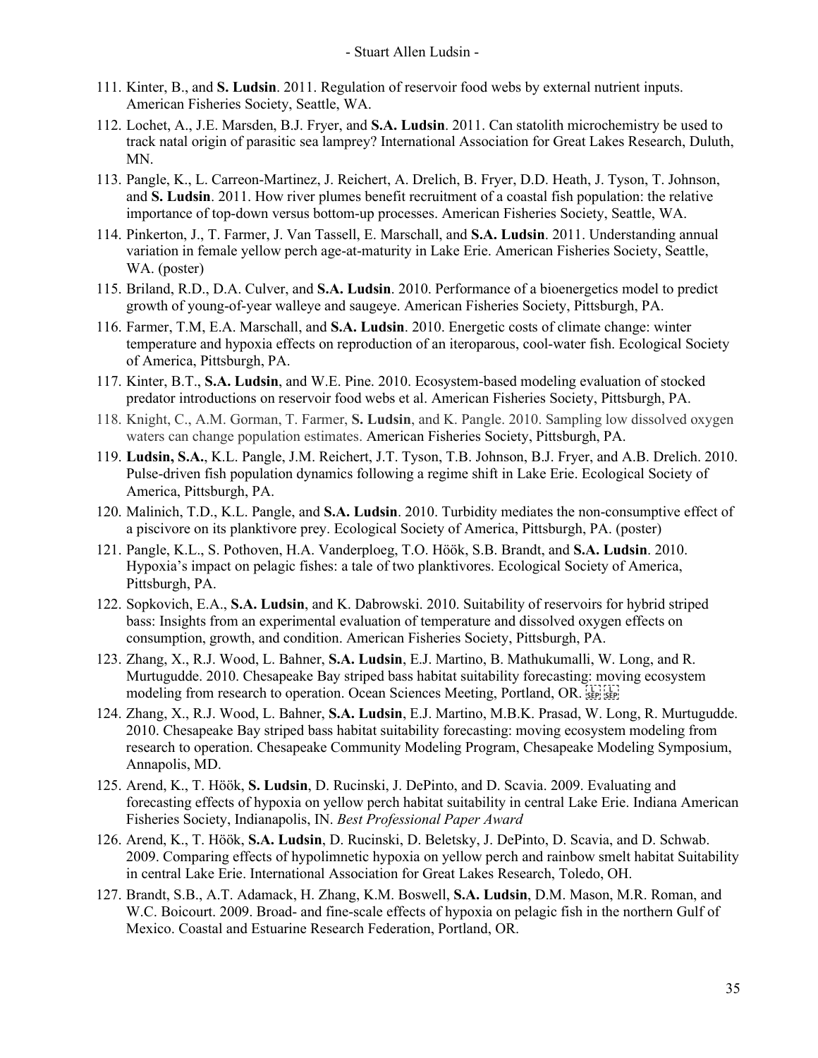111. Kinter, B., and **S. Ludsin**. 2011. Regulation of reservoir food webs by external nutrient inputs. American Fisheries Society, Seattle, WA.
112. Lochet, A., J.E. Marsden, B.J. Fryer, and **S.A. Ludsin**. 2011. Can statolith microchemistry be used to track natal origin of parasitic sea lamprey? International Association for Great Lakes Research, Duluth, MN.
113. Pangle, K., L. Carreon-Martinez, J. Reichert, A. Drelich, B. Fryer, D.D. Heath, J. Tyson, T. Johnson, and **S. Ludsin**. 2011. How river plumes benefit recruitment of a coastal fish population: the relative importance of top-down versus bottom-up processes. American Fisheries Society, Seattle, WA.
114. Pinkerton, J., T. Farmer, J. Van Tassell, E. Marschall, and **S.A. Ludsin**. 2011. Understanding annual variation in female yellow perch age-at-maturity in Lake Erie. American Fisheries Society, Seattle, WA. (poster)
115. Briland, R.D., D.A. Culver, and **S.A. Ludsin**. 2010. Performance of a bioenergetics model to predict growth of young-of-year walleye and saugeye. American Fisheries Society, Pittsburgh, PA.
116. Farmer, T.M, E.A. Marschall, and **S.A. Ludsin**. 2010. Energetic costs of climate change: winter temperature and hypoxia effects on reproduction of an iteroparous, cool-water fish. Ecological Society of America, Pittsburgh, PA.
117. Kinter, B.T., **S.A. Ludsin**, and W.E. Pine. 2010. Ecosystem-based modeling evaluation of stocked predator introductions on reservoir food webs et al. American Fisheries Society, Pittsburgh, PA.
118. Knight, C., A.M. Gorman, T. Farmer, **S. Ludsin**, and K. Pangle. 2010. Sampling low dissolved oxygen waters can change population estimates. American Fisheries Society, Pittsburgh, PA.
119. **Ludsin, S.A.**, K.L. Pangle, J.M. Reichert, J.T. Tyson, T.B. Johnson, B.J. Fryer, and A.B. Drelich. 2010. Pulse-driven fish population dynamics following a regime shift in Lake Erie. Ecological Society of America, Pittsburgh, PA.
120. Malinich, T.D., K.L. Pangle, and **S.A. Ludsin**. 2010. Turbidity mediates the non-consumptive effect of a piscivore on its planktivore prey. Ecological Society of America, Pittsburgh, PA. (poster)
121. Pangle, K.L., S. Pothoven, H.A. Vanderploeg, T.O. Höök, S.B. Brandt, and **S.A. Ludsin**. 2010. Hypoxia's impact on pelagic fishes: a tale of two planktivores. Ecological Society of America, Pittsburgh, PA.
122. Sopkovich, E.A., **S.A. Ludsin**, and K. Dabrowski. 2010. Suitability of reservoirs for hybrid striped bass: Insights from an experimental evaluation of temperature and dissolved oxygen effects on consumption, growth, and condition. American Fisheries Society, Pittsburgh, PA.
123. Zhang, X., R.J. Wood, L. Bahner, **S.A. Ludsin**, E.J. Martino, B. Mathukumalli, W. Long, and R. Murtugudde. 2010. Chesapeake Bay striped bass habitat suitability forecasting: moving ecosystem modeling from research to operation. Ocean Sciences Meeting, Portland, OR.
124. Zhang, X., R.J. Wood, L. Bahner, **S.A. Ludsin**, E.J. Martino, M.B.K. Prasad, W. Long, R. Murtugudde. 2010. Chesapeake Bay striped bass habitat suitability forecasting: moving ecosystem modeling from research to operation. Chesapeake Community Modeling Program, Chesapeake Modeling Symposium, Annapolis, MD.
125. Arend, K., T. Höök, **S. Ludsin**, D. Rucinski, J. DePinto, and D. Scavia. 2009. Evaluating and forecasting effects of hypoxia on yellow perch habitat suitability in central Lake Erie. Indiana American Fisheries Society, Indianapolis, IN. *Best Professional Paper Award*
126. Arend, K., T. Höök, **S.A. Ludsin**, D. Rucinski, D. Beletsky, J. DePinto, D. Scavia, and D. Schwab. 2009. Comparing effects of hypolimnetic hypoxia on yellow perch and rainbow smelt habitat Suitability in central Lake Erie. International Association for Great Lakes Research, Toledo, OH.
127. Brandt, S.B., A.T. Adamack, H. Zhang, K.M. Boswell, **S.A. Ludsin**, D.M. Mason, M.R. Roman, and W.C. Boicourt. 2009. Broad- and fine-scale effects of hypoxia on pelagic fish in the northern Gulf of Mexico. Coastal and Estuarine Research Federation, Portland, OR.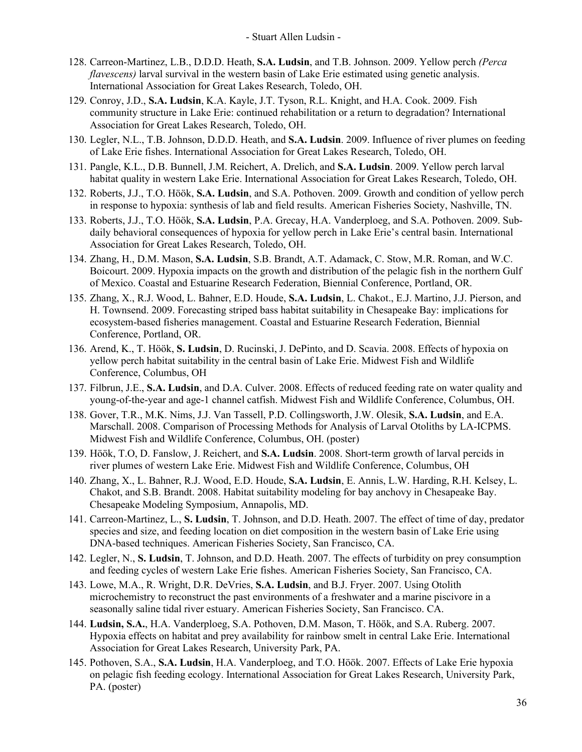128. Carreon-Martinez, L.B., D.D.D. Heath, **S.A. Ludsin**, and T.B. Johnson. 2009. Yellow perch *(Perca flavescens)* larval survival in the western basin of Lake Erie estimated using genetic analysis. International Association for Great Lakes Research, Toledo, OH.
129. Conroy, J.D., **S.A. Ludsin**, K.A. Kayle, J.T. Tyson, R.L. Knight, and H.A. Cook. 2009. Fish community structure in Lake Erie: continued rehabilitation or a return to degradation? International Association for Great Lakes Research, Toledo, OH.
130. Legler, N.L., T.B. Johnson, D.D.D. Heath, and **S.A. Ludsin**. 2009. Influence of river plumes on feeding of Lake Erie fishes. International Association for Great Lakes Research, Toledo, OH.
131. Pangle, K.L., D.B. Bunnell, J.M. Reichert, A. Drelich, and **S.A. Ludsin**. 2009. Yellow perch larval habitat quality in western Lake Erie. International Association for Great Lakes Research, Toledo, OH.
132. Roberts, J.J., T.O. Höök, **S.A. Ludsin**, and S.A. Pothoven. 2009. Growth and condition of yellow perch in response to hypoxia: synthesis of lab and field results. American Fisheries Society, Nashville, TN.
133. Roberts, J.J., T.O. Höök, **S.A. Ludsin**, P.A. Grecay, H.A. Vanderploeg, and S.A. Pothoven. 2009. Sub-daily behavioral consequences of hypoxia for yellow perch in Lake Erie's central basin. International Association for Great Lakes Research, Toledo, OH.
134. Zhang, H., D.M. Mason, **S.A. Ludsin**, S.B. Brandt, A.T. Adamack, C. Stow, M.R. Roman, and W.C. Boicourt. 2009. Hypoxia impacts on the growth and distribution of the pelagic fish in the northern Gulf of Mexico. Coastal and Estuarine Research Federation, Biennial Conference, Portland, OR.
135. Zhang, X., R.J. Wood, L. Bahner, E.D. Houde, **S.A. Ludsin**, L. Chakot., E.J. Martino, J.J. Pierson, and H. Townsend. 2009. Forecasting striped bass habitat suitability in Chesapeake Bay: implications for ecosystem-based fisheries management. Coastal and Estuarine Research Federation, Biennial Conference, Portland, OR.
136. Arend, K., T. Höök, **S. Ludsin**, D. Rucinski, J. DePinto, and D. Scavia. 2008. Effects of hypoxia on yellow perch habitat suitability in the central basin of Lake Erie. Midwest Fish and Wildlife Conference, Columbus, OH
137. Filbrun, J.E., **S.A. Ludsin**, and D.A. Culver. 2008. Effects of reduced feeding rate on water quality and young-of-the-year and age-1 channel catfish. Midwest Fish and Wildlife Conference, Columbus, OH.
138. Gover, T.R., M.K. Nims, J.J. Van Tassell, P.D. Collingsworth, J.W. Olesik, **S.A. Ludsin**, and E.A. Marschall. 2008. Comparison of Processing Methods for Analysis of Larval Otoliths by LA-ICPMS. Midwest Fish and Wildlife Conference, Columbus, OH. (poster)
139. Höök, T.O, D. Fanslow, J. Reichert, and **S.A. Ludsin**. 2008. Short-term growth of larval percids in river plumes of western Lake Erie. Midwest Fish and Wildlife Conference, Columbus, OH
140. Zhang, X., L. Bahner, R.J. Wood, E.D. Houde, **S.A. Ludsin**, E. Annis, L.W. Harding, R.H. Kelsey, L. Chakot, and S.B. Brandt. 2008. Habitat suitability modeling for bay anchovy in Chesapeake Bay. Chesapeake Modeling Symposium, Annapolis, MD.
141. Carreon-Martinez, L., **S. Ludsin**, T. Johnson, and D.D. Heath. 2007. The effect of time of day, predator species and size, and feeding location on diet composition in the western basin of Lake Erie using DNA-based techniques. American Fisheries Society, San Francisco, CA.
142. Legler, N., **S. Ludsin**, T. Johnson, and D.D. Heath. 2007. The effects of turbidity on prey consumption and feeding cycles of western Lake Erie fishes. American Fisheries Society, San Francisco, CA.
143. Lowe, M.A., R. Wright, D.R. DeVries, **S.A. Ludsin**, and B.J. Fryer. 2007. Using Otolith microchemistry to reconstruct the past environments of a freshwater and a marine piscivore in a seasonally saline tidal river estuary. American Fisheries Society, San Francisco. CA.
144. **Ludsin, S.A.**, H.A. Vanderploeg, S.A. Pothoven, D.M. Mason, T. Höök, and S.A. Ruberg. 2007. Hypoxia effects on habitat and prey availability for rainbow smelt in central Lake Erie. International Association for Great Lakes Research, University Park, PA.
145. Pothoven, S.A., **S.A. Ludsin**, H.A. Vanderploeg, and T.O. Höök. 2007. Effects of Lake Erie hypoxia on pelagic fish feeding ecology. International Association for Great Lakes Research, University Park, PA. (poster)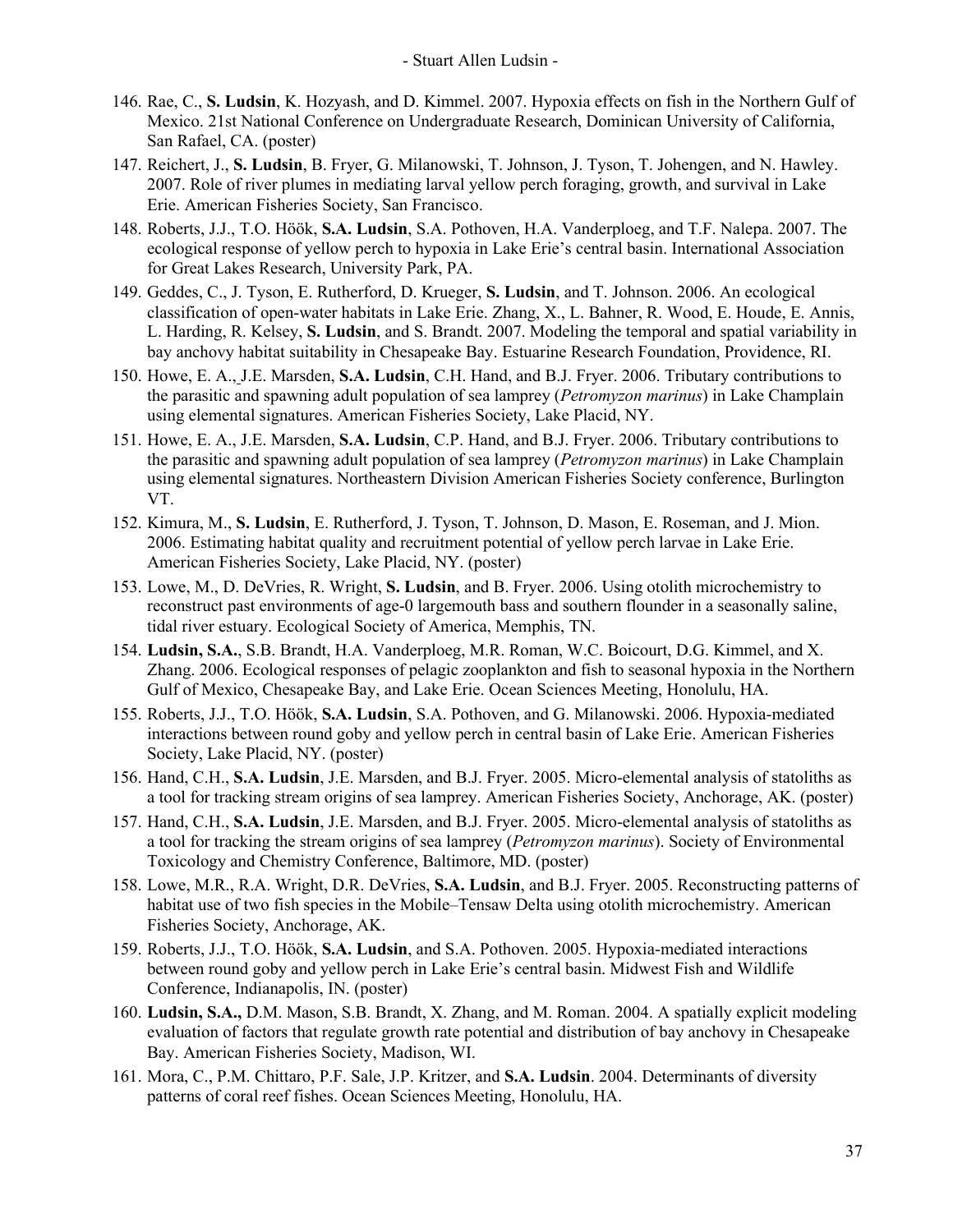146. Rae, C., **S. Ludsin**, K. Hozyash, and D. Kimmel. 2007. Hypoxia effects on fish in the Northern Gulf of Mexico. 21st National Conference on Undergraduate Research, Dominican University of California, San Rafael, CA. (poster)
147. Reichert, J., **S. Ludsin**, B. Fryer, G. Milanowski, T. Johnson, J. Tyson, T. Johengen, and N. Hawley. 2007. Role of river plumes in mediating larval yellow perch foraging, growth, and survival in Lake Erie. American Fisheries Society, San Francisco.
148. Roberts, J.J., T.O. Höök, **S.A. Ludsin**, S.A. Pothoven, H.A. Vanderploeg, and T.F. Nalepa. 2007. The ecological response of yellow perch to hypoxia in Lake Erie's central basin. International Association for Great Lakes Research, University Park, PA.
149. Geddes, C., J. Tyson, E. Rutherford, D. Krueger, **S. Ludsin**, and T. Johnson. 2006. An ecological classification of open-water habitats in Lake Erie. Zhang, X., L. Bahner, R. Wood, E. Houde, E. Annis, L. Harding, R. Kelsey, **S. Ludsin**, and S. Brandt. 2007. Modeling the temporal and spatial variability in bay anchovy habitat suitability in Chesapeake Bay. Estuarine Research Foundation, Providence, RI.
150. Howe, E. A., J.E. Marsden, **S.A. Ludsin**, C.H. Hand, and B.J. Fryer. 2006. Tributary contributions to the parasitic and spawning adult population of sea lamprey (*Petromyzon marinus*) in Lake Champlain using elemental signatures. American Fisheries Society, Lake Placid, NY.
151. Howe, E. A., J.E. Marsden, **S.A. Ludsin**, C.P. Hand, and B.J. Fryer. 2006. Tributary contributions to the parasitic and spawning adult population of sea lamprey (*Petromyzon marinus*) in Lake Champlain using elemental signatures. Northeastern Division American Fisheries Society conference, Burlington VT.
152. Kimura, M., **S. Ludsin**, E. Rutherford, J. Tyson, T. Johnson, D. Mason, E. Roseman, and J. Mion. 2006. Estimating habitat quality and recruitment potential of yellow perch larvae in Lake Erie. American Fisheries Society, Lake Placid, NY. (poster)
153. Lowe, M., D. DeVries, R. Wright, **S. Ludsin**, and B. Fryer. 2006. Using otolith microchemistry to reconstruct past environments of age-0 largemouth bass and southern flounder in a seasonally saline, tidal river estuary. Ecological Society of America, Memphis, TN.
154. **Ludsin, S.A.**, S.B. Brandt, H.A. Vanderploeg, M.R. Roman, W.C. Boicourt, D.G. Kimmel, and X. Zhang. 2006. Ecological responses of pelagic zooplankton and fish to seasonal hypoxia in the Northern Gulf of Mexico, Chesapeake Bay, and Lake Erie. Ocean Sciences Meeting, Honolulu, HA.
155. Roberts, J.J., T.O. Höök, **S.A. Ludsin**, S.A. Pothoven, and G. Milanowski. 2006. Hypoxia-mediated interactions between round goby and yellow perch in central basin of Lake Erie. American Fisheries Society, Lake Placid, NY. (poster)
156. Hand, C.H., **S.A. Ludsin**, J.E. Marsden, and B.J. Fryer. 2005. Micro-elemental analysis of statoliths as a tool for tracking stream origins of sea lamprey. American Fisheries Society, Anchorage, AK. (poster)
157. Hand, C.H., **S.A. Ludsin**, J.E. Marsden, and B.J. Fryer. 2005. Micro-elemental analysis of statoliths as a tool for tracking the stream origins of sea lamprey (*Petromyzon marinus*). Society of Environmental Toxicology and Chemistry Conference, Baltimore, MD. (poster)
158. Lowe, M.R., R.A. Wright, D.R. DeVries, **S.A. Ludsin**, and B.J. Fryer. 2005. Reconstructing patterns of habitat use of two fish species in the Mobile–Tensaw Delta using otolith microchemistry. American Fisheries Society, Anchorage, AK.
159. Roberts, J.J., T.O. Höök, **S.A. Ludsin**, and S.A. Pothoven. 2005. Hypoxia-mediated interactions between round goby and yellow perch in Lake Erie's central basin. Midwest Fish and Wildlife Conference, Indianapolis, IN. (poster)
160. **Ludsin, S.A.,** D.M. Mason, S.B. Brandt, X. Zhang, and M. Roman. 2004. A spatially explicit modeling evaluation of factors that regulate growth rate potential and distribution of bay anchovy in Chesapeake Bay. American Fisheries Society, Madison, WI.
161. Mora, C., P.M. Chittaro, P.F. Sale, J.P. Kritzer, and **S.A. Ludsin**. 2004. Determinants of diversity patterns of coral reef fishes. Ocean Sciences Meeting, Honolulu, HA.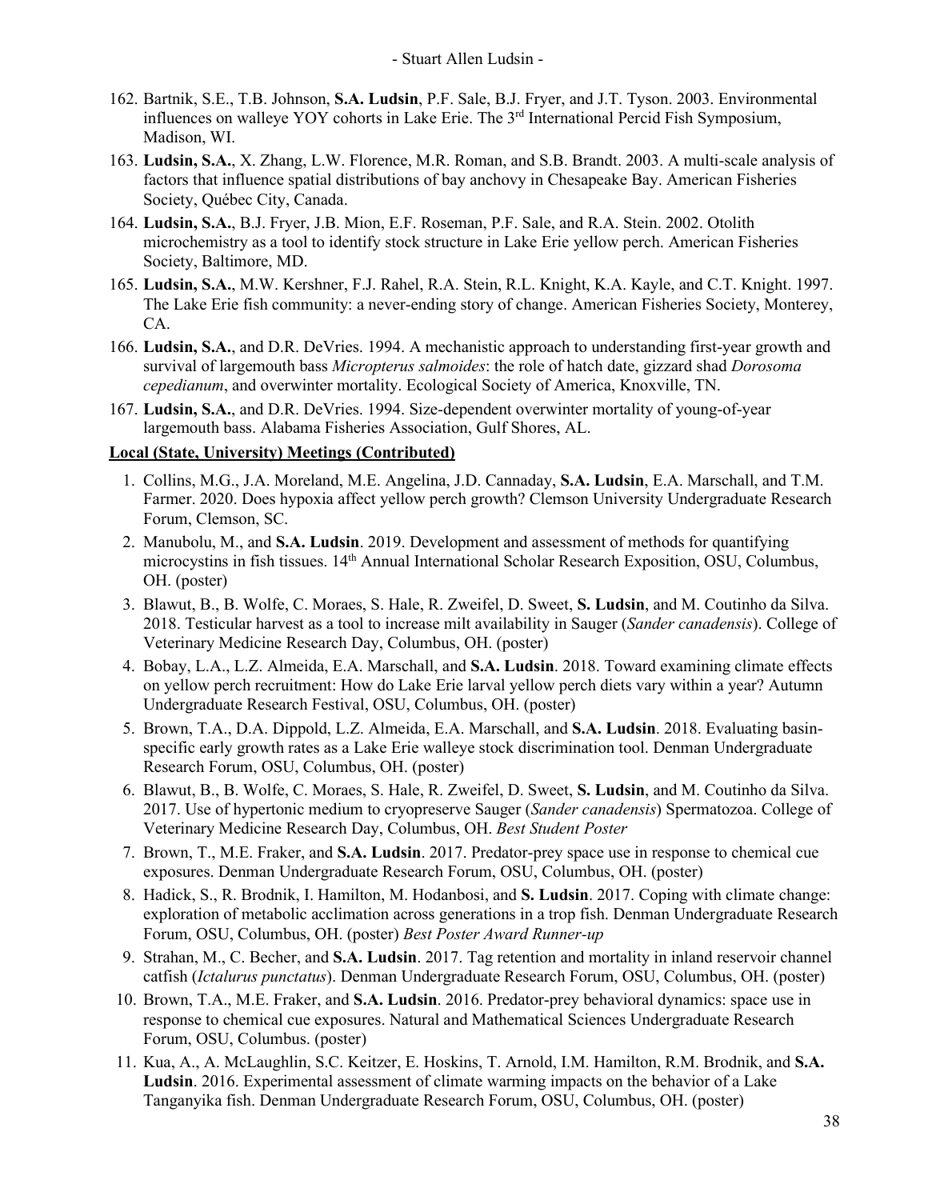162. Bartnik, S.E., T.B. Johnson, **S.A. Ludsin**, P.F. Sale, B.J. Fryer, and J.T. Tyson. 2003. Environmental influences on walleye YOY cohorts in Lake Erie. The 3rd International Percid Fish Symposium, Madison, WI.
163. **Ludsin, S.A.**, X. Zhang, L.W. Florence, M.R. Roman, and S.B. Brandt. 2003. A multi-scale analysis of factors that influence spatial distributions of bay anchovy in Chesapeake Bay. American Fisheries Society, Québec City, Canada.
164. **Ludsin, S.A.**, B.J. Fryer, J.B. Mion, E.F. Roseman, P.F. Sale, and R.A. Stein. 2002. Otolith microchemistry as a tool to identify stock structure in Lake Erie yellow perch. American Fisheries Society, Baltimore, MD.
165. **Ludsin, S.A.**, M.W. Kershner, F.J. Rahel, R.A. Stein, R.L. Knight, K.A. Kayle, and C.T. Knight. 1997. The Lake Erie fish community: a never-ending story of change. American Fisheries Society, Monterey, CA.
166. **Ludsin, S.A.**, and D.R. DeVries. 1994. A mechanistic approach to understanding first-year growth and survival of largemouth bass *Micropterus salmoides*: the role of hatch date, gizzard shad *Dorosoma cepedianum*, and overwinter mortality. Ecological Society of America, Knoxville, TN.
167. **Ludsin, S.A.**, and D.R. DeVries. 1994. Size-dependent overwinter mortality of young-of-year largemouth bass. Alabama Fisheries Association, Gulf Shores, AL.

**Local (State, University) Meetings (Contributed)**

1. Collins, M.G., J.A. Moreland, M.E. Angelina, J.D. Cannaday, **S.A. Ludsin**, E.A. Marschall, and T.M. Farmer. 2020. Does hypoxia affect yellow perch growth? Clemson University Undergraduate Research Forum, Clemson, SC.
2. Manubolu, M., and **S.A. Ludsin**. 2019. Development and assessment of methods for quantifying microcystins in fish tissues. 14th Annual International Scholar Research Exposition, OSU, Columbus, OH. (poster)
3. Blawut, B., B. Wolfe, C. Moraes, S. Hale, R. Zweifel, D. Sweet, **S. Ludsin**, and M. Coutinho da Silva. 2018. Testicular harvest as a tool to increase milt availability in Sauger (*Sander canadensis*). College of Veterinary Medicine Research Day, Columbus, OH. (poster)
4. Bobay, L.A., L.Z. Almeida, E.A. Marschall, and **S.A. Ludsin**. 2018. Toward examining climate effects on yellow perch recruitment: How do Lake Erie larval yellow perch diets vary within a year? Autumn Undergraduate Research Festival, OSU, Columbus, OH. (poster)
5. Brown, T.A., D.A. Dippold, L.Z. Almeida, E.A. Marschall, and **S.A. Ludsin**. 2018. Evaluating basin-specific early growth rates as a Lake Erie walleye stock discrimination tool. Denman Undergraduate Research Forum, OSU, Columbus, OH. (poster)
6. Blawut, B., B. Wolfe, C. Moraes, S. Hale, R. Zweifel, D. Sweet, **S. Ludsin**, and M. Coutinho da Silva. 2017. Use of hypertonic medium to cryopreserve Sauger (*Sander canadensis*) Spermatozoa. College of Veterinary Medicine Research Day, Columbus, OH. *Best Student Poster*
7. Brown, T., M.E. Fraker, and **S.A. Ludsin**. 2017. Predator-prey space use in response to chemical cue exposures. Denman Undergraduate Research Forum, OSU, Columbus, OH. (poster)
8. Hadick, S., R. Brodnik, I. Hamilton, M. Hodanbosi, and **S. Ludsin**. 2017. Coping with climate change: exploration of metabolic acclimation across generations in a trop fish. Denman Undergraduate Research Forum, OSU, Columbus, OH. (poster) *Best Poster Award Runner-up*
9. Strahan, M., C. Becher, and **S.A. Ludsin**. 2017. Tag retention and mortality in inland reservoir channel catfish (*Ictalurus punctatus*). Denman Undergraduate Research Forum, OSU, Columbus, OH. (poster)
10. Brown, T.A., M.E. Fraker, and **S.A. Ludsin**. 2016. Predator-prey behavioral dynamics: space use in response to chemical cue exposures. Natural and Mathematical Sciences Undergraduate Research Forum, OSU, Columbus. (poster)
11. Kua, A., A. McLaughlin, S.C. Keitzer, E. Hoskins, T. Arnold, I.M. Hamilton, R.M. Brodnik, and **S.A. Ludsin**. 2016. Experimental assessment of climate warming impacts on the behavior of a Lake Tanganyika fish. Denman Undergraduate Research Forum, OSU, Columbus, OH. (poster)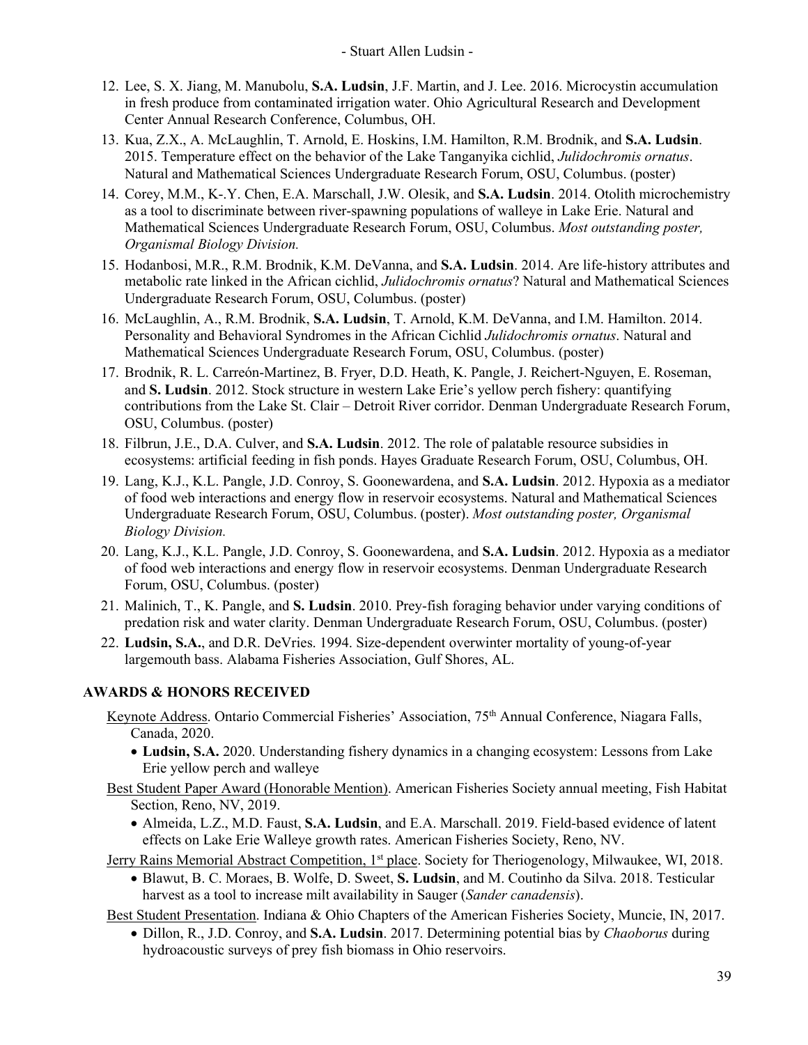12. Lee, S. X. Jiang, M. Manubolu, **S.A. Ludsin**, J.F. Martin, and J. Lee. 2016. Microcystin accumulation in fresh produce from contaminated irrigation water. Ohio Agricultural Research and Development Center Annual Research Conference, Columbus, OH.
13. Kua, Z.X., A. McLaughlin, T. Arnold, E. Hoskins, I.M. Hamilton, R.M. Brodnik, and **S.A. Ludsin**. 2015. Temperature effect on the behavior of the Lake Tanganyika cichlid, *Julidochromis ornatus*. Natural and Mathematical Sciences Undergraduate Research Forum, OSU, Columbus. (poster)
14. Corey, M.M., K-.Y. Chen, E.A. Marschall, J.W. Olesik, and **S.A. Ludsin**. 2014. Otolith microchemistry as a tool to discriminate between river-spawning populations of walleye in Lake Erie. Natural and Mathematical Sciences Undergraduate Research Forum, OSU, Columbus. *Most outstanding poster, Organismal Biology Division.*
15. Hodanbosi, M.R., R.M. Brodnik, K.M. DeVanna, and **S.A. Ludsin**. 2014. Are life-history attributes and metabolic rate linked in the African cichlid, *Julidochromis ornatus*? Natural and Mathematical Sciences Undergraduate Research Forum, OSU, Columbus. (poster)
16. McLaughlin, A., R.M. Brodnik, **S.A. Ludsin**, T. Arnold, K.M. DeVanna, and I.M. Hamilton. 2014. Personality and Behavioral Syndromes in the African Cichlid *Julidochromis ornatus*. Natural and Mathematical Sciences Undergraduate Research Forum, OSU, Columbus. (poster)
17. Brodnik, R. L. Carreón-Martinez, B. Fryer, D.D. Heath, K. Pangle, J. Reichert-Nguyen, E. Roseman, and **S. Ludsin**. 2012. Stock structure in western Lake Erie's yellow perch fishery: quantifying contributions from the Lake St. Clair – Detroit River corridor. Denman Undergraduate Research Forum, OSU, Columbus. (poster)
18. Filbrun, J.E., D.A. Culver, and **S.A. Ludsin**. 2012. The role of palatable resource subsidies in ecosystems: artificial feeding in fish ponds. Hayes Graduate Research Forum, OSU, Columbus, OH.
19. Lang, K.J., K.L. Pangle, J.D. Conroy, S. Goonewardena, and **S.A. Ludsin**. 2012. Hypoxia as a mediator of food web interactions and energy flow in reservoir ecosystems. Natural and Mathematical Sciences Undergraduate Research Forum, OSU, Columbus. (poster). *Most outstanding poster, Organismal Biology Division.*
20. Lang, K.J., K.L. Pangle, J.D. Conroy, S. Goonewardena, and **S.A. Ludsin**. 2012. Hypoxia as a mediator of food web interactions and energy flow in reservoir ecosystems. Denman Undergraduate Research Forum, OSU, Columbus. (poster)
21. Malinich, T., K. Pangle, and **S. Ludsin**. 2010. Prey-fish foraging behavior under varying conditions of predation risk and water clarity. Denman Undergraduate Research Forum, OSU, Columbus. (poster)
22. **Ludsin, S.A.**, and D.R. DeVries. 1994. Size-dependent overwinter mortality of young-of-year largemouth bass. Alabama Fisheries Association, Gulf Shores, AL.

## AWARDS & HONORS RECEIVED

Keynote Address. Ontario Commercial Fisheries' Association, 75th Annual Conference, Niagara Falls, Canada, 2020.

- **Ludsin, S.A.** 2020. Understanding fishery dynamics in a changing ecosystem: Lessons from Lake Erie yellow perch and walleye

Best Student Paper Award (Honorable Mention). American Fisheries Society annual meeting, Fish Habitat Section, Reno, NV, 2019.

- Almeida, L.Z., M.D. Faust, **S.A. Ludsin**, and E.A. Marschall. 2019. Field-based evidence of latent effects on Lake Erie Walleye growth rates. American Fisheries Society, Reno, NV.

Jerry Rains Memorial Abstract Competition, 1st place. Society for Theriogenology, Milwaukee, WI, 2018.

- Blawut, B. C. Moraes, B. Wolfe, D. Sweet, **S. Ludsin**, and M. Coutinho da Silva. 2018. Testicular harvest as a tool to increase milt availability in Sauger (*Sander canadensis*).

Best Student Presentation. Indiana & Ohio Chapters of the American Fisheries Society, Muncie, IN, 2017.

- Dillon, R., J.D. Conroy, and **S.A. Ludsin**. 2017. Determining potential bias by *Chaoborus* during hydroacoustic surveys of prey fish biomass in Ohio reservoirs.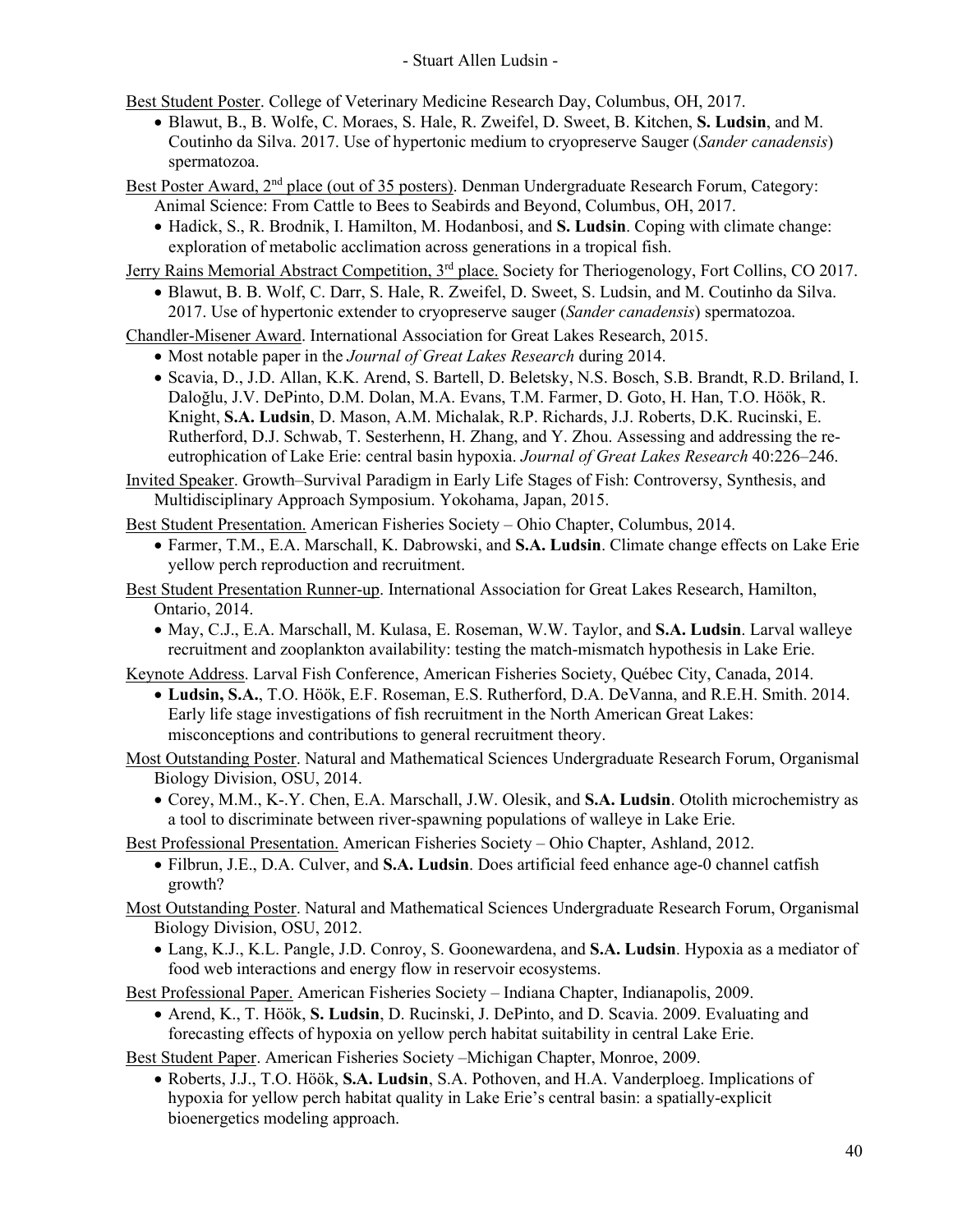<u>Best Student Poster</u>. College of Veterinary Medicine Research Day, Columbus, OH, 2017.

- Blawut, B., B. Wolfe, C. Moraes, S. Hale, R. Zweifel, D. Sweet, B. Kitchen, **S. Ludsin**, and M. Coutinho da Silva. 2017. Use of hypertonic medium to cryopreserve Sauger (*Sander canadensis*) spermatozoa.

<u>Best Poster Award, 2nd place (out of 35 posters)</u>. Denman Undergraduate Research Forum, Category: Animal Science: From Cattle to Bees to Seabirds and Beyond, Columbus, OH, 2017.

- Hadick, S., R. Brodnik, I. Hamilton, M. Hodanbosi, and **S. Ludsin**. Coping with climate change: exploration of metabolic acclimation across generations in a tropical fish.

<u>Jerry Rains Memorial Abstract Competition, 3rd place.</u> Society for Theriogenology, Fort Collins, CO 2017.

- Blawut, B. B. Wolf, C. Darr, S. Hale, R. Zweifel, D. Sweet, S. Ludsin, and M. Coutinho da Silva. 2017. Use of hypertonic extender to cryopreserve sauger (*Sander canadensis*) spermatozoa.

<u>Chandler-Misener Award</u>. International Association for Great Lakes Research, 2015.

- Most notable paper in the *Journal of Great Lakes Research* during 2014.
- Scavia, D., J.D. Allan, K.K. Arend, S. Bartell, D. Beletsky, N.S. Bosch, S.B. Brandt, R.D. Briland, I. Daloğlu, J.V. DePinto, D.M. Dolan, M.A. Evans, T.M. Farmer, D. Goto, H. Han, T.O. Höök, R. Knight, **S.A. Ludsin**, D. Mason, A.M. Michalak, R.P. Richards, J.J. Roberts, D.K. Rucinski, E. Rutherford, D.J. Schwab, T. Sesterhenn, H. Zhang, and Y. Zhou. Assessing and addressing the re-eutrophication of Lake Erie: central basin hypoxia. *Journal of Great Lakes Research* 40:226–246.

<u>Invited Speaker</u>. Growth–Survival Paradigm in Early Life Stages of Fish: Controversy, Synthesis, and Multidisciplinary Approach Symposium. Yokohama, Japan, 2015.

<u>Best Student Presentation.</u> American Fisheries Society – Ohio Chapter, Columbus, 2014.

- Farmer, T.M., E.A. Marschall, K. Dabrowski, and **S.A. Ludsin**. Climate change effects on Lake Erie yellow perch reproduction and recruitment.

<u>Best Student Presentation Runner-up</u>. International Association for Great Lakes Research, Hamilton, Ontario, 2014.

- May, C.J., E.A. Marschall, M. Kulasa, E. Roseman, W.W. Taylor, and **S.A. Ludsin**. Larval walleye recruitment and zooplankton availability: testing the match-mismatch hypothesis in Lake Erie.

<u>Keynote Address</u>. Larval Fish Conference, American Fisheries Society, Québec City, Canada, 2014.

- **Ludsin, S.A.**, T.O. Höök, E.F. Roseman, E.S. Rutherford, D.A. DeVanna, and R.E.H. Smith. 2014. Early life stage investigations of fish recruitment in the North American Great Lakes: misconceptions and contributions to general recruitment theory.

<u>Most Outstanding Poster</u>. Natural and Mathematical Sciences Undergraduate Research Forum, Organismal Biology Division, OSU, 2014.

- Corey, M.M., K-.Y. Chen, E.A. Marschall, J.W. Olesik, and **S.A. Ludsin**. Otolith microchemistry as a tool to discriminate between river-spawning populations of walleye in Lake Erie.

<u>Best Professional Presentation.</u> American Fisheries Society – Ohio Chapter, Ashland, 2012.

- Filbrun, J.E., D.A. Culver, and **S.A. Ludsin**. Does artificial feed enhance age-0 channel catfish growth?

<u>Most Outstanding Poster</u>. Natural and Mathematical Sciences Undergraduate Research Forum, Organismal Biology Division, OSU, 2012.

- Lang, K.J., K.L. Pangle, J.D. Conroy, S. Goonewardena, and **S.A. Ludsin**. Hypoxia as a mediator of food web interactions and energy flow in reservoir ecosystems.

<u>Best Professional Paper.</u> American Fisheries Society – Indiana Chapter, Indianapolis, 2009.

- Arend, K., T. Höök, **S. Ludsin**, D. Rucinski, J. DePinto, and D. Scavia. 2009. Evaluating and forecasting effects of hypoxia on yellow perch habitat suitability in central Lake Erie.

<u>Best Student Paper</u>. American Fisheries Society –Michigan Chapter, Monroe, 2009.

- Roberts, J.J., T.O. Höök, **S.A. Ludsin**, S.A. Pothoven, and H.A. Vanderploeg. Implications of hypoxia for yellow perch habitat quality in Lake Erie's central basin: a spatially-explicit bioenergetics modeling approach.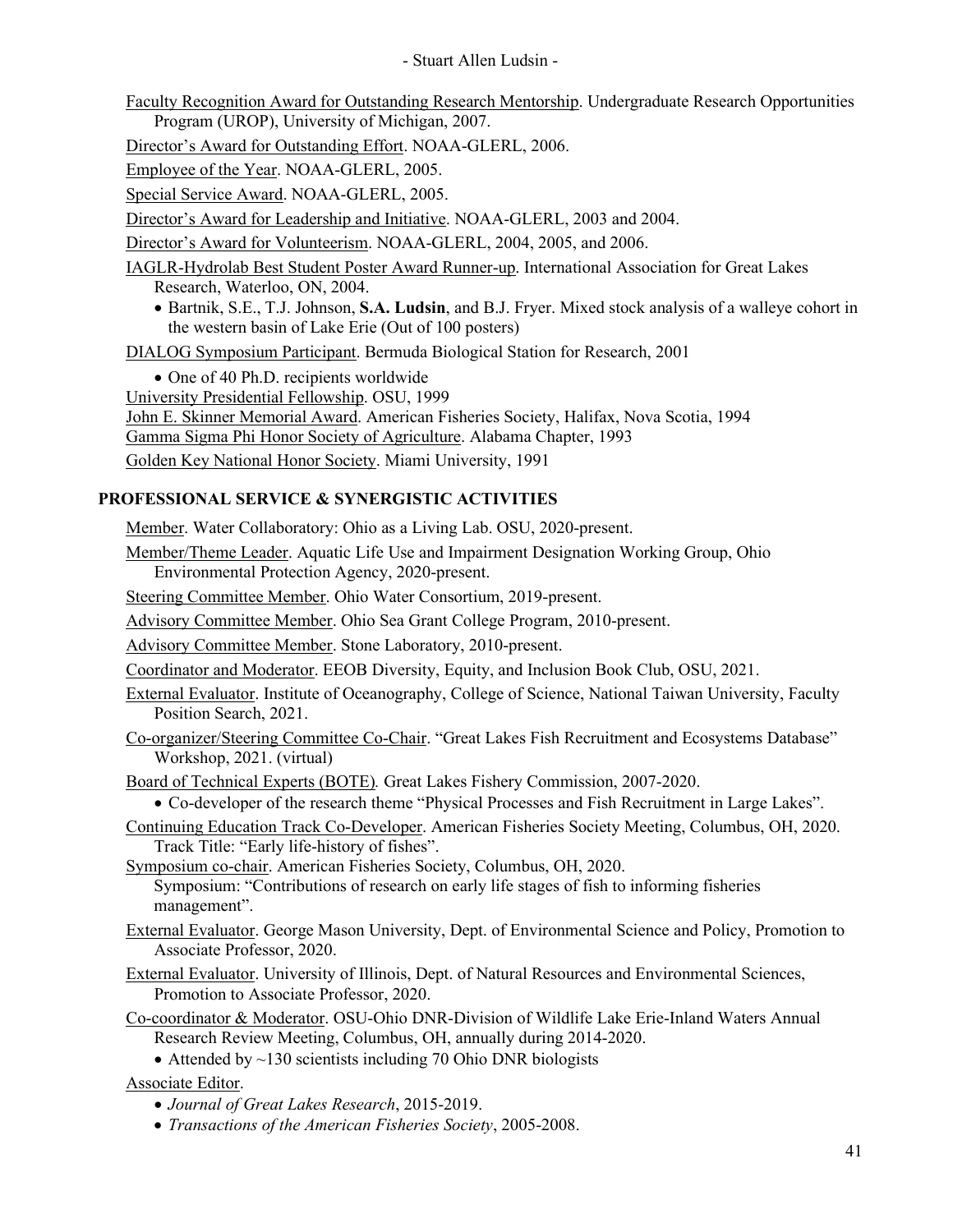Faculty Recognition Award for Outstanding Research Mentorship. Undergraduate Research Opportunities Program (UROP), University of Michigan, 2007.

Director's Award for Outstanding Effort. NOAA-GLERL, 2006.

Employee of the Year. NOAA-GLERL, 2005.

Special Service Award. NOAA-GLERL, 2005.

Director's Award for Leadership and Initiative. NOAA-GLERL, 2003 and 2004.

Director's Award for Volunteerism. NOAA-GLERL, 2004, 2005, and 2006.

IAGLR-Hydrolab Best Student Poster Award Runner-up. International Association for Great Lakes Research, Waterloo, ON, 2004.

- Bartnik, S.E., T.J. Johnson, **S.A. Ludsin**, and B.J. Fryer. Mixed stock analysis of a walleye cohort in the western basin of Lake Erie (Out of 100 posters)

DIALOG Symposium Participant. Bermuda Biological Station for Research, 2001

- One of 40 Ph.D. recipients worldwide

University Presidential Fellowship. OSU, 1999

John E. Skinner Memorial Award. American Fisheries Society, Halifax, Nova Scotia, 1994

Gamma Sigma Phi Honor Society of Agriculture. Alabama Chapter, 1993

Golden Key National Honor Society. Miami University, 1991

## PROFESSIONAL SERVICE & SYNERGISTIC ACTIVITIES

Member. Water Collaboratory: Ohio as a Living Lab. OSU, 2020-present.

Member/Theme Leader. Aquatic Life Use and Impairment Designation Working Group, Ohio Environmental Protection Agency, 2020-present.

Steering Committee Member. Ohio Water Consortium, 2019-present.

Advisory Committee Member. Ohio Sea Grant College Program, 2010-present.

Advisory Committee Member. Stone Laboratory, 2010-present.

Coordinator and Moderator. EEOB Diversity, Equity, and Inclusion Book Club, OSU, 2021.

External Evaluator. Institute of Oceanography, College of Science, National Taiwan University, Faculty Position Search, 2021.

Co-organizer/Steering Committee Co-Chair. "Great Lakes Fish Recruitment and Ecosystems Database" Workshop, 2021. (virtual)

Board of Technical Experts (BOTE)*.* Great Lakes Fishery Commission, 2007-2020.

- Co-developer of the research theme "Physical Processes and Fish Recruitment in Large Lakes".

Continuing Education Track Co-Developer. American Fisheries Society Meeting, Columbus, OH, 2020. Track Title: "Early life-history of fishes".

Symposium co-chair. American Fisheries Society, Columbus, OH, 2020. Symposium: "Contributions of research on early life stages of fish to informing fisheries management".

External Evaluator. George Mason University, Dept. of Environmental Science and Policy, Promotion to Associate Professor, 2020.

External Evaluator. University of Illinois, Dept. of Natural Resources and Environmental Sciences, Promotion to Associate Professor, 2020.

Co-coordinator & Moderator. OSU-Ohio DNR-Division of Wildlife Lake Erie-Inland Waters Annual Research Review Meeting, Columbus, OH, annually during 2014-2020.

- Attended by ~130 scientists including 70 Ohio DNR biologists

Associate Editor.

- *Journal of Great Lakes Research*, 2015-2019.
- *Transactions of the American Fisheries Society*, 2005-2008.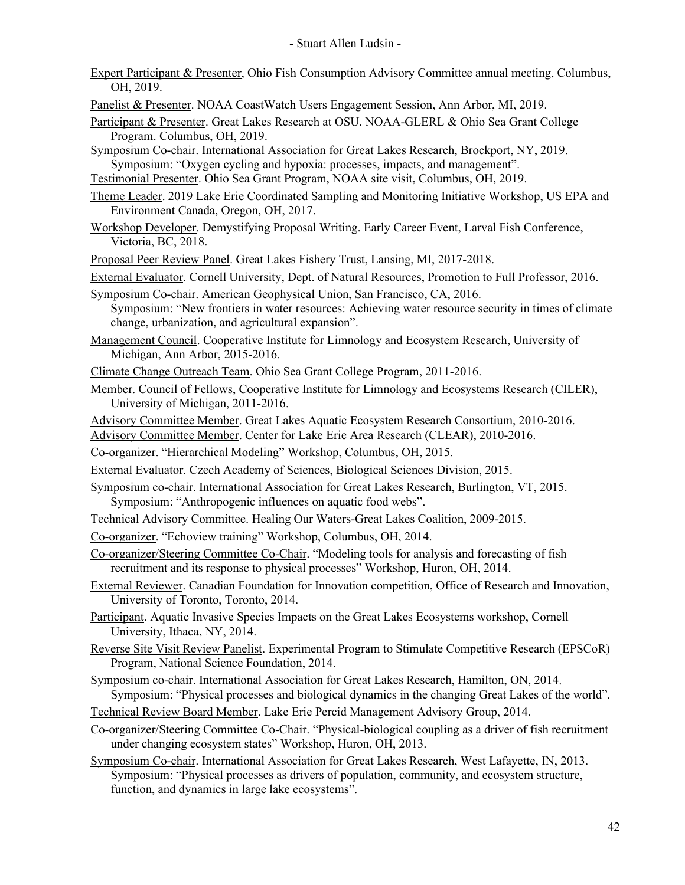Expert Participant & Presenter, Ohio Fish Consumption Advisory Committee annual meeting, Columbus, OH, 2019.

Panelist & Presenter. NOAA CoastWatch Users Engagement Session, Ann Arbor, MI, 2019.

Participant & Presenter. Great Lakes Research at OSU. NOAA-GLERL & Ohio Sea Grant College Program. Columbus, OH, 2019.

Symposium Co-chair. International Association for Great Lakes Research, Brockport, NY, 2019. Symposium: "Oxygen cycling and hypoxia: processes, impacts, and management".

Testimonial Presenter. Ohio Sea Grant Program, NOAA site visit, Columbus, OH, 2019.

Theme Leader. 2019 Lake Erie Coordinated Sampling and Monitoring Initiative Workshop, US EPA and Environment Canada, Oregon, OH, 2017.

Workshop Developer. Demystifying Proposal Writing. Early Career Event, Larval Fish Conference, Victoria, BC, 2018.

Proposal Peer Review Panel. Great Lakes Fishery Trust, Lansing, MI, 2017-2018.

External Evaluator. Cornell University, Dept. of Natural Resources, Promotion to Full Professor, 2016.

Symposium Co-chair. American Geophysical Union, San Francisco, CA, 2016. Symposium: "New frontiers in water resources: Achieving water resource security in times of climate change, urbanization, and agricultural expansion".

Management Council. Cooperative Institute for Limnology and Ecosystem Research, University of Michigan, Ann Arbor, 2015-2016.

Climate Change Outreach Team. Ohio Sea Grant College Program, 2011-2016.

Member. Council of Fellows, Cooperative Institute for Limnology and Ecosystems Research (CILER), University of Michigan, 2011-2016.

Advisory Committee Member. Great Lakes Aquatic Ecosystem Research Consortium, 2010-2016.

Advisory Committee Member. Center for Lake Erie Area Research (CLEAR), 2010-2016.

Co-organizer. "Hierarchical Modeling" Workshop, Columbus, OH, 2015.

External Evaluator. Czech Academy of Sciences, Biological Sciences Division, 2015.

Symposium co-chair. International Association for Great Lakes Research, Burlington, VT, 2015. Symposium: "Anthropogenic influences on aquatic food webs".

Technical Advisory Committee. Healing Our Waters-Great Lakes Coalition, 2009-2015.

Co-organizer. "Echoview training" Workshop, Columbus, OH, 2014.

Co-organizer/Steering Committee Co-Chair. "Modeling tools for analysis and forecasting of fish recruitment and its response to physical processes" Workshop, Huron, OH, 2014.

External Reviewer. Canadian Foundation for Innovation competition, Office of Research and Innovation, University of Toronto, Toronto, 2014.

Participant. Aquatic Invasive Species Impacts on the Great Lakes Ecosystems workshop, Cornell University, Ithaca, NY, 2014.

Reverse Site Visit Review Panelist. Experimental Program to Stimulate Competitive Research (EPSCoR) Program, National Science Foundation, 2014.

Symposium co-chair. International Association for Great Lakes Research, Hamilton, ON, 2014. Symposium: "Physical processes and biological dynamics in the changing Great Lakes of the world".

Technical Review Board Member. Lake Erie Percid Management Advisory Group, 2014.

Co-organizer/Steering Committee Co-Chair. "Physical-biological coupling as a driver of fish recruitment under changing ecosystem states" Workshop, Huron, OH, 2013.

Symposium Co-chair. International Association for Great Lakes Research, West Lafayette, IN, 2013. Symposium: "Physical processes as drivers of population, community, and ecosystem structure, function, and dynamics in large lake ecosystems".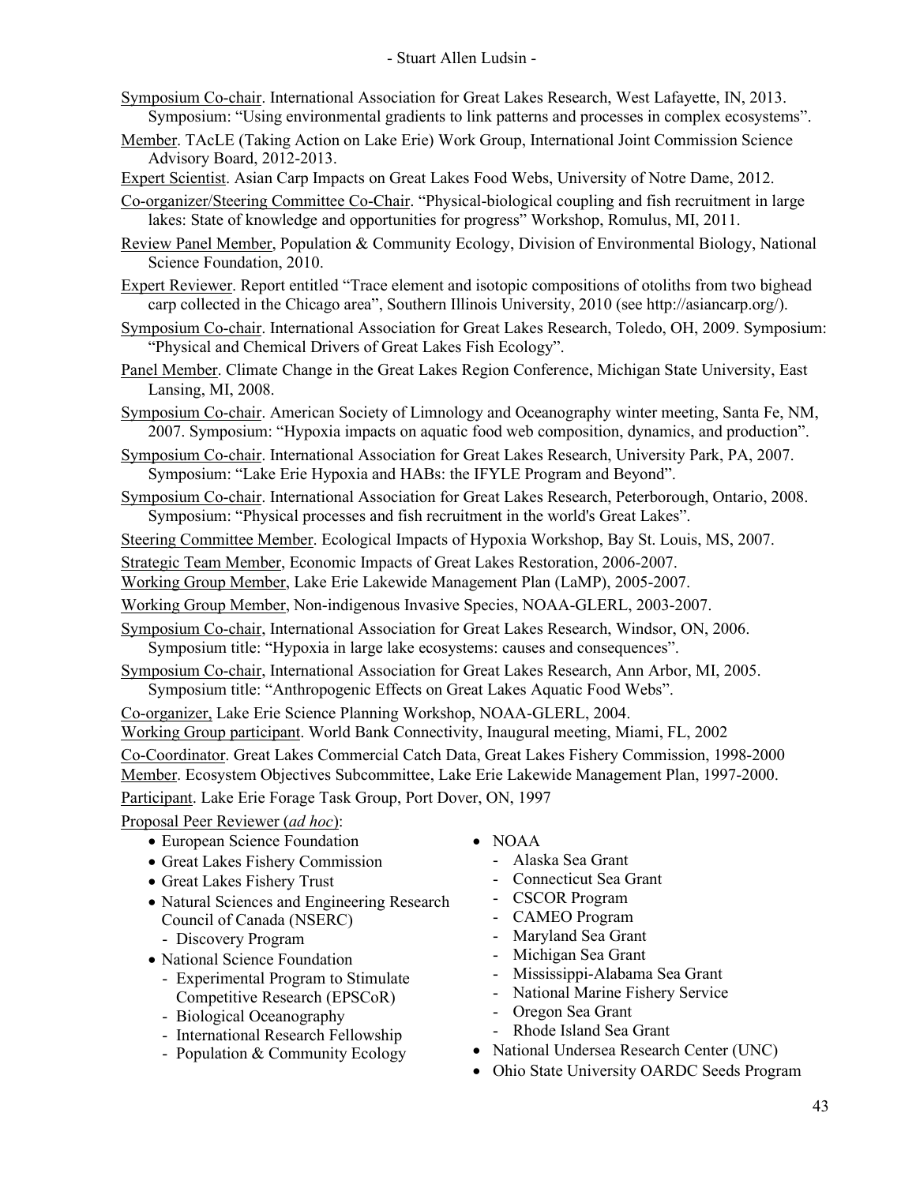Symposium Co-chair. International Association for Great Lakes Research, West Lafayette, IN, 2013. Symposium: "Using environmental gradients to link patterns and processes in complex ecosystems".

Member. TAcLE (Taking Action on Lake Erie) Work Group, International Joint Commission Science Advisory Board, 2012-2013.

Expert Scientist. Asian Carp Impacts on Great Lakes Food Webs, University of Notre Dame, 2012.

Co-organizer/Steering Committee Co-Chair. "Physical-biological coupling and fish recruitment in large lakes: State of knowledge and opportunities for progress" Workshop, Romulus, MI, 2011.

Review Panel Member, Population & Community Ecology, Division of Environmental Biology, National Science Foundation, 2010.

Expert Reviewer. Report entitled "Trace element and isotopic compositions of otoliths from two bighead carp collected in the Chicago area", Southern Illinois University, 2010 (see http://asiancarp.org/).

Symposium Co-chair. International Association for Great Lakes Research, Toledo, OH, 2009. Symposium: "Physical and Chemical Drivers of Great Lakes Fish Ecology".

Panel Member. Climate Change in the Great Lakes Region Conference, Michigan State University, East Lansing, MI, 2008.

Symposium Co-chair. American Society of Limnology and Oceanography winter meeting, Santa Fe, NM, 2007. Symposium: "Hypoxia impacts on aquatic food web composition, dynamics, and production".

Symposium Co-chair. International Association for Great Lakes Research, University Park, PA, 2007. Symposium: "Lake Erie Hypoxia and HABs: the IFYLE Program and Beyond".

Symposium Co-chair. International Association for Great Lakes Research, Peterborough, Ontario, 2008. Symposium: "Physical processes and fish recruitment in the world's Great Lakes".

Steering Committee Member. Ecological Impacts of Hypoxia Workshop, Bay St. Louis, MS, 2007.

Strategic Team Member, Economic Impacts of Great Lakes Restoration, 2006-2007.

Working Group Member, Lake Erie Lakewide Management Plan (LaMP), 2005-2007.

Working Group Member, Non-indigenous Invasive Species, NOAA-GLERL, 2003-2007.

Symposium Co-chair, International Association for Great Lakes Research, Windsor, ON, 2006. Symposium title: "Hypoxia in large lake ecosystems: causes and consequences".

Symposium Co-chair, International Association for Great Lakes Research, Ann Arbor, MI, 2005. Symposium title: "Anthropogenic Effects on Great Lakes Aquatic Food Webs".

Co-organizer, Lake Erie Science Planning Workshop, NOAA-GLERL, 2004.

Working Group participant. World Bank Connectivity, Inaugural meeting, Miami, FL, 2002

Co-Coordinator. Great Lakes Commercial Catch Data, Great Lakes Fishery Commission, 1998-2000

Member. Ecosystem Objectives Subcommittee, Lake Erie Lakewide Management Plan, 1997-2000.

Participant. Lake Erie Forage Task Group, Port Dover, ON, 1997

Proposal Peer Reviewer (*ad hoc*):

- European Science Foundation
- Great Lakes Fishery Commission
- Great Lakes Fishery Trust
- Natural Sciences and Engineering Research Council of Canada (NSERC)
  - Discovery Program
- National Science Foundation
  - Experimental Program to Stimulate Competitive Research (EPSCoR)
  - Biological Oceanography
  - International Research Fellowship
  - Population & Community Ecology
- NOAA
  - Alaska Sea Grant
  - Connecticut Sea Grant
  - CSCOR Program
  - CAMEO Program
  - Maryland Sea Grant
  - Michigan Sea Grant
  - Mississippi-Alabama Sea Grant
  - National Marine Fishery Service
  - Oregon Sea Grant
  - Rhode Island Sea Grant
- National Undersea Research Center (UNC)
- Ohio State University OARDC Seeds Program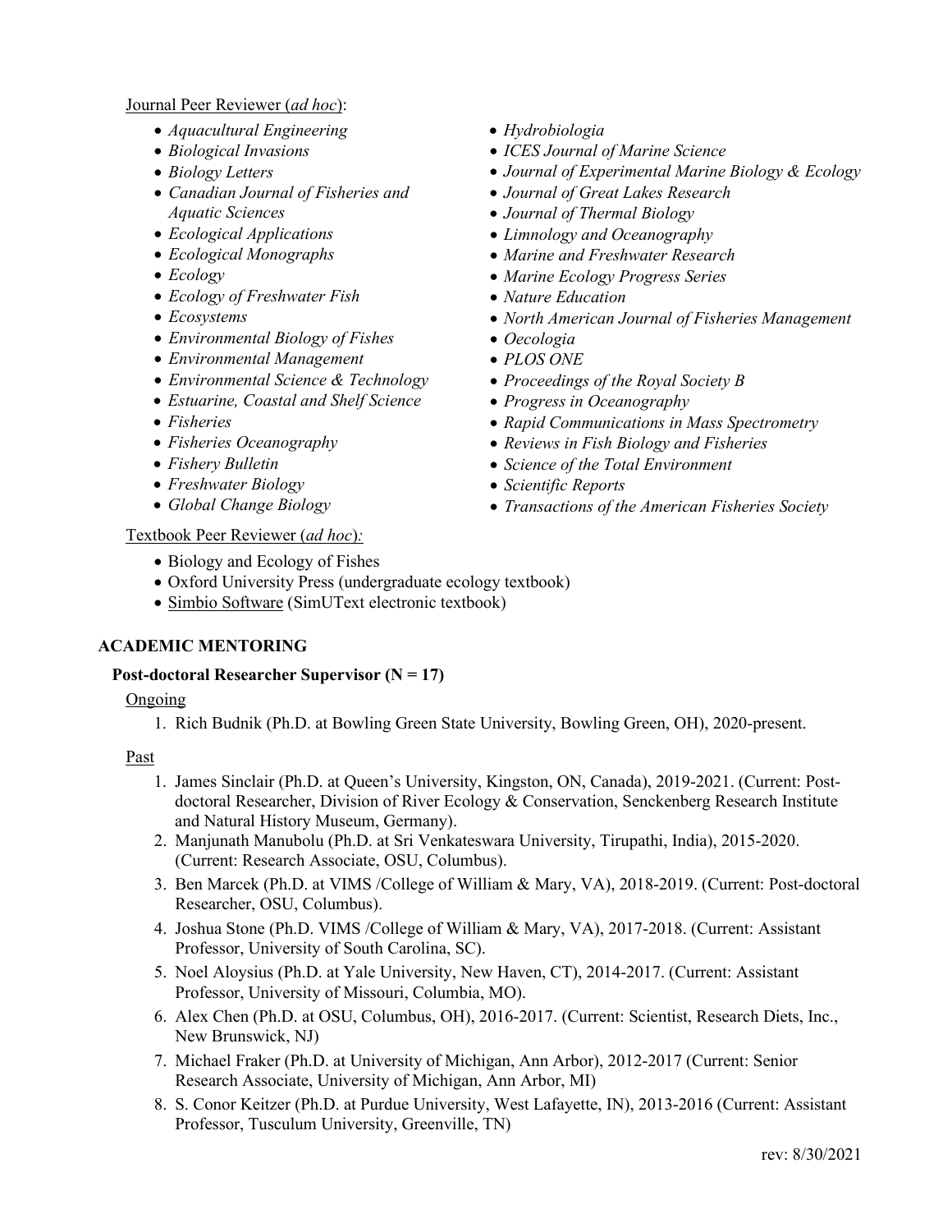Journal Peer Reviewer (*ad hoc*):

- *Aquacultural Engineering*
- *Biological Invasions*
- *Biology Letters*
- *Canadian Journal of Fisheries and Aquatic Sciences*
- *Ecological Applications*
- *Ecological Monographs*
- *Ecology*
- *Ecology of Freshwater Fish*
- *Ecosystems*
- *Environmental Biology of Fishes*
- *Environmental Management*
- *Environmental Science & Technology*
- *Estuarine, Coastal and Shelf Science*
- *Fisheries*
- *Fisheries Oceanography*
- *Fishery Bulletin*
- *Freshwater Biology*
- *Global Change Biology*
- *Hydrobiologia*
- *ICES Journal of Marine Science*
- *Journal of Experimental Marine Biology & Ecology*
- *Journal of Great Lakes Research*
- *Journal of Thermal Biology*
- *Limnology and Oceanography*
- *Marine and Freshwater Research*
- *Marine Ecology Progress Series*
- *Nature Education*
- *North American Journal of Fisheries Management*
- *Oecologia*
- *PLOS ONE*
- *Proceedings of the Royal Society B*
- *Progress in Oceanography*
- *Rapid Communications in Mass Spectrometry*
- *Reviews in Fish Biology and Fisheries*
- *Science of the Total Environment*
- *Scientific Reports*
- *Transactions of the American Fisheries Society*

Textbook Peer Reviewer (*ad hoc*):

- Biology and Ecology of Fishes
- Oxford University Press (undergraduate ecology textbook)
- Simbio Software (SimUText electronic textbook)

## ACADEMIC MENTORING

### Post-doctoral Researcher Supervisor (N = 17)

Ongoing

1. Rich Budnik (Ph.D. at Bowling Green State University, Bowling Green, OH), 2020-present.

Past

1. James Sinclair (Ph.D. at Queen's University, Kingston, ON, Canada), 2019-2021. (Current: Post-doctoral Researcher, Division of River Ecology & Conservation, Senckenberg Research Institute and Natural History Museum, Germany).
2. Manjunath Manubolu (Ph.D. at Sri Venkateswara University, Tirupathi, India), 2015-2020. (Current: Research Associate, OSU, Columbus).
3. Ben Marcek (Ph.D. at VIMS /College of William & Mary, VA), 2018-2019. (Current: Post-doctoral Researcher, OSU, Columbus).
4. Joshua Stone (Ph.D. VIMS /College of William & Mary, VA), 2017-2018. (Current: Assistant Professor, University of South Carolina, SC).
5. Noel Aloysius (Ph.D. at Yale University, New Haven, CT), 2014-2017. (Current: Assistant Professor, University of Missouri, Columbia, MO).
6. Alex Chen (Ph.D. at OSU, Columbus, OH), 2016-2017. (Current: Scientist, Research Diets, Inc., New Brunswick, NJ)
7. Michael Fraker (Ph.D. at University of Michigan, Ann Arbor), 2012-2017 (Current: Senior Research Associate, University of Michigan, Ann Arbor, MI)
8. S. Conor Keitzer (Ph.D. at Purdue University, West Lafayette, IN), 2013-2016 (Current: Assistant Professor, Tusculum University, Greenville, TN)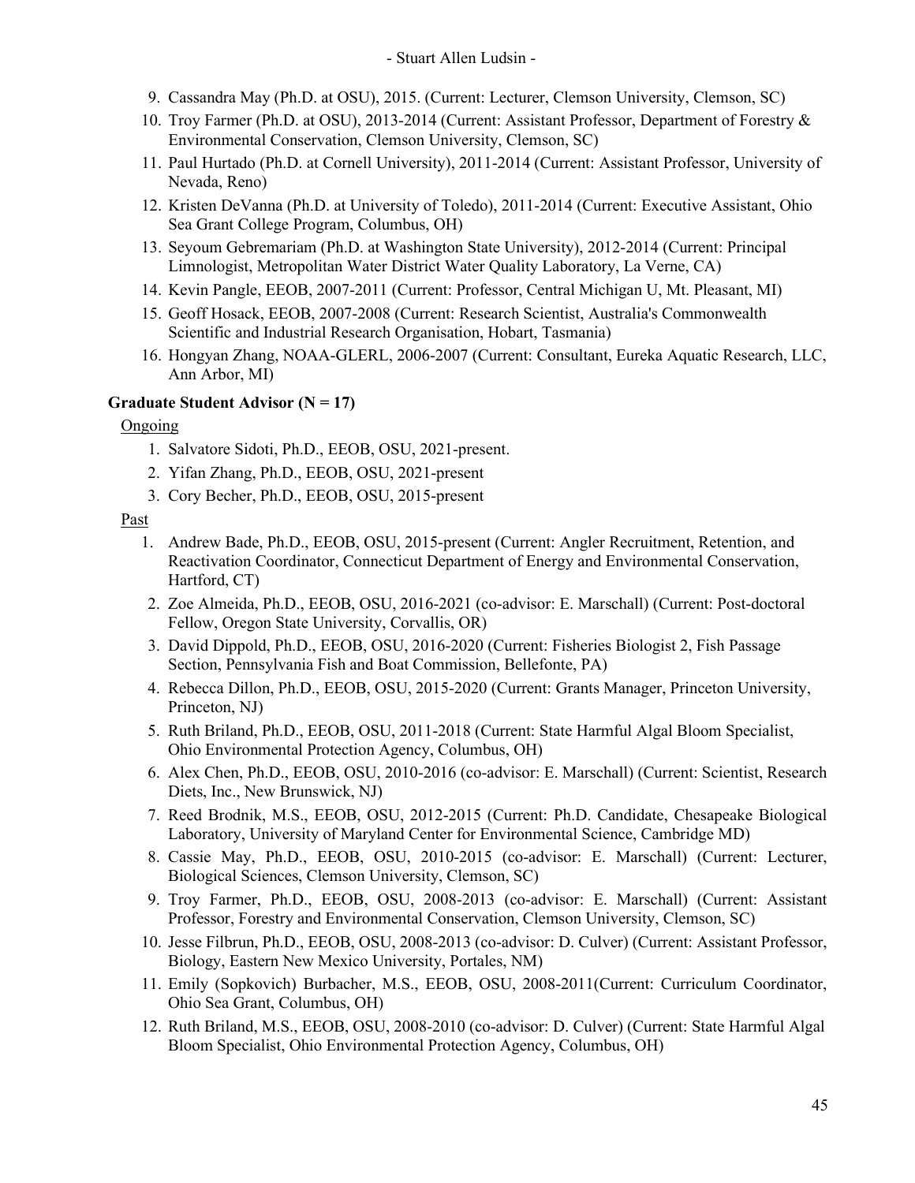9. Cassandra May (Ph.D. at OSU), 2015. (Current: Lecturer, Clemson University, Clemson, SC)
10. Troy Farmer (Ph.D. at OSU), 2013-2014 (Current: Assistant Professor, Department of Forestry & Environmental Conservation, Clemson University, Clemson, SC)
11. Paul Hurtado (Ph.D. at Cornell University), 2011-2014 (Current: Assistant Professor, University of Nevada, Reno)
12. Kristen DeVanna (Ph.D. at University of Toledo), 2011-2014 (Current: Executive Assistant, Ohio Sea Grant College Program, Columbus, OH)
13. Seyoum Gebremariam (Ph.D. at Washington State University), 2012-2014 (Current: Principal Limnologist, Metropolitan Water District Water Quality Laboratory, La Verne, CA)
14. Kevin Pangle, EEOB, 2007-2011 (Current: Professor, Central Michigan U, Mt. Pleasant, MI)
15. Geoff Hosack, EEOB, 2007-2008 (Current: Research Scientist, Australia's Commonwealth Scientific and Industrial Research Organisation, Hobart, Tasmania)
16. Hongyan Zhang, NOAA-GLERL, 2006-2007 (Current: Consultant, Eureka Aquatic Research, LLC, Ann Arbor, MI)

**Graduate Student Advisor (N = 17)**

Ongoing

1. Salvatore Sidoti, Ph.D., EEOB, OSU, 2021-present.
2. Yifan Zhang, Ph.D., EEOB, OSU, 2021-present
3. Cory Becher, Ph.D., EEOB, OSU, 2015-present

Past

1. Andrew Bade, Ph.D., EEOB, OSU, 2015-present (Current: Angler Recruitment, Retention, and Reactivation Coordinator, Connecticut Department of Energy and Environmental Conservation, Hartford, CT)
2. Zoe Almeida, Ph.D., EEOB, OSU, 2016-2021 (co-advisor: E. Marschall) (Current: Post-doctoral Fellow, Oregon State University, Corvallis, OR)
3. David Dippold, Ph.D., EEOB, OSU, 2016-2020 (Current: Fisheries Biologist 2, Fish Passage Section, Pennsylvania Fish and Boat Commission, Bellefonte, PA)
4. Rebecca Dillon, Ph.D., EEOB, OSU, 2015-2020 (Current: Grants Manager, Princeton University, Princeton, NJ)
5. Ruth Briland, Ph.D., EEOB, OSU, 2011-2018 (Current: State Harmful Algal Bloom Specialist, Ohio Environmental Protection Agency, Columbus, OH)
6. Alex Chen, Ph.D., EEOB, OSU, 2010-2016 (co-advisor: E. Marschall) (Current: Scientist, Research Diets, Inc., New Brunswick, NJ)
7. Reed Brodnik, M.S., EEOB, OSU, 2012-2015 (Current: Ph.D. Candidate, Chesapeake Biological Laboratory, University of Maryland Center for Environmental Science, Cambridge MD)
8. Cassie May, Ph.D., EEOB, OSU, 2010-2015 (co-advisor: E. Marschall) (Current: Lecturer, Biological Sciences, Clemson University, Clemson, SC)
9. Troy Farmer, Ph.D., EEOB, OSU, 2008-2013 (co-advisor: E. Marschall) (Current: Assistant Professor, Forestry and Environmental Conservation, Clemson University, Clemson, SC)
10. Jesse Filbrun, Ph.D., EEOB, OSU, 2008-2013 (co-advisor: D. Culver) (Current: Assistant Professor, Biology, Eastern New Mexico University, Portales, NM)
11. Emily (Sopkovich) Burbacher, M.S., EEOB, OSU, 2008-2011(Current: Curriculum Coordinator, Ohio Sea Grant, Columbus, OH)
12. Ruth Briland, M.S., EEOB, OSU, 2008-2010 (co-advisor: D. Culver) (Current: State Harmful Algal Bloom Specialist, Ohio Environmental Protection Agency, Columbus, OH)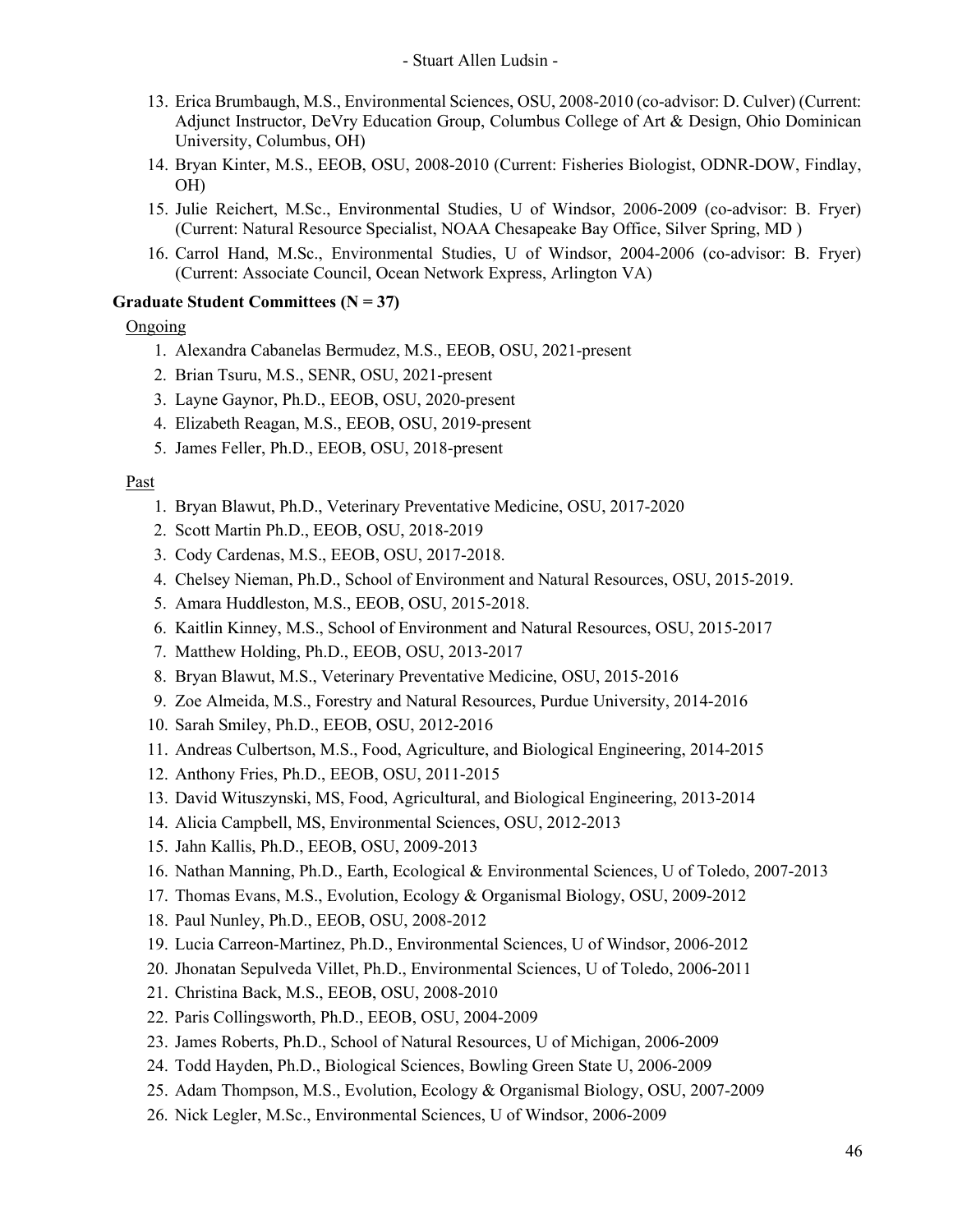13. Erica Brumbaugh, M.S., Environmental Sciences, OSU, 2008-2010 (co-advisor: D. Culver) (Current: Adjunct Instructor, DeVry Education Group, Columbus College of Art & Design, Ohio Dominican University, Columbus, OH)
14. Bryan Kinter, M.S., EEOB, OSU, 2008-2010 (Current: Fisheries Biologist, ODNR-DOW, Findlay, OH)
15. Julie Reichert, M.Sc., Environmental Studies, U of Windsor, 2006-2009 (co-advisor: B. Fryer) (Current: Natural Resource Specialist, NOAA Chesapeake Bay Office, Silver Spring, MD )
16. Carrol Hand, M.Sc., Environmental Studies, U of Windsor, 2004-2006 (co-advisor: B. Fryer) (Current: Associate Council, Ocean Network Express, Arlington VA)

**Graduate Student Committees (N = 37)**

Ongoing

1. Alexandra Cabanelas Bermudez, M.S., EEOB, OSU, 2021-present
2. Brian Tsuru, M.S., SENR, OSU, 2021-present
3. Layne Gaynor, Ph.D., EEOB, OSU, 2020-present
4. Elizabeth Reagan, M.S., EEOB, OSU, 2019-present
5. James Feller, Ph.D., EEOB, OSU, 2018-present

Past

1. Bryan Blawut, Ph.D., Veterinary Preventative Medicine, OSU, 2017-2020
2. Scott Martin Ph.D., EEOB, OSU, 2018-2019
3. Cody Cardenas, M.S., EEOB, OSU, 2017-2018.
4. Chelsey Nieman, Ph.D., School of Environment and Natural Resources, OSU, 2015-2019.
5. Amara Huddleston, M.S., EEOB, OSU, 2015-2018.
6. Kaitlin Kinney, M.S., School of Environment and Natural Resources, OSU, 2015-2017
7. Matthew Holding, Ph.D., EEOB, OSU, 2013-2017
8. Bryan Blawut, M.S., Veterinary Preventative Medicine, OSU, 2015-2016
9. Zoe Almeida, M.S., Forestry and Natural Resources, Purdue University, 2014-2016
10. Sarah Smiley, Ph.D., EEOB, OSU, 2012-2016
11. Andreas Culbertson, M.S., Food, Agriculture, and Biological Engineering, 2014-2015
12. Anthony Fries, Ph.D., EEOB, OSU, 2011-2015
13. David Wituszynski, MS, Food, Agricultural, and Biological Engineering, 2013-2014
14. Alicia Campbell, MS, Environmental Sciences, OSU, 2012-2013
15. Jahn Kallis, Ph.D., EEOB, OSU, 2009-2013
16. Nathan Manning, Ph.D., Earth, Ecological & Environmental Sciences, U of Toledo, 2007-2013
17. Thomas Evans, M.S., Evolution, Ecology & Organismal Biology, OSU, 2009-2012
18. Paul Nunley, Ph.D., EEOB, OSU, 2008-2012
19. Lucia Carreon-Martinez, Ph.D., Environmental Sciences, U of Windsor, 2006-2012
20. Jhonatan Sepulveda Villet, Ph.D., Environmental Sciences, U of Toledo, 2006-2011
21. Christina Back, M.S., EEOB, OSU, 2008-2010
22. Paris Collingsworth, Ph.D., EEOB, OSU, 2004-2009
23. James Roberts, Ph.D., School of Natural Resources, U of Michigan, 2006-2009
24. Todd Hayden, Ph.D., Biological Sciences, Bowling Green State U, 2006-2009
25. Adam Thompson, M.S., Evolution, Ecology & Organismal Biology, OSU, 2007-2009
26. Nick Legler, M.Sc., Environmental Sciences, U of Windsor, 2006-2009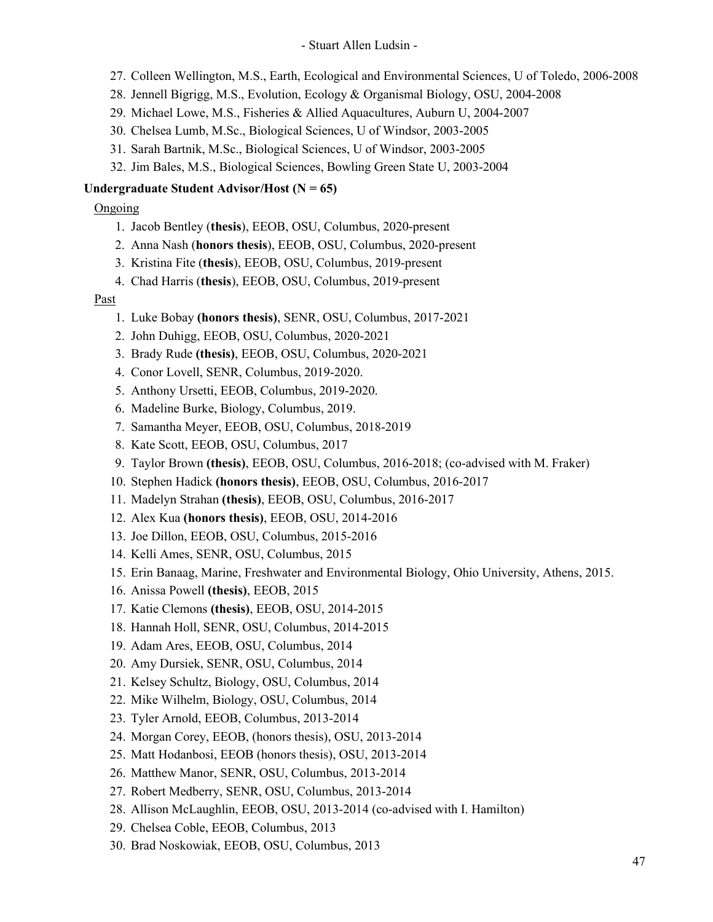27. Colleen Wellington, M.S., Earth, Ecological and Environmental Sciences, U of Toledo, 2006-2008
28. Jennell Bigrigg, M.S., Evolution, Ecology & Organismal Biology, OSU, 2004-2008
29. Michael Lowe, M.S., Fisheries & Allied Aquacultures, Auburn U, 2004-2007
30. Chelsea Lumb, M.Sc., Biological Sciences, U of Windsor, 2003-2005
31. Sarah Bartnik, M.Sc., Biological Sciences, U of Windsor, 2003-2005
32. Jim Bales, M.S., Biological Sciences, Bowling Green State U, 2003-2004

**Undergraduate Student Advisor/Host (N = 65)**

Ongoing

1. Jacob Bentley (**thesis**), EEOB, OSU, Columbus, 2020-present
2. Anna Nash (**honors thesis**), EEOB, OSU, Columbus, 2020-present
3. Kristina Fite (**thesis**), EEOB, OSU, Columbus, 2019-present
4. Chad Harris (**thesis**), EEOB, OSU, Columbus, 2019-present

Past

1. Luke Bobay **(honors thesis)**, SENR, OSU, Columbus, 2017-2021
2. John Duhigg, EEOB, OSU, Columbus, 2020-2021
3. Brady Rude **(thesis)**, EEOB, OSU, Columbus, 2020-2021
4. Conor Lovell, SENR, Columbus, 2019-2020.
5. Anthony Ursetti, EEOB, Columbus, 2019-2020.
6. Madeline Burke, Biology, Columbus, 2019.
7. Samantha Meyer, EEOB, OSU, Columbus, 2018-2019
8. Kate Scott, EEOB, OSU, Columbus, 2017
9. Taylor Brown **(thesis)**, EEOB, OSU, Columbus, 2016-2018; (co-advised with M. Fraker)
10. Stephen Hadick **(honors thesis)**, EEOB, OSU, Columbus, 2016-2017
11. Madelyn Strahan **(thesis)**, EEOB, OSU, Columbus, 2016-2017
12. Alex Kua **(honors thesis)**, EEOB, OSU, 2014-2016
13. Joe Dillon, EEOB, OSU, Columbus, 2015-2016
14. Kelli Ames, SENR, OSU, Columbus, 2015
15. Erin Banaag, Marine, Freshwater and Environmental Biology, Ohio University, Athens, 2015.
16. Anissa Powell **(thesis)**, EEOB, 2015
17. Katie Clemons **(thesis)**, EEOB, OSU, 2014-2015
18. Hannah Holl, SENR, OSU, Columbus, 2014-2015
19. Adam Ares, EEOB, OSU, Columbus, 2014
20. Amy Dursiek, SENR, OSU, Columbus, 2014
21. Kelsey Schultz, Biology, OSU, Columbus, 2014
22. Mike Wilhelm, Biology, OSU, Columbus, 2014
23. Tyler Arnold, EEOB, Columbus, 2013-2014
24. Morgan Corey, EEOB, (honors thesis), OSU, 2013-2014
25. Matt Hodanbosi, EEOB (honors thesis), OSU, 2013-2014
26. Matthew Manor, SENR, OSU, Columbus, 2013-2014
27. Robert Medberry, SENR, OSU, Columbus, 2013-2014
28. Allison McLaughlin, EEOB, OSU, 2013-2014 (co-advised with I. Hamilton)
29. Chelsea Coble, EEOB, Columbus, 2013
30. Brad Noskowiak, EEOB, OSU, Columbus, 2013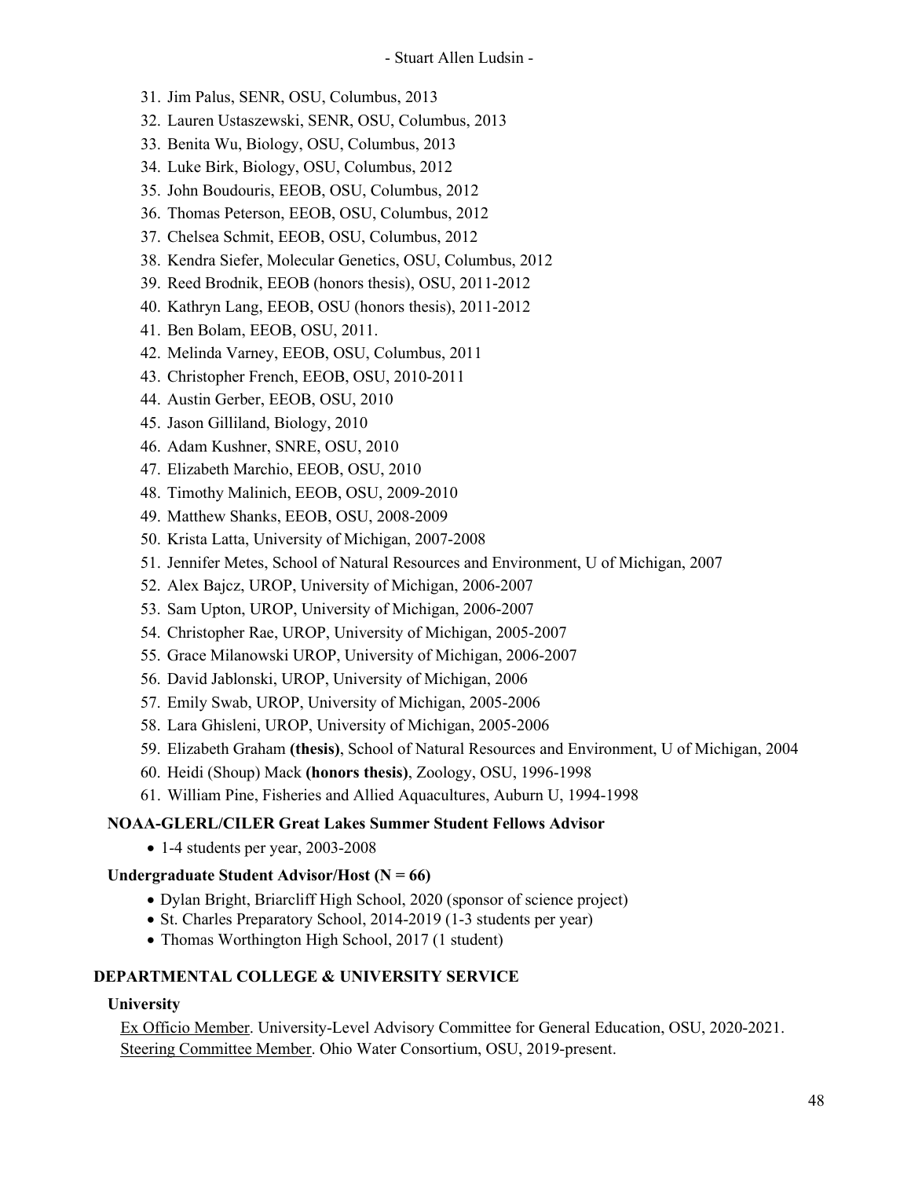31. Jim Palus, SENR, OSU, Columbus, 2013
32. Lauren Ustaszewski, SENR, OSU, Columbus, 2013
33. Benita Wu, Biology, OSU, Columbus, 2013
34. Luke Birk, Biology, OSU, Columbus, 2012
35. John Boudouris, EEOB, OSU, Columbus, 2012
36. Thomas Peterson, EEOB, OSU, Columbus, 2012
37. Chelsea Schmit, EEOB, OSU, Columbus, 2012
38. Kendra Siefer, Molecular Genetics, OSU, Columbus, 2012
39. Reed Brodnik, EEOB (honors thesis), OSU, 2011-2012
40. Kathryn Lang, EEOB, OSU (honors thesis), 2011-2012
41. Ben Bolam, EEOB, OSU, 2011.
42. Melinda Varney, EEOB, OSU, Columbus, 2011
43. Christopher French, EEOB, OSU, 2010-2011
44. Austin Gerber, EEOB, OSU, 2010
45. Jason Gilliland, Biology, 2010
46. Adam Kushner, SNRE, OSU, 2010
47. Elizabeth Marchio, EEOB, OSU, 2010
48. Timothy Malinich, EEOB, OSU, 2009-2010
49. Matthew Shanks, EEOB, OSU, 2008-2009
50. Krista Latta, University of Michigan, 2007-2008
51. Jennifer Metes, School of Natural Resources and Environment, U of Michigan, 2007
52. Alex Bajcz, UROP, University of Michigan, 2006-2007
53. Sam Upton, UROP, University of Michigan, 2006-2007
54. Christopher Rae, UROP, University of Michigan, 2005-2007
55. Grace Milanowski UROP, University of Michigan, 2006-2007
56. David Jablonski, UROP, University of Michigan, 2006
57. Emily Swab, UROP, University of Michigan, 2005-2006
58. Lara Ghisleni, UROP, University of Michigan, 2005-2006
59. Elizabeth Graham **(thesis)**, School of Natural Resources and Environment, U of Michigan, 2004
60. Heidi (Shoup) Mack **(honors thesis)**, Zoology, OSU, 1996-1998
61. William Pine, Fisheries and Allied Aquacultures, Auburn U, 1994-1998

**NOAA-GLERL/CILER Great Lakes Summer Student Fellows Advisor**

- 1-4 students per year, 2003-2008

**Undergraduate Student Advisor/Host (N = 66)**

- Dylan Bright, Briarcliff High School, 2020 (sponsor of science project)
- St. Charles Preparatory School, 2014-2019 (1-3 students per year)
- Thomas Worthington High School, 2017 (1 student)

## DEPARTMENTAL COLLEGE & UNIVERSITY SERVICE

### University

Ex Officio Member. University-Level Advisory Committee for General Education, OSU, 2020-2021.
Steering Committee Member. Ohio Water Consortium, OSU, 2019-present.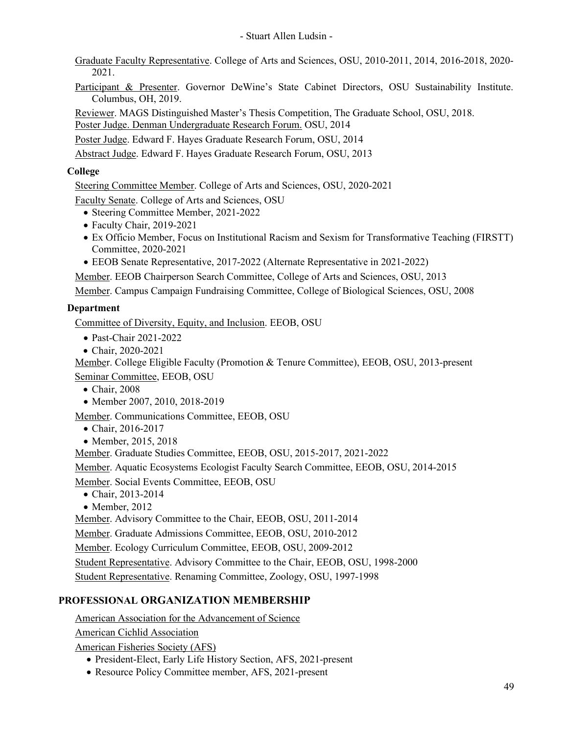Graduate Faculty Representative. College of Arts and Sciences, OSU, 2010-2011, 2014, 2016-2018, 2020-2021.

Participant & Presenter. Governor DeWine's State Cabinet Directors, OSU Sustainability Institute. Columbus, OH, 2019.

Reviewer. MAGS Distinguished Master's Thesis Competition, The Graduate School, OSU, 2018.

Poster Judge. Denman Undergraduate Research Forum. OSU, 2014

Poster Judge. Edward F. Hayes Graduate Research Forum, OSU, 2014

Abstract Judge. Edward F. Hayes Graduate Research Forum, OSU, 2013

**College**

Steering Committee Member. College of Arts and Sciences, OSU, 2020-2021

Faculty Senate. College of Arts and Sciences, OSU

- Steering Committee Member, 2021-2022
- Faculty Chair, 2019-2021
- Ex Officio Member, Focus on Institutional Racism and Sexism for Transformative Teaching (FIRSTT) Committee, 2020-2021
- EEOB Senate Representative, 2017-2022 (Alternate Representative in 2021-2022)

Member. EEOB Chairperson Search Committee, College of Arts and Sciences, OSU, 2013

Member. Campus Campaign Fundraising Committee, College of Biological Sciences, OSU, 2008

**Department**

Committee of Diversity, Equity, and Inclusion. EEOB, OSU

- Past-Chair 2021-2022
- Chair, 2020-2021

Member. College Eligible Faculty (Promotion & Tenure Committee), EEOB, OSU, 2013-present

Seminar Committee, EEOB, OSU

- Chair, 2008
- Member 2007, 2010, 2018-2019

Member. Communications Committee, EEOB, OSU

- Chair, 2016-2017
- Member, 2015, 2018

Member. Graduate Studies Committee, EEOB, OSU, 2015-2017, 2021-2022

Member. Aquatic Ecosystems Ecologist Faculty Search Committee, EEOB, OSU, 2014-2015

Member. Social Events Committee, EEOB, OSU

- Chair, 2013-2014
- Member, 2012

Member. Advisory Committee to the Chair, EEOB, OSU, 2011-2014

Member. Graduate Admissions Committee, EEOB, OSU, 2010-2012

Member. Ecology Curriculum Committee, EEOB, OSU, 2009-2012

Student Representative. Advisory Committee to the Chair, EEOB, OSU, 1998-2000

Student Representative. Renaming Committee, Zoology, OSU, 1997-1998

## PROFESSIONAL ORGANIZATION MEMBERSHIP

American Association for the Advancement of Science

American Cichlid Association

American Fisheries Society (AFS)

- President-Elect, Early Life History Section, AFS, 2021-present
- Resource Policy Committee member, AFS, 2021-present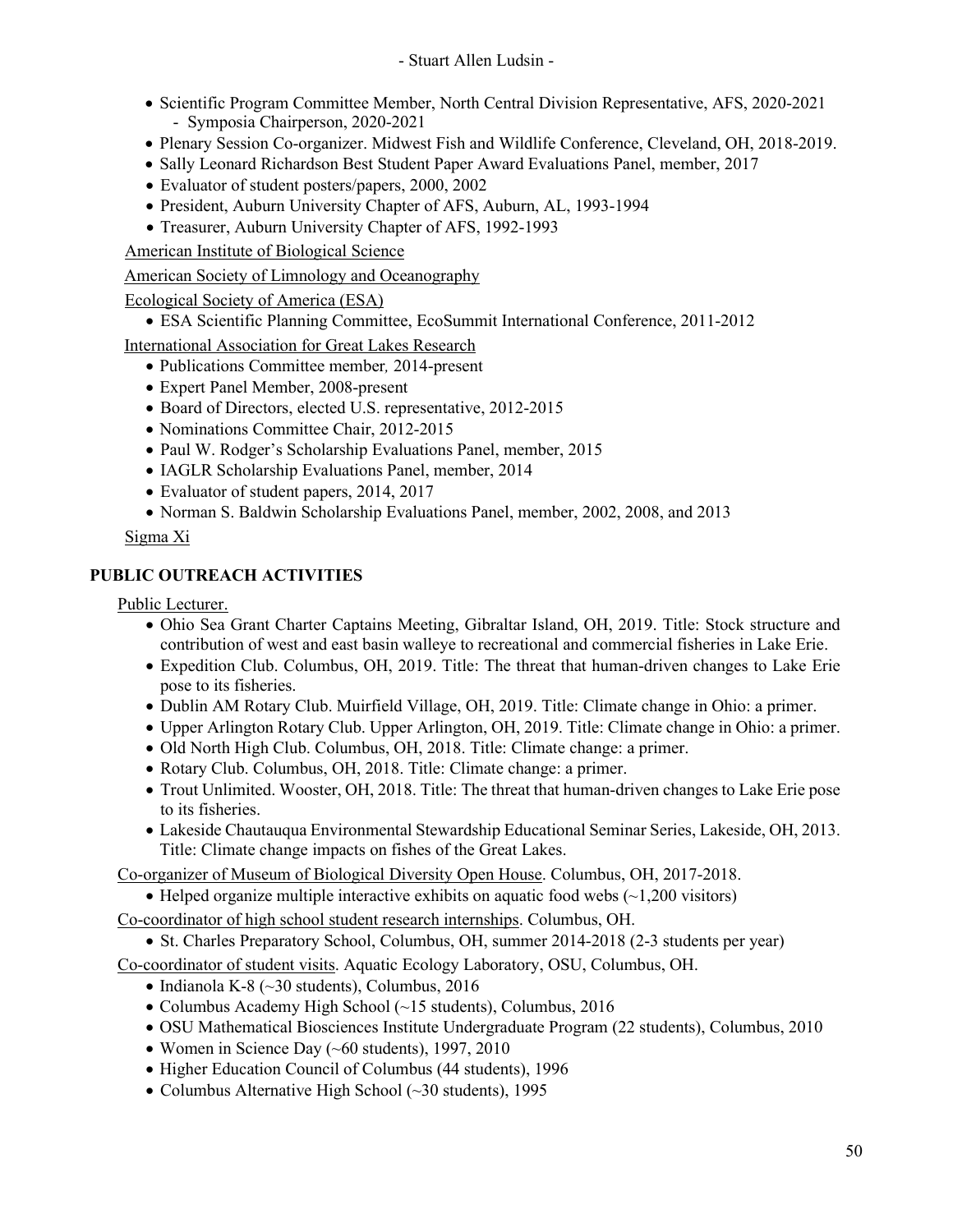- Scientific Program Committee Member, North Central Division Representative, AFS, 2020-2021
    - Symposia Chairperson, 2020-2021
- Plenary Session Co-organizer. Midwest Fish and Wildlife Conference, Cleveland, OH, 2018-2019.
- Sally Leonard Richardson Best Student Paper Award Evaluations Panel, member, 2017
- Evaluator of student posters/papers, 2000, 2002
- President, Auburn University Chapter of AFS, Auburn, AL, 1993-1994
- Treasurer, Auburn University Chapter of AFS, 1992-1993

American Institute of Biological Science

American Society of Limnology and Oceanography

Ecological Society of America (ESA)

- ESA Scientific Planning Committee, EcoSummit International Conference, 2011-2012

International Association for Great Lakes Research

- Publications Committee member, 2014-present
- Expert Panel Member, 2008-present
- Board of Directors, elected U.S. representative, 2012-2015
- Nominations Committee Chair, 2012-2015
- Paul W. Rodger's Scholarship Evaluations Panel, member, 2015
- IAGLR Scholarship Evaluations Panel, member, 2014
- Evaluator of student papers, 2014, 2017
- Norman S. Baldwin Scholarship Evaluations Panel, member, 2002, 2008, and 2013

Sigma Xi

## PUBLIC OUTREACH ACTIVITIES

Public Lecturer.

- Ohio Sea Grant Charter Captains Meeting, Gibraltar Island, OH, 2019. Title: Stock structure and contribution of west and east basin walleye to recreational and commercial fisheries in Lake Erie.
- Expedition Club. Columbus, OH, 2019. Title: The threat that human-driven changes to Lake Erie pose to its fisheries.
- Dublin AM Rotary Club. Muirfield Village, OH, 2019. Title: Climate change in Ohio: a primer.
- Upper Arlington Rotary Club. Upper Arlington, OH, 2019. Title: Climate change in Ohio: a primer.
- Old North High Club. Columbus, OH, 2018. Title: Climate change: a primer.
- Rotary Club. Columbus, OH, 2018. Title: Climate change: a primer.
- Trout Unlimited. Wooster, OH, 2018. Title: The threat that human-driven changes to Lake Erie pose to its fisheries.
- Lakeside Chautauqua Environmental Stewardship Educational Seminar Series, Lakeside, OH, 2013. Title: Climate change impacts on fishes of the Great Lakes.

Co-organizer of Museum of Biological Diversity Open House. Columbus, OH, 2017-2018.

- Helped organize multiple interactive exhibits on aquatic food webs (~1,200 visitors)

Co-coordinator of high school student research internships. Columbus, OH.

- St. Charles Preparatory School, Columbus, OH, summer 2014-2018 (2-3 students per year)

Co-coordinator of student visits. Aquatic Ecology Laboratory, OSU, Columbus, OH.

- Indianola K-8 (~30 students), Columbus, 2016
- Columbus Academy High School (~15 students), Columbus, 2016
- OSU Mathematical Biosciences Institute Undergraduate Program (22 students), Columbus, 2010
- Women in Science Day (~60 students), 1997, 2010
- Higher Education Council of Columbus (44 students), 1996
- Columbus Alternative High School (~30 students), 1995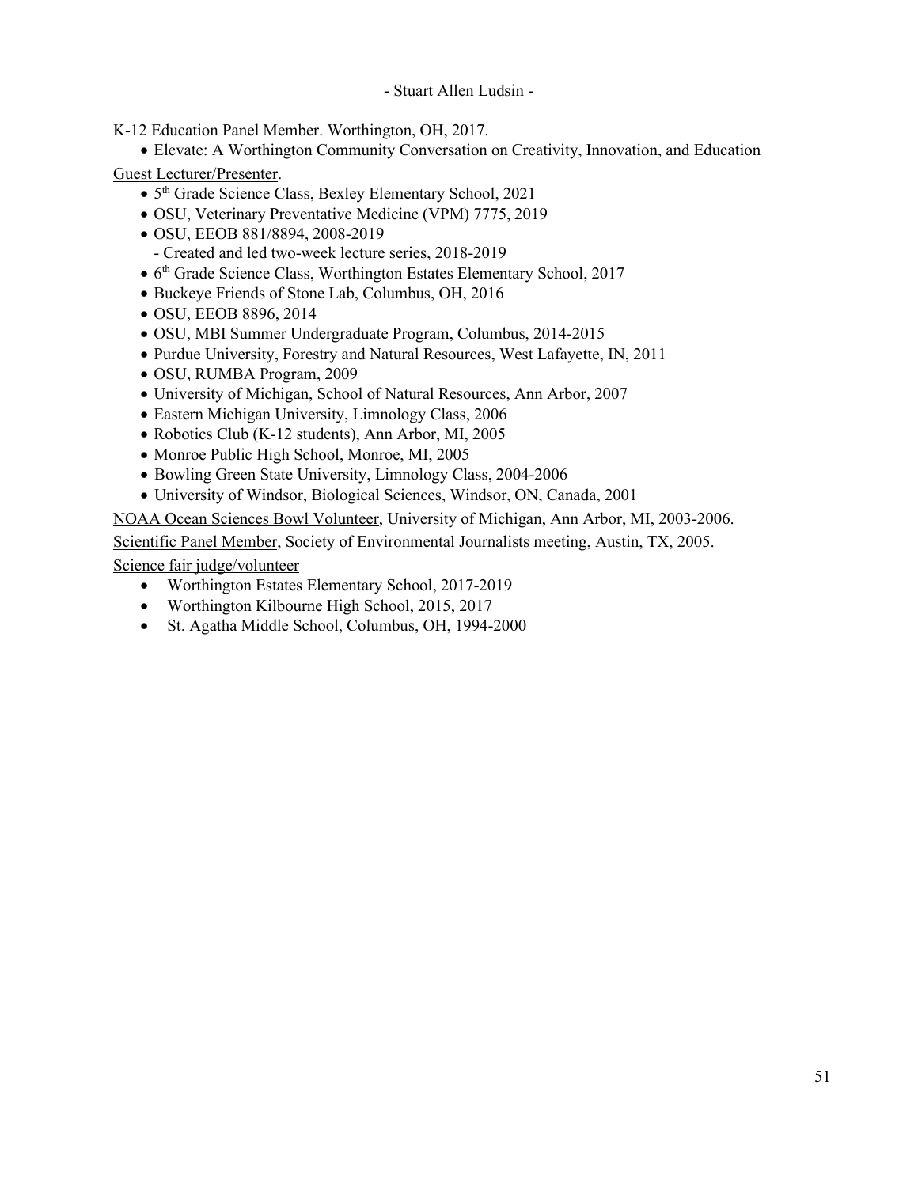K-12 Education Panel Member. Worthington, OH, 2017.

- Elevate: A Worthington Community Conversation on Creativity, Innovation, and Education

Guest Lecturer/Presenter.

- 5th Grade Science Class, Bexley Elementary School, 2021
- OSU, Veterinary Preventative Medicine (VPM) 7775, 2019
- OSU, EEOB 881/8894, 2008-2019
  - Created and led two-week lecture series, 2018-2019
- 6th Grade Science Class, Worthington Estates Elementary School, 2017
- Buckeye Friends of Stone Lab, Columbus, OH, 2016
- OSU, EEOB 8896, 2014
- OSU, MBI Summer Undergraduate Program, Columbus, 2014-2015
- Purdue University, Forestry and Natural Resources, West Lafayette, IN, 2011
- OSU, RUMBA Program, 2009
- University of Michigan, School of Natural Resources, Ann Arbor, 2007
- Eastern Michigan University, Limnology Class, 2006
- Robotics Club (K-12 students), Ann Arbor, MI, 2005
- Monroe Public High School, Monroe, MI, 2005
- Bowling Green State University, Limnology Class, 2004-2006
- University of Windsor, Biological Sciences, Windsor, ON, Canada, 2001

NOAA Ocean Sciences Bowl Volunteer, University of Michigan, Ann Arbor, MI, 2003-2006.

Scientific Panel Member, Society of Environmental Journalists meeting, Austin, TX, 2005.

Science fair judge/volunteer

- Worthington Estates Elementary School, 2017-2019
- Worthington Kilbourne High School, 2015, 2017
- St. Agatha Middle School, Columbus, OH, 1994-2000